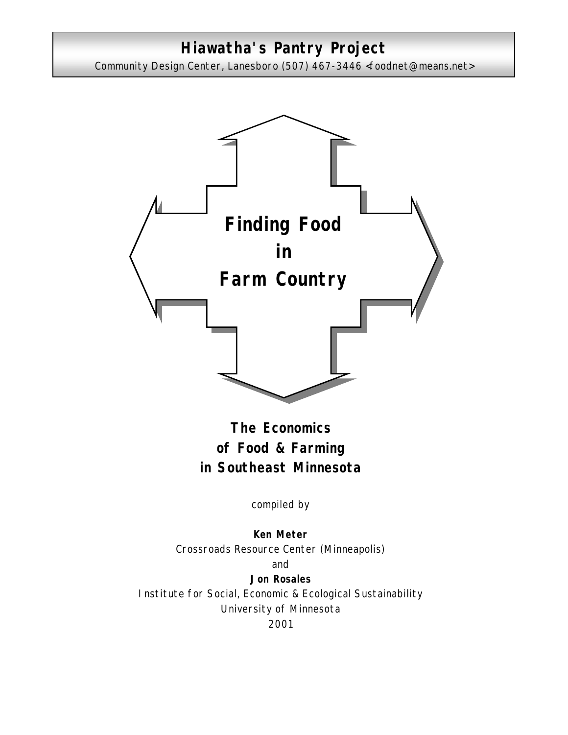# Hiawatha's Pantry Project

Community Design Center, Lanesboro (507) 467-3446 <foodnet@means.net>

# Finding Food in Farm Country

## The Economics of Food & Farming in Southeast Minnesota

compiled by

**Ken Meter**
Crossroads Resource Center (Minneapolis)

and

**Jon Rosales**
Institute for Social, Economic & Ecological Sustainability
University of Minnesota
2001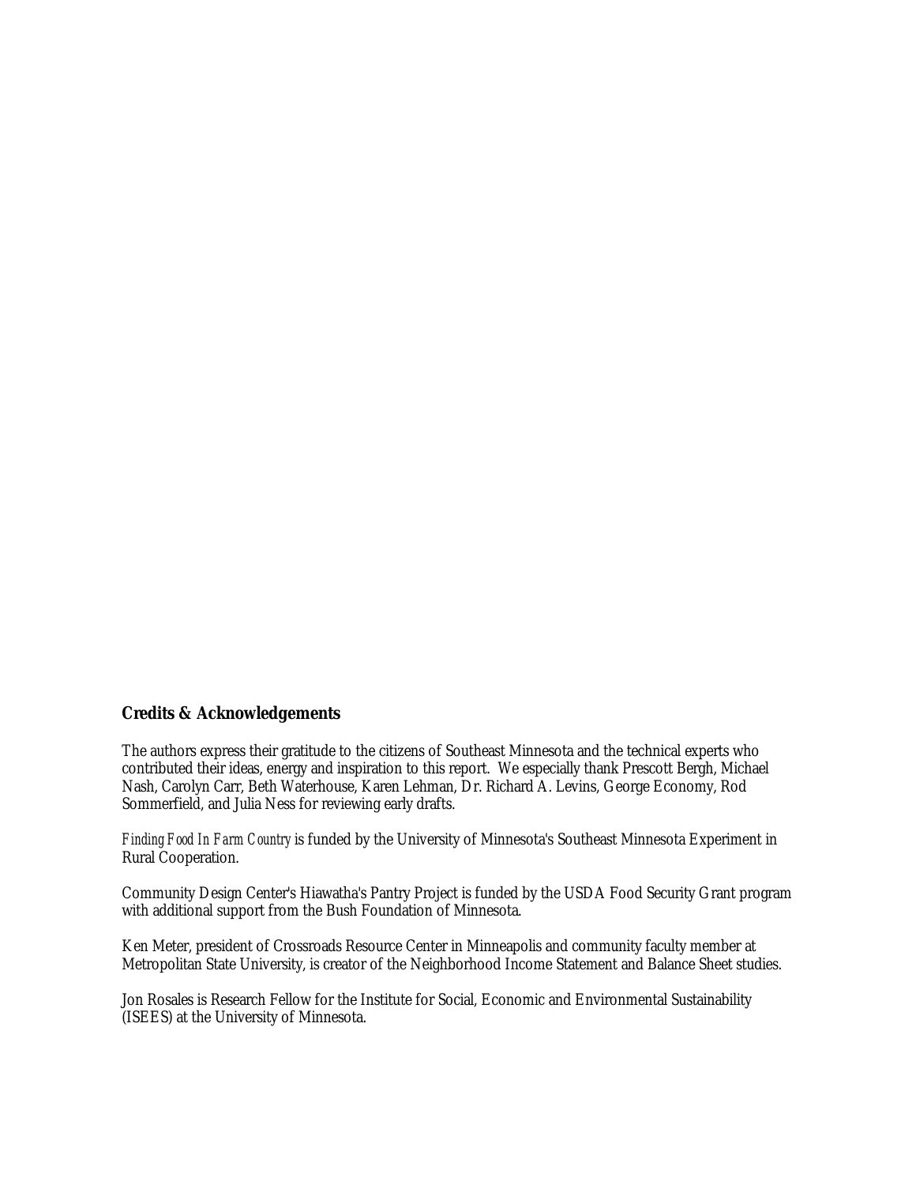## Credits & Acknowledgements

The authors express their gratitude to the citizens of Southeast Minnesota and the technical experts who contributed their ideas, energy and inspiration to this report. We especially thank Prescott Bergh, Michael Nash, Carolyn Carr, Beth Waterhouse, Karen Lehman, Dr. Richard A. Levins, George Economy, Rod Sommerfield, and Julia Ness for reviewing early drafts.

*Finding Food In Farm Country* is funded by the University of Minnesota's Southeast Minnesota Experiment in Rural Cooperation.

Community Design Center's Hiawatha's Pantry Project is funded by the USDA Food Security Grant program with additional support from the Bush Foundation of Minnesota.

Ken Meter, president of Crossroads Resource Center in Minneapolis and community faculty member at Metropolitan State University, is creator of the Neighborhood Income Statement and Balance Sheet studies.

Jon Rosales is Research Fellow for the Institute for Social, Economic and Environmental Sustainability (ISEES) at the University of Minnesota.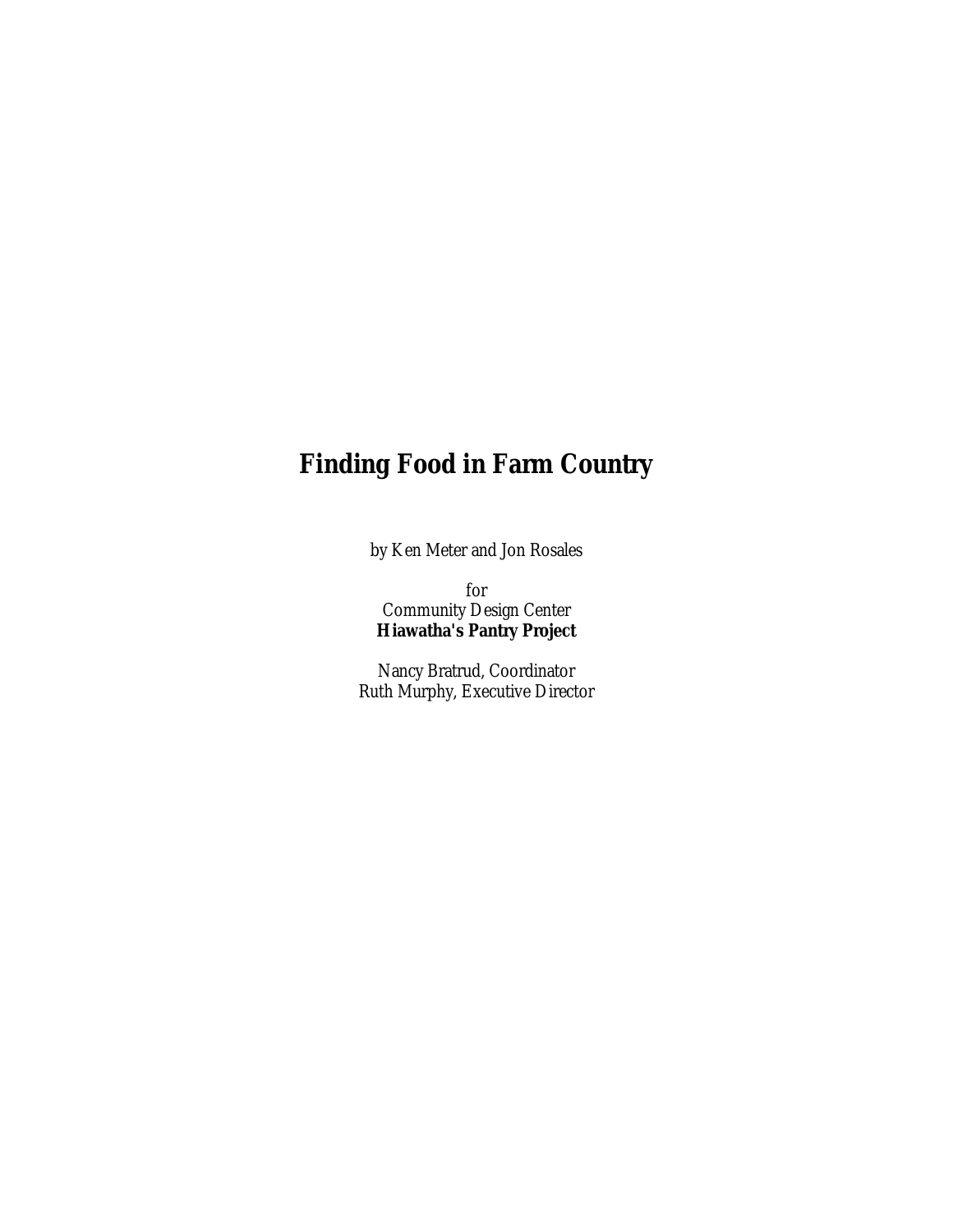# Finding Food in Farm Country

by Ken Meter and Jon Rosales

for
Community Design Center
**Hiawatha's Pantry Project**

Nancy Bratrud, Coordinator
Ruth Murphy, Executive Director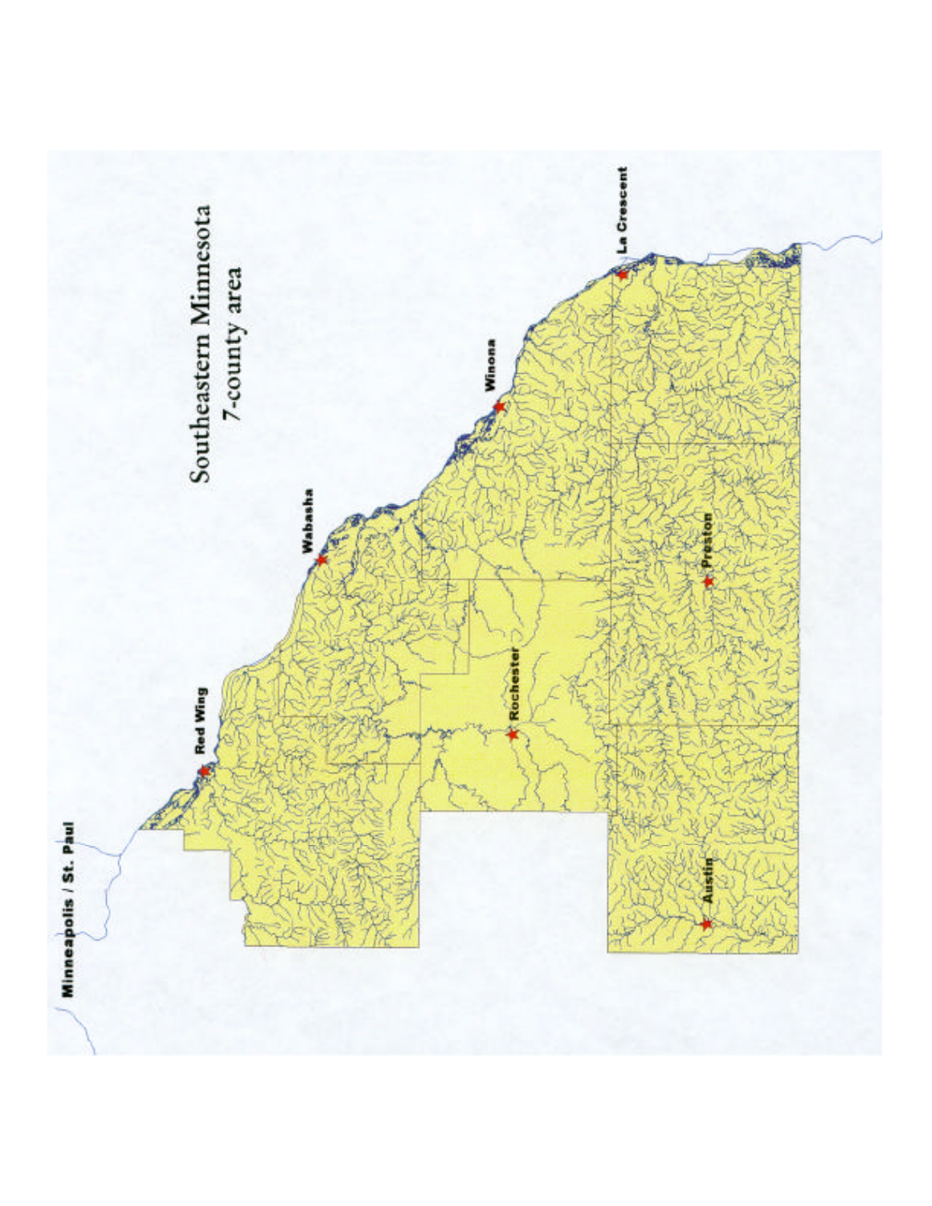# Southeastern Minnesota
## 7-county area

Minneapolis / St. Paul

Red Wing

Wabasha

Winona

La Crescent

Rochester

Preston

Austin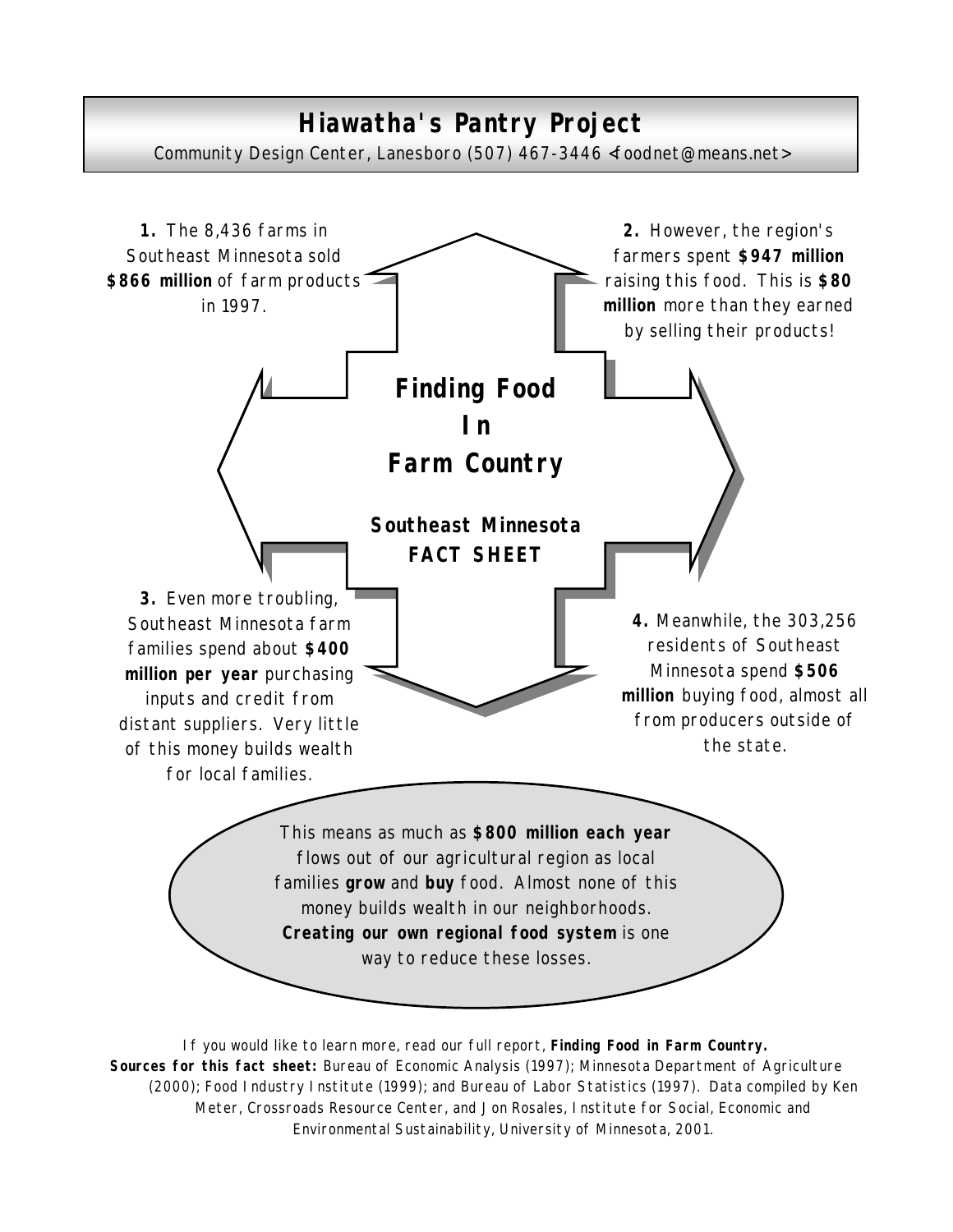# Hiawatha's Pantry Project

Community Design Center, Lanesboro (507) 467-3446 <foodnet@means.net>

## Finding Food In Farm Country

### Southeast Minnesota FACT SHEET

**1.** The 8,436 farms in Southeast Minnesota sold **$866 million** of farm products in 1997.

**2.** However, the region's farmers spent **$947 million** raising this food. This is **$80 million** more than they earned by selling their products!

**3.** Even more troubling, Southeast Minnesota farm families spend about **$400 million per year** purchasing inputs and credit from distant suppliers. Very little of this money builds wealth for local families.

**4.** Meanwhile, the 303,256 residents of Southeast Minnesota spend **$506 million** buying food, almost all from producers outside of the state.

This means as much as **$800 million each year** flows out of our agricultural region as local families **grow** and **buy** food. Almost none of this money builds wealth in our neighborhoods. **Creating our own regional food system** is one way to reduce these losses.

If you would like to learn more, read our full report, **Finding Food in Farm Country.**

**Sources for this fact sheet:** Bureau of Economic Analysis (1997); Minnesota Department of Agriculture (2000); Food Industry Institute (1999); and Bureau of Labor Statistics (1997). Data compiled by Ken Meter, Crossroads Resource Center, and Jon Rosales, Institute for Social, Economic and Environmental Sustainability, University of Minnesota, 2001.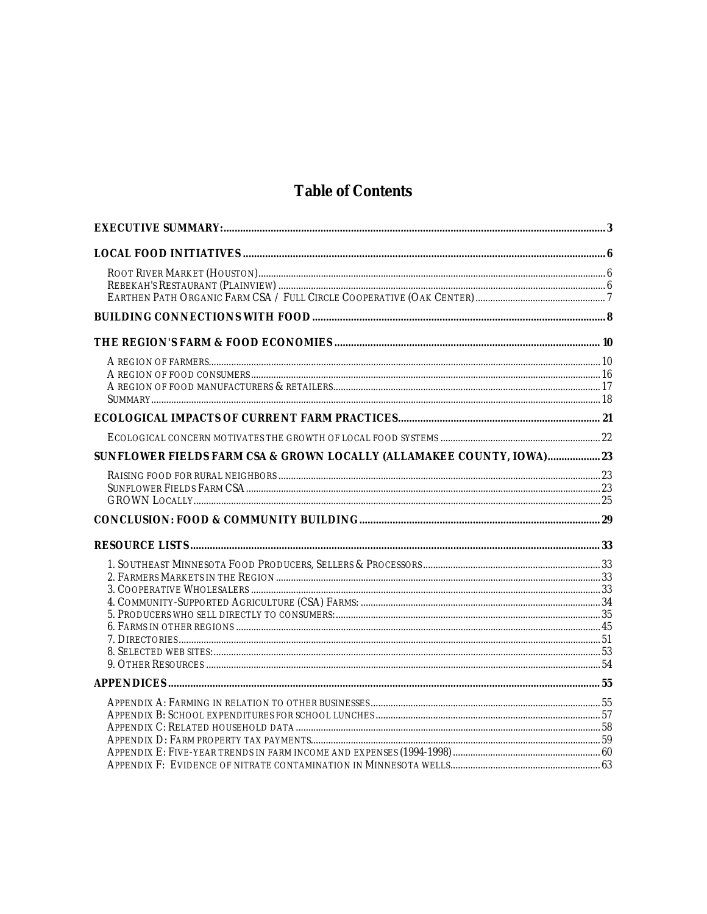# Table of Contents

**EXECUTIVE SUMMARY:** ........ 3

**LOCAL FOOD INITIATIVES** ........ 6

- ROOT RIVER MARKET (HOUSTON) ........ 6
- REBEKAH'S RESTAURANT (PLAINVIEW) ........ 6
- EARTHEN PATH ORGANIC FARM CSA / FULL CIRCLE COOPERATIVE (OAK CENTER) ........ 7

**BUILDING CONNECTIONS WITH FOOD** ........ 8

**THE REGION'S FARM & FOOD ECONOMIES** ........ 10

- A REGION OF FARMERS ........ 10
- A REGION OF FOOD CONSUMERS ........ 16
- A REGION OF FOOD MANUFACTURERS & RETAILERS ........ 17
- SUMMARY ........ 18

**ECOLOGICAL IMPACTS OF CURRENT FARM PRACTICES** ........ 21

- ECOLOGICAL CONCERN MOTIVATES THE GROWTH OF LOCAL FOOD SYSTEMS ........ 22

**SUNFLOWER FIELDS FARM CSA & GROWN LOCALLY (ALLAMAKEE COUNTY, IOWA)** ........ 23

- RAISING FOOD FOR RURAL NEIGHBORS ........ 23
- SUNFLOWER FIELDS FARM CSA ........ 23
- GROWN LOCALLY ........ 25

**CONCLUSION: FOOD & COMMUNITY BUILDING** ........ 29

**RESOURCE LISTS** ........ 33

- 1. SOUTHEAST MINNESOTA FOOD PRODUCERS, SELLERS & PROCESSORS ........ 33
- 2. FARMERS MARKETS IN THE REGION ........ 33
- 3. COOPERATIVE WHOLESALERS ........ 33
- 4. COMMUNITY-SUPPORTED AGRICULTURE (CSA) FARMS: ........ 34
- 5. PRODUCERS WHO SELL DIRECTLY TO CONSUMERS: ........ 35
- 6. FARMS IN OTHER REGIONS ........ 45
- 7. DIRECTORIES ........ 51
- 8. SELECTED WEB SITES: ........ 53
- 9. OTHER RESOURCES ........ 54

**APPENDICES** ........ 55

- APPENDIX A: FARMING IN RELATION TO OTHER BUSINESSES ........ 55
- APPENDIX B: SCHOOL EXPENDITURES FOR SCHOOL LUNCHES ........ 57
- APPENDIX C: RELATED HOUSEHOLD DATA ........ 58
- APPENDIX D: FARM PROPERTY TAX PAYMENTS ........ 59
- APPENDIX E: FIVE-YEAR TRENDS IN FARM INCOME AND EXPENSES (1994-1998) ........ 60
- APPENDIX F: EVIDENCE OF NITRATE CONTAMINATION IN MINNESOTA WELLS ........ 63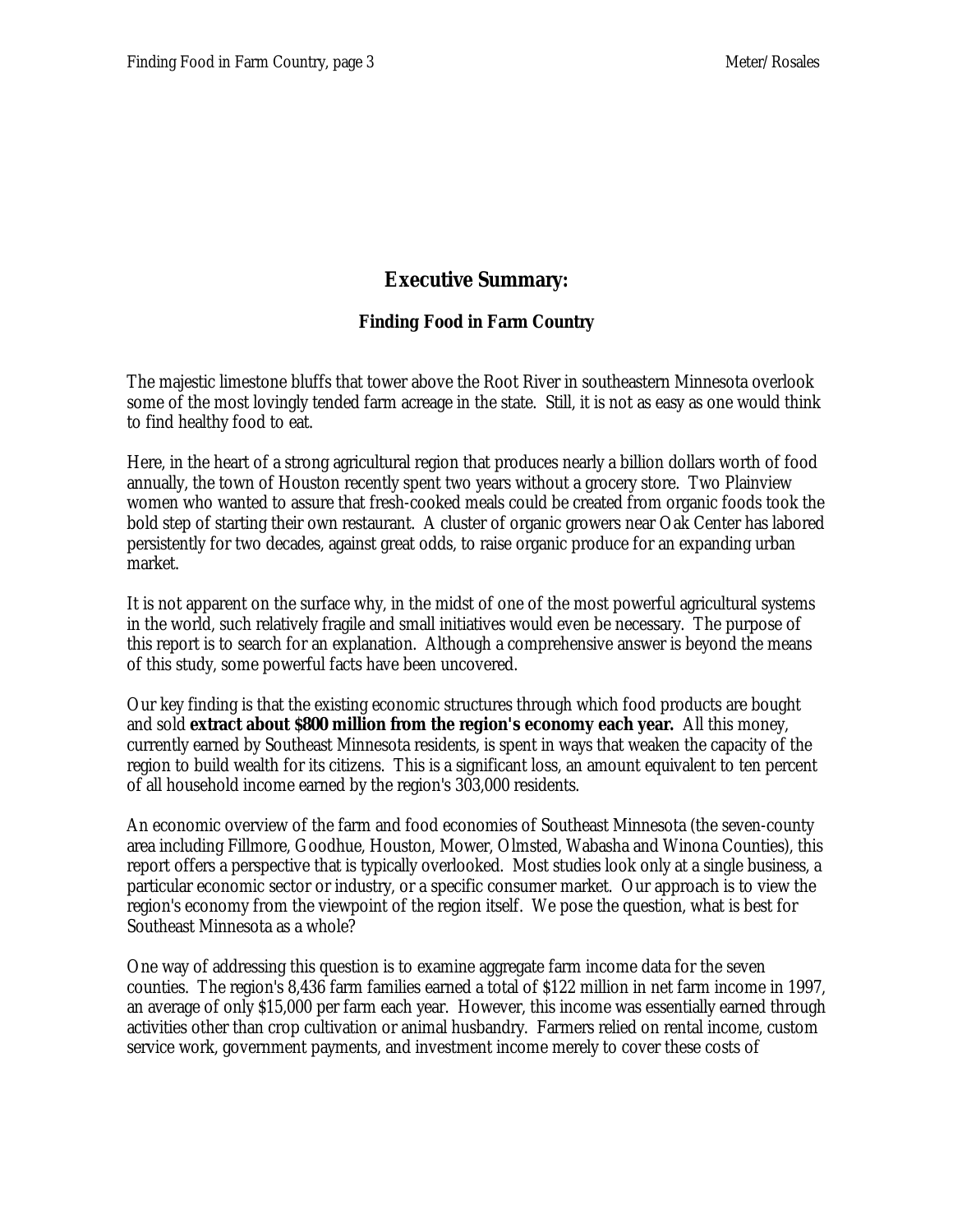## Executive Summary:

### Finding Food in Farm Country

The majestic limestone bluffs that tower above the Root River in southeastern Minnesota overlook some of the most lovingly tended farm acreage in the state. Still, it is not as easy as one would think to find healthy food to eat.

Here, in the heart of a strong agricultural region that produces nearly a billion dollars worth of food annually, the town of Houston recently spent two years without a grocery store. Two Plainview women who wanted to assure that fresh-cooked meals could be created from organic foods took the bold step of starting their own restaurant. A cluster of organic growers near Oak Center has labored persistently for two decades, against great odds, to raise organic produce for an expanding urban market.

It is not apparent on the surface why, in the midst of one of the most powerful agricultural systems in the world, such relatively fragile and small initiatives would even be necessary. The purpose of this report is to search for an explanation. Although a comprehensive answer is beyond the means of this study, some powerful facts have been uncovered.

Our key finding is that the existing economic structures through which food products are bought and sold **extract about $800 million from the region's economy each year.** All this money, currently earned by Southeast Minnesota residents, is spent in ways that weaken the capacity of the region to build wealth for its citizens. This is a significant loss, an amount equivalent to ten percent of all household income earned by the region's 303,000 residents.

An economic overview of the farm and food economies of Southeast Minnesota (the seven-county area including Fillmore, Goodhue, Houston, Mower, Olmsted, Wabasha and Winona Counties), this report offers a perspective that is typically overlooked. Most studies look only at a single business, a particular economic sector or industry, or a specific consumer market. Our approach is to view the region's economy from the viewpoint of the region itself. We pose the question, what is best for Southeast Minnesota as a whole?

One way of addressing this question is to examine aggregate farm income data for the seven counties. The region's 8,436 farm families earned a total of $122 million in net farm income in 1997, an average of only $15,000 per farm each year. However, this income was essentially earned through activities other than crop cultivation or animal husbandry. Farmers relied on rental income, custom service work, government payments, and investment income merely to cover these costs of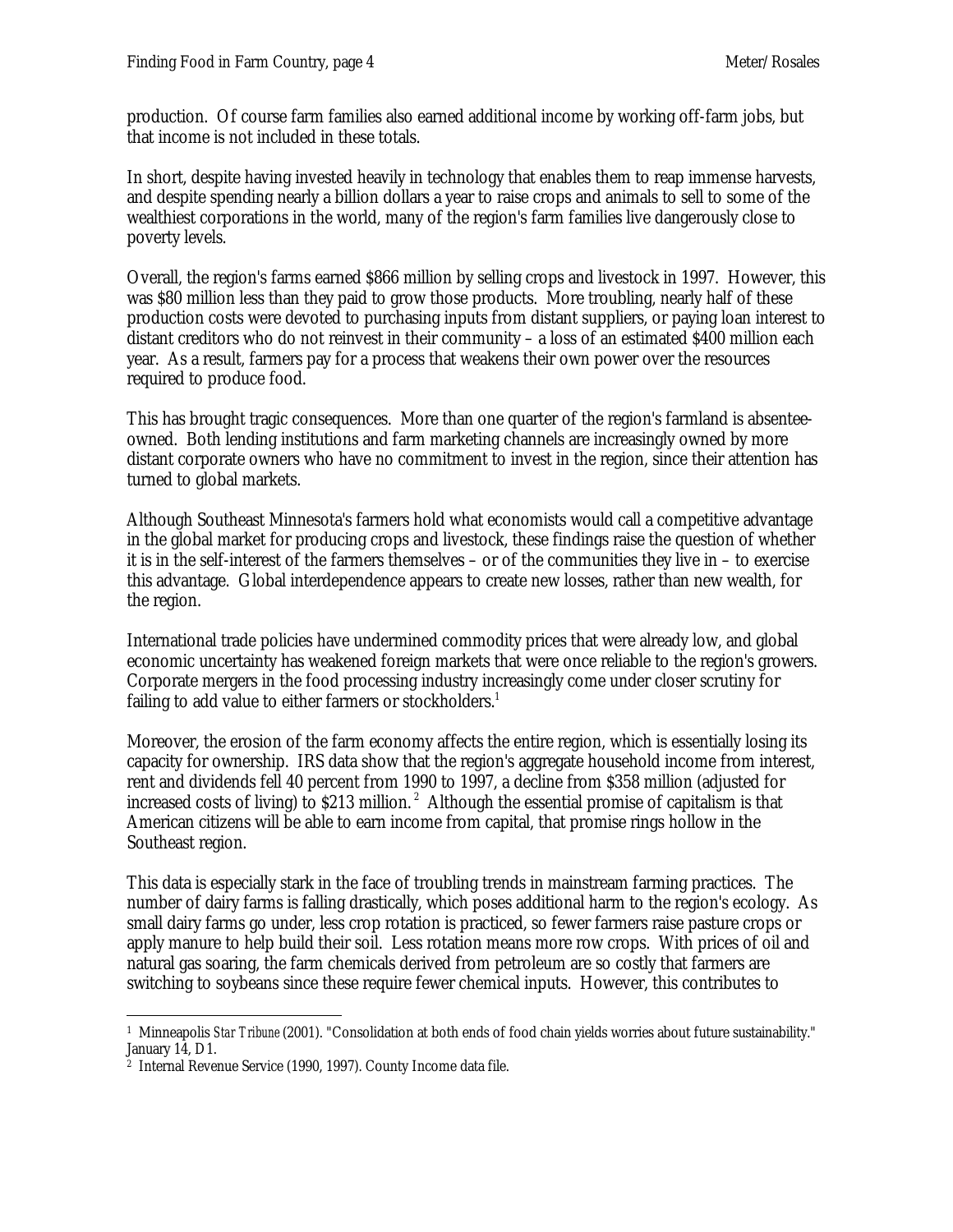production. Of course farm families also earned additional income by working off-farm jobs, but that income is not included in these totals.

In short, despite having invested heavily in technology that enables them to reap immense harvests, and despite spending nearly a billion dollars a year to raise crops and animals to sell to some of the wealthiest corporations in the world, many of the region's farm families live dangerously close to poverty levels.

Overall, the region's farms earned $866 million by selling crops and livestock in 1997. However, this was $80 million less than they paid to grow those products. More troubling, nearly half of these production costs were devoted to purchasing inputs from distant suppliers, or paying loan interest to distant creditors who do not reinvest in their community – a loss of an estimated $400 million each year. As a result, farmers pay for a process that weakens their own power over the resources required to produce food.

This has brought tragic consequences. More than one quarter of the region's farmland is absentee-owned. Both lending institutions and farm marketing channels are increasingly owned by more distant corporate owners who have no commitment to invest in the region, since their attention has turned to global markets.

Although Southeast Minnesota's farmers hold what economists would call a competitive advantage in the global market for producing crops and livestock, these findings raise the question of whether it is in the self-interest of the farmers themselves – or of the communities they live in – to exercise this advantage. Global interdependence appears to create new losses, rather than new wealth, for the region.

International trade policies have undermined commodity prices that were already low, and global economic uncertainty has weakened foreign markets that were once reliable to the region's growers. Corporate mergers in the food processing industry increasingly come under closer scrutiny for failing to add value to either farmers or stockholders.[1]

Moreover, the erosion of the farm economy affects the entire region, which is essentially losing its capacity for ownership. IRS data show that the region's aggregate household income from interest, rent and dividends fell 40 percent from 1990 to 1997, a decline from $358 million (adjusted for increased costs of living) to $213 million.[2] Although the essential promise of capitalism is that American citizens will be able to earn income from capital, that promise rings hollow in the Southeast region.

This data is especially stark in the face of troubling trends in mainstream farming practices. The number of dairy farms is falling drastically, which poses additional harm to the region's ecology. As small dairy farms go under, less crop rotation is practiced, so fewer farmers raise pasture crops or apply manure to help build their soil. Less rotation means more row crops. With prices of oil and natural gas soaring, the farm chemicals derived from petroleum are so costly that farmers are switching to soybeans since these require fewer chemical inputs. However, this contributes to

---

[1] Minneapolis *Star Tribune* (2001). "Consolidation at both ends of food chain yields worries about future sustainability." January 14, D1.

[2] Internal Revenue Service (1990, 1997). County Income data file.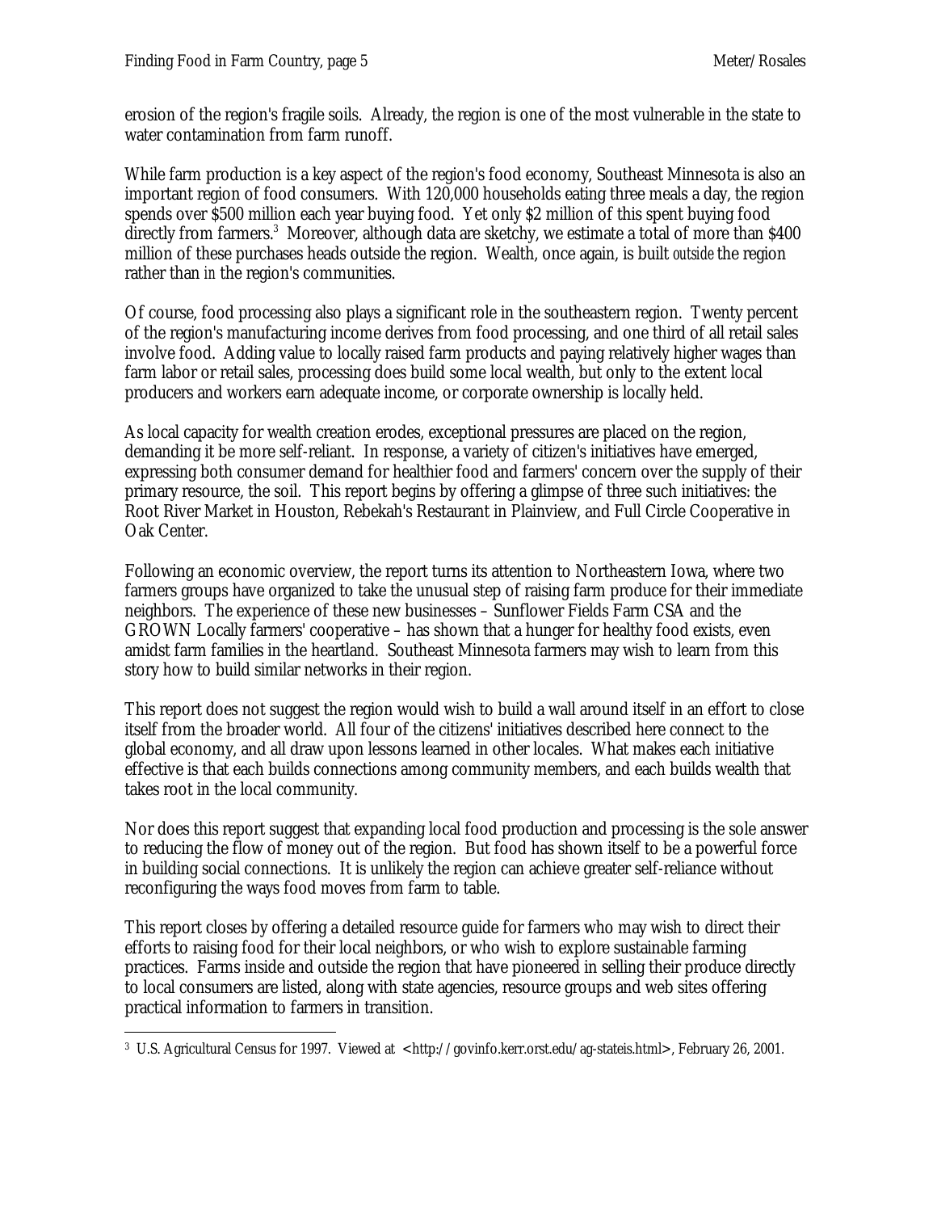erosion of the region's fragile soils. Already, the region is one of the most vulnerable in the state to water contamination from farm runoff.

While farm production is a key aspect of the region's food economy, Southeast Minnesota is also an important region of food consumers. With 120,000 households eating three meals a day, the region spends over $500 million each year buying food. Yet only $2 million of this spent buying food directly from farmers.[3] Moreover, although data are sketchy, we estimate a total of more than $400 million of these purchases heads outside the region. Wealth, once again, is built *outside* the region rather than *in* the region's communities.

Of course, food processing also plays a significant role in the southeastern region. Twenty percent of the region's manufacturing income derives from food processing, and one third of all retail sales involve food. Adding value to locally raised farm products and paying relatively higher wages than farm labor or retail sales, processing does build some local wealth, but only to the extent local producers and workers earn adequate income, or corporate ownership is locally held.

As local capacity for wealth creation erodes, exceptional pressures are placed on the region, demanding it be more self-reliant. In response, a variety of citizen's initiatives have emerged, expressing both consumer demand for healthier food and farmers' concern over the supply of their primary resource, the soil. This report begins by offering a glimpse of three such initiatives: the Root River Market in Houston, Rebekah's Restaurant in Plainview, and Full Circle Cooperative in Oak Center.

Following an economic overview, the report turns its attention to Northeastern Iowa, where two farmers groups have organized to take the unusual step of raising farm produce for their immediate neighbors. The experience of these new businesses – Sunflower Fields Farm CSA and the GROWN Locally farmers' cooperative – has shown that a hunger for healthy food exists, even amidst farm families in the heartland. Southeast Minnesota farmers may wish to learn from this story how to build similar networks in their region.

This report does not suggest the region would wish to build a wall around itself in an effort to close itself from the broader world. All four of the citizens' initiatives described here connect to the global economy, and all draw upon lessons learned in other locales. What makes each initiative effective is that each builds connections among community members, and each builds wealth that takes root in the local community.

Nor does this report suggest that expanding local food production and processing is the sole answer to reducing the flow of money out of the region. But food has shown itself to be a powerful force in building social connections. It is unlikely the region can achieve greater self-reliance without reconfiguring the ways food moves from farm to table.

This report closes by offering a detailed resource guide for farmers who may wish to direct their efforts to raising food for their local neighbors, or who wish to explore sustainable farming practices. Farms inside and outside the region that have pioneered in selling their produce directly to local consumers are listed, along with state agencies, resource groups and web sites offering practical information to farmers in transition.

---

[3] U.S. Agricultural Census for 1997. Viewed at <http://govinfo.kerr.orst.edu/ag-stateis.html>, February 26, 2001.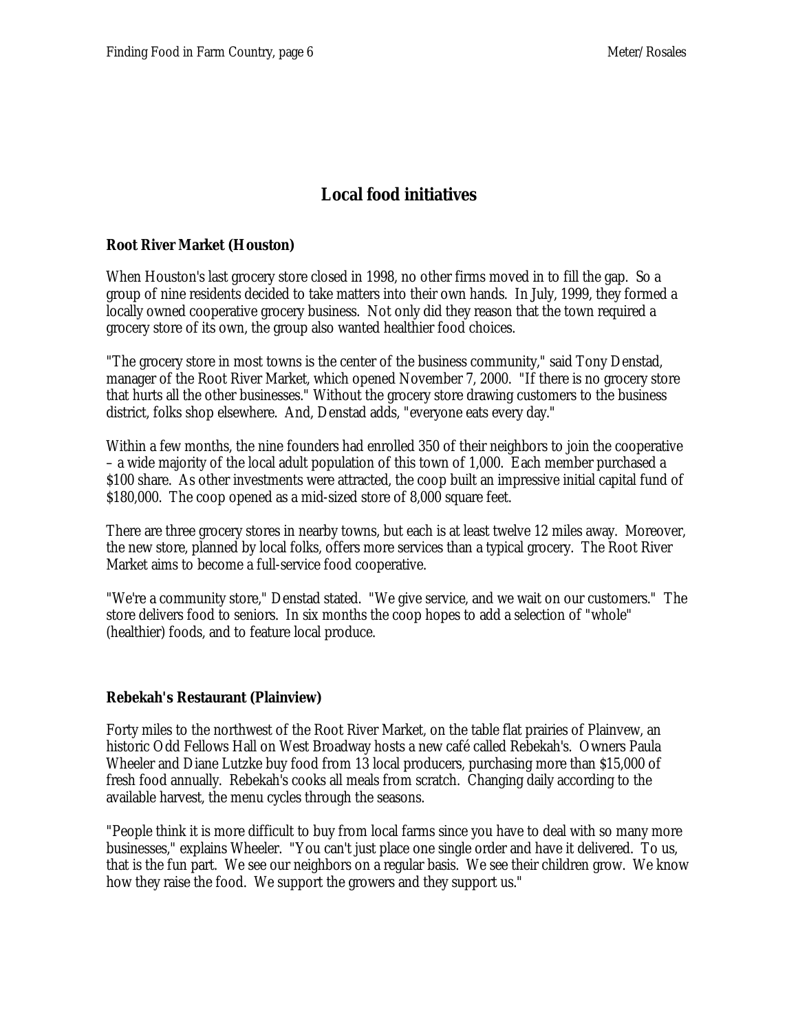## Local food initiatives

### Root River Market (Houston)

When Houston's last grocery store closed in 1998, no other firms moved in to fill the gap. So a group of nine residents decided to take matters into their own hands. In July, 1999, they formed a locally owned cooperative grocery business. Not only did they reason that the town required a grocery store of its own, the group also wanted healthier food choices.

"The grocery store in most towns is the center of the business community," said Tony Denstad, manager of the Root River Market, which opened November 7, 2000. "If there is no grocery store that hurts all the other businesses." Without the grocery store drawing customers to the business district, folks shop elsewhere. And, Denstad adds, "everyone eats every day."

Within a few months, the nine founders had enrolled 350 of their neighbors to join the cooperative – a wide majority of the local adult population of this town of 1,000. Each member purchased a $100 share. As other investments were attracted, the coop built an impressive initial capital fund of $180,000. The coop opened as a mid-sized store of 8,000 square feet.

There are three grocery stores in nearby towns, but each is at least twelve 12 miles away. Moreover, the new store, planned by local folks, offers more services than a typical grocery. The Root River Market aims to become a full-service food cooperative.

"We're a community store," Denstad stated. "We give service, and we wait on our customers." The store delivers food to seniors. In six months the coop hopes to add a selection of "whole" (healthier) foods, and to feature local produce.

### Rebekah's Restaurant (Plainview)

Forty miles to the northwest of the Root River Market, on the table flat prairies of Plainvew, an historic Odd Fellows Hall on West Broadway hosts a new café called Rebekah's. Owners Paula Wheeler and Diane Lutzke buy food from 13 local producers, purchasing more than $15,000 of fresh food annually. Rebekah's cooks all meals from scratch. Changing daily according to the available harvest, the menu cycles through the seasons.

"People think it is more difficult to buy from local farms since you have to deal with so many more businesses," explains Wheeler. "You can't just place one single order and have it delivered. To us, that is the fun part. We see our neighbors on a regular basis. We see their children grow. We know how they raise the food. We support the growers and they support us."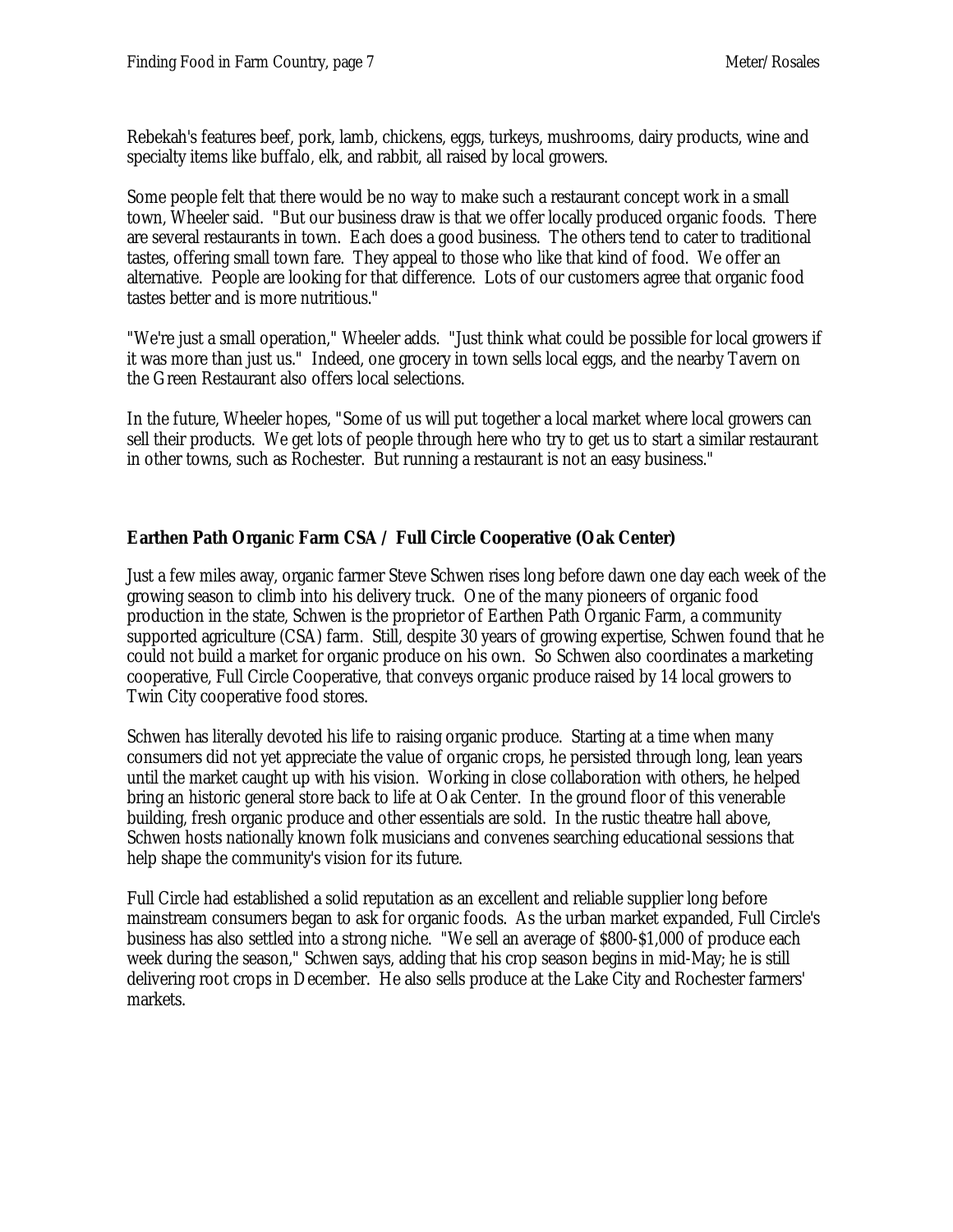Rebekah's features beef, pork, lamb, chickens, eggs, turkeys, mushrooms, dairy products, wine and specialty items like buffalo, elk, and rabbit, all raised by local growers.

Some people felt that there would be no way to make such a restaurant concept work in a small town, Wheeler said. "But our business draw is that we offer locally produced organic foods. There are several restaurants in town. Each does a good business. The others tend to cater to traditional tastes, offering small town fare. They appeal to those who like that kind of food. We offer an alternative. People are looking for that difference. Lots of our customers agree that organic food tastes better and is more nutritious."

"We're just a small operation," Wheeler adds. "Just think what could be possible for local growers if it was more than just us." Indeed, one grocery in town sells local eggs, and the nearby Tavern on the Green Restaurant also offers local selections.

In the future, Wheeler hopes, "Some of us will put together a local market where local growers can sell their products. We get lots of people through here who try to get us to start a similar restaurant in other towns, such as Rochester. But running a restaurant is not an easy business."

**Earthen Path Organic Farm CSA / Full Circle Cooperative (Oak Center)**

Just a few miles away, organic farmer Steve Schwen rises long before dawn one day each week of the growing season to climb into his delivery truck. One of the many pioneers of organic food production in the state, Schwen is the proprietor of Earthen Path Organic Farm, a community supported agriculture (CSA) farm. Still, despite 30 years of growing expertise, Schwen found that he could not build a market for organic produce on his own. So Schwen also coordinates a marketing cooperative, Full Circle Cooperative, that conveys organic produce raised by 14 local growers to Twin City cooperative food stores.

Schwen has literally devoted his life to raising organic produce. Starting at a time when many consumers did not yet appreciate the value of organic crops, he persisted through long, lean years until the market caught up with his vision. Working in close collaboration with others, he helped bring an historic general store back to life at Oak Center. In the ground floor of this venerable building, fresh organic produce and other essentials are sold. In the rustic theatre hall above, Schwen hosts nationally known folk musicians and convenes searching educational sessions that help shape the community's vision for its future.

Full Circle had established a solid reputation as an excellent and reliable supplier long before mainstream consumers began to ask for organic foods. As the urban market expanded, Full Circle's business has also settled into a strong niche. "We sell an average of $800-$1,000 of produce each week during the season," Schwen says, adding that his crop season begins in mid-May; he is still delivering root crops in December. He also sells produce at the Lake City and Rochester farmers' markets.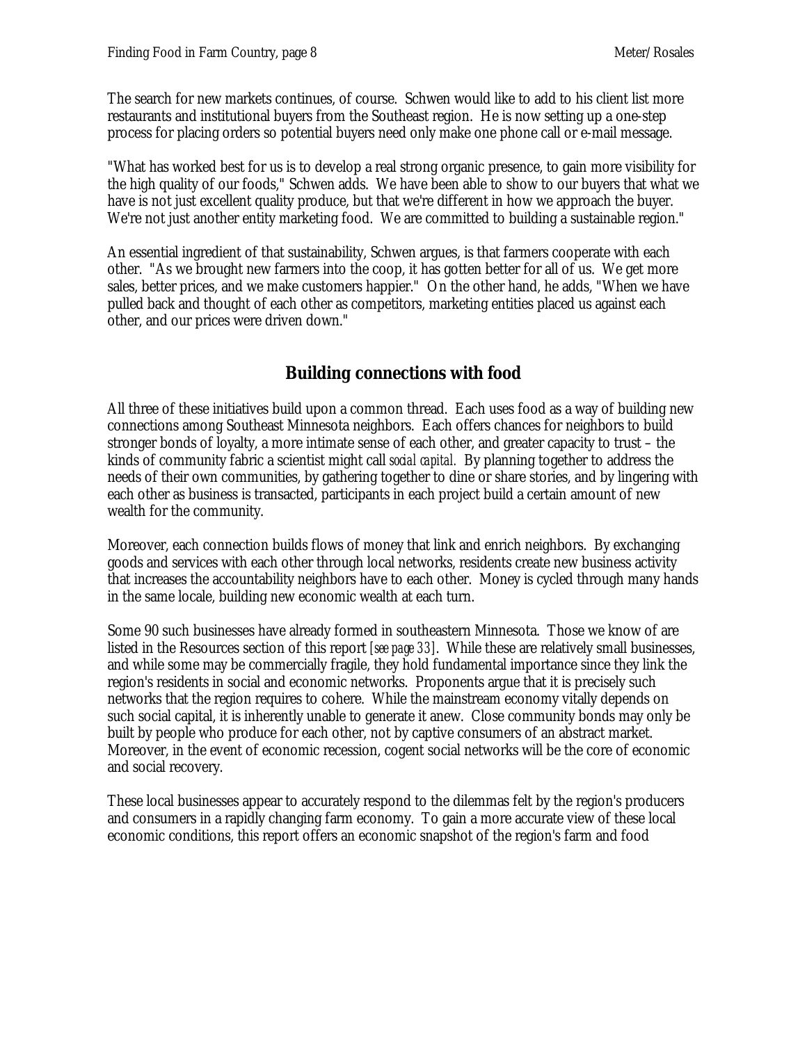The search for new markets continues, of course. Schwen would like to add to his client list more restaurants and institutional buyers from the Southeast region. He is now setting up a one-step process for placing orders so potential buyers need only make one phone call or e-mail message.

"What has worked best for us is to develop a real strong organic presence, to gain more visibility for the high quality of our foods," Schwen adds. We have been able to show to our buyers that what we have is not just excellent quality produce, but that we're different in how we approach the buyer. We're not just another entity marketing food. We are committed to building a sustainable region."

An essential ingredient of that sustainability, Schwen argues, is that farmers cooperate with each other. "As we brought new farmers into the coop, it has gotten better for all of us. We get more sales, better prices, and we make customers happier." On the other hand, he adds, "When we have pulled back and thought of each other as competitors, marketing entities placed us against each other, and our prices were driven down."

## Building connections with food

All three of these initiatives build upon a common thread. Each uses food as a way of building new connections among Southeast Minnesota neighbors. Each offers chances for neighbors to build stronger bonds of loyalty, a more intimate sense of each other, and greater capacity to trust – the kinds of community fabric a scientist might call *social capital*. By planning together to address the needs of their own communities, by gathering together to dine or share stories, and by lingering with each other as business is transacted, participants in each project build a certain amount of new wealth for the community.

Moreover, each connection builds flows of money that link and enrich neighbors. By exchanging goods and services with each other through local networks, residents create new business activity that increases the accountability neighbors have to each other. Money is cycled through many hands in the same locale, building new economic wealth at each turn.

Some 90 such businesses have already formed in southeastern Minnesota. Those we know of are listed in the Resources section of this report [*see page 33*]. While these are relatively small businesses, and while some may be commercially fragile, they hold fundamental importance since they link the region's residents in social and economic networks. Proponents argue that it is precisely such networks that the region requires to cohere. While the mainstream economy vitally depends on such social capital, it is inherently unable to generate it anew. Close community bonds may only be built by people who produce for each other, not by captive consumers of an abstract market. Moreover, in the event of economic recession, cogent social networks will be the core of economic and social recovery.

These local businesses appear to accurately respond to the dilemmas felt by the region's producers and consumers in a rapidly changing farm economy. To gain a more accurate view of these local economic conditions, this report offers an economic snapshot of the region's farm and food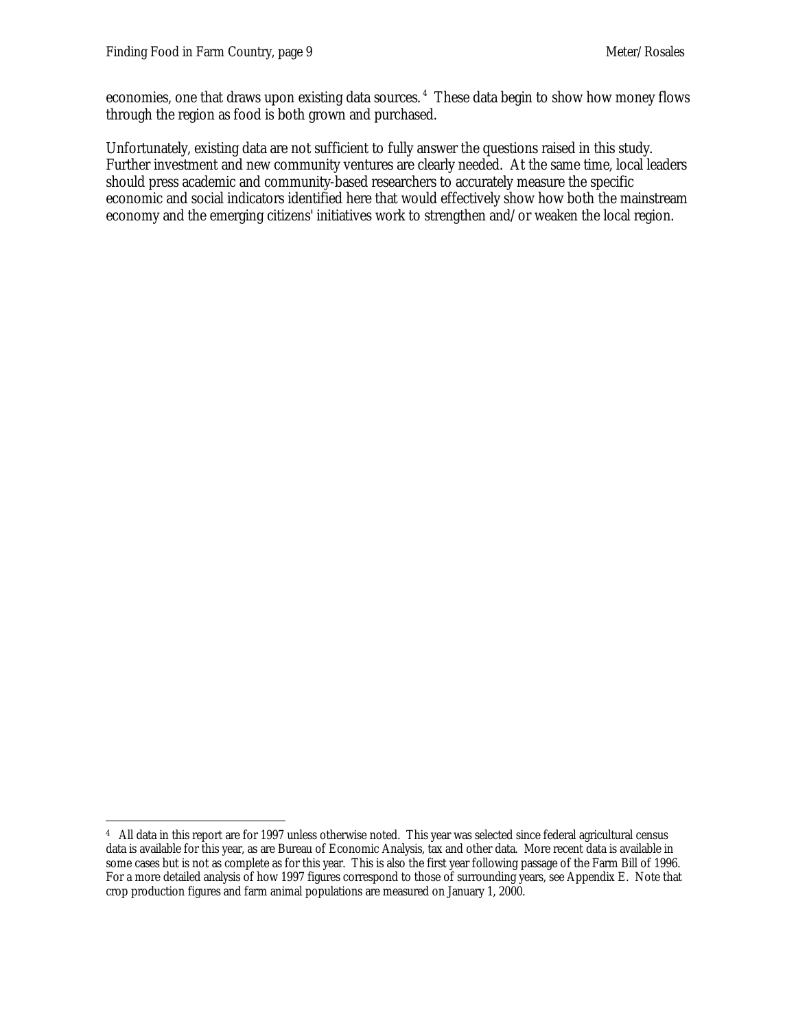economies, one that draws upon existing data sources.[4] These data begin to show how money flows through the region as food is both grown and purchased.

Unfortunately, existing data are not sufficient to fully answer the questions raised in this study. Further investment and new community ventures are clearly needed. At the same time, local leaders should press academic and community-based researchers to accurately measure the specific economic and social indicators identified here that would effectively show how both the mainstream economy and the emerging citizens' initiatives work to strengthen and/or weaken the local region.

---

[4] All data in this report are for 1997 unless otherwise noted. This year was selected since federal agricultural census data is available for this year, as are Bureau of Economic Analysis, tax and other data. More recent data is available in some cases but is not as complete as for this year. This is also the first year following passage of the Farm Bill of 1996. For a more detailed analysis of how 1997 figures correspond to those of surrounding years, see Appendix E. Note that crop production figures and farm animal populations are measured on January 1, 2000.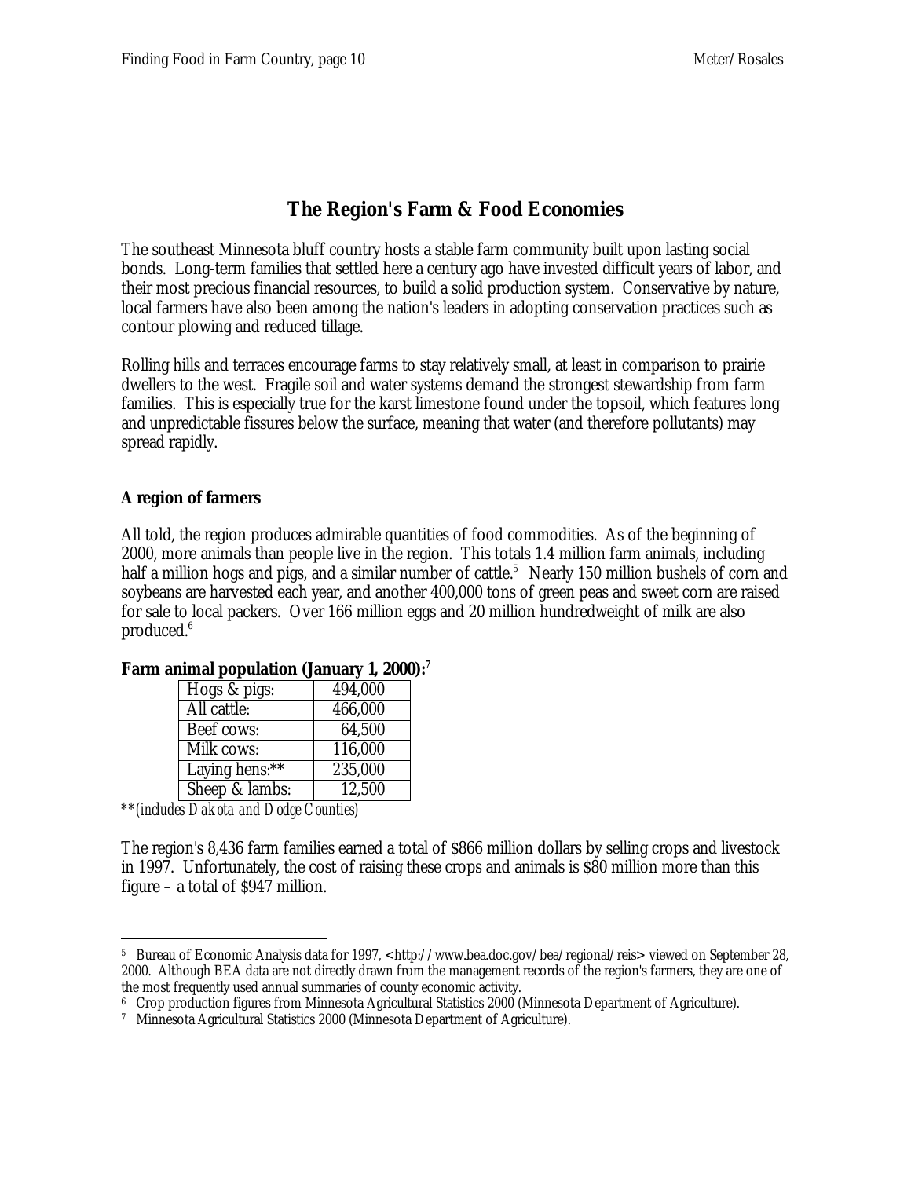# The Region's Farm & Food Economies

The southeast Minnesota bluff country hosts a stable farm community built upon lasting social bonds. Long-term families that settled here a century ago have invested difficult years of labor, and their most precious financial resources, to build a solid production system. Conservative by nature, local farmers have also been among the nation's leaders in adopting conservation practices such as contour plowing and reduced tillage.

Rolling hills and terraces encourage farms to stay relatively small, at least in comparison to prairie dwellers to the west. Fragile soil and water systems demand the strongest stewardship from farm families. This is especially true for the karst limestone found under the topsoil, which features long and unpredictable fissures below the surface, meaning that water (and therefore pollutants) may spread rapidly.

## A region of farmers

All told, the region produces admirable quantities of food commodities. As of the beginning of 2000, more animals than people live in the region. This totals 1.4 million farm animals, including half a million hogs and pigs, and a similar number of cattle.[5] Nearly 150 million bushels of corn and soybeans are harvested each year, and another 400,000 tons of green peas and sweet corn are raised for sale to local packers. Over 166 million eggs and 20 million hundredweight of milk are also produced.[6]

**Farm animal population (January 1, 2000):**[7]

| | |
|---|---|
| Hogs & pigs: | 494,000 |
| All cattle: | 466,000 |
| Beef cows: | 64,500 |
| Milk cows: | 116,000 |
| Laying hens:** | 235,000 |
| Sheep & lambs: | 12,500 |

*\*\*(includes Dakota and Dodge Counties)*

The region's 8,436 farm families earned a total of $866 million dollars by selling crops and livestock in 1997. Unfortunately, the cost of raising these crops and animals is $80 million more than this figure – a total of $947 million.

---

[5] Bureau of Economic Analysis data for 1997, <http://www.bea.doc.gov/bea/regional/reis> viewed on September 28, 2000. Although BEA data are not directly drawn from the management records of the region's farmers, they are one of the most frequently used annual summaries of county economic activity.

[6] Crop production figures from Minnesota Agricultural Statistics 2000 (Minnesota Department of Agriculture).

[7] Minnesota Agricultural Statistics 2000 (Minnesota Department of Agriculture).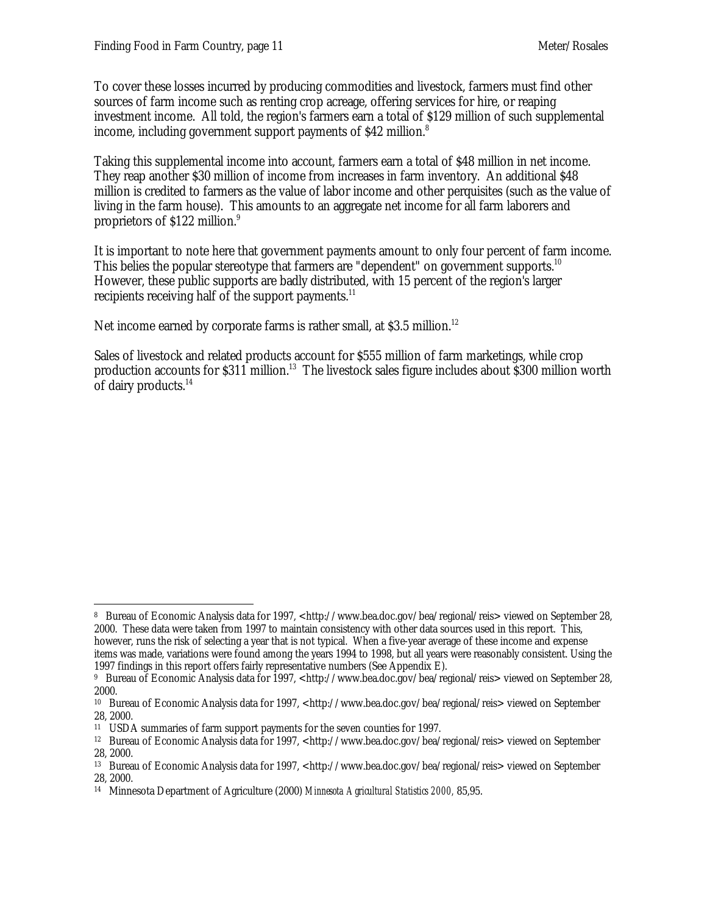To cover these losses incurred by producing commodities and livestock, farmers must find other sources of farm income such as renting crop acreage, offering services for hire, or reaping investment income. All told, the region's farmers earn a total of $129 million of such supplemental income, including government support payments of $42 million.[8]

Taking this supplemental income into account, farmers earn a total of $48 million in net income. They reap another $30 million of income from increases in farm inventory. An additional $48 million is credited to farmers as the value of labor income and other perquisites (such as the value of living in the farm house). This amounts to an aggregate net income for all farm laborers and proprietors of $122 million.[9]

It is important to note here that government payments amount to only four percent of farm income. This belies the popular stereotype that farmers are "dependent" on government supports.[10] However, these public supports are badly distributed, with 15 percent of the region's larger recipients receiving half of the support payments.[11]

Net income earned by corporate farms is rather small, at $3.5 million.[12]

Sales of livestock and related products account for $555 million of farm marketings, while crop production accounts for $311 million.[13] The livestock sales figure includes about $300 million worth of dairy products.[14]

---

[8] Bureau of Economic Analysis data for 1997, <http://www.bea.doc.gov/bea/regional/reis> viewed on September 28, 2000. These data were taken from 1997 to maintain consistency with other data sources used in this report. This, however, runs the risk of selecting a year that is not typical. When a five-year average of these income and expense items was made, variations were found among the years 1994 to 1998, but all years were reasonably consistent. Using the 1997 findings in this report offers fairly representative numbers (See Appendix E).

[9] Bureau of Economic Analysis data for 1997, <http://www.bea.doc.gov/bea/regional/reis> viewed on September 28, 2000.

[10] Bureau of Economic Analysis data for 1997, <http://www.bea.doc.gov/bea/regional/reis> viewed on September 28, 2000.

[11] USDA summaries of farm support payments for the seven counties for 1997.

[12] Bureau of Economic Analysis data for 1997, <http://www.bea.doc.gov/bea/regional/reis> viewed on September 28, 2000.

[13] Bureau of Economic Analysis data for 1997, <http://www.bea.doc.gov/bea/regional/reis> viewed on September 28, 2000.

[14] Minnesota Department of Agriculture (2000) *Minnesota Agricultural Statistics 2000*, 85,95.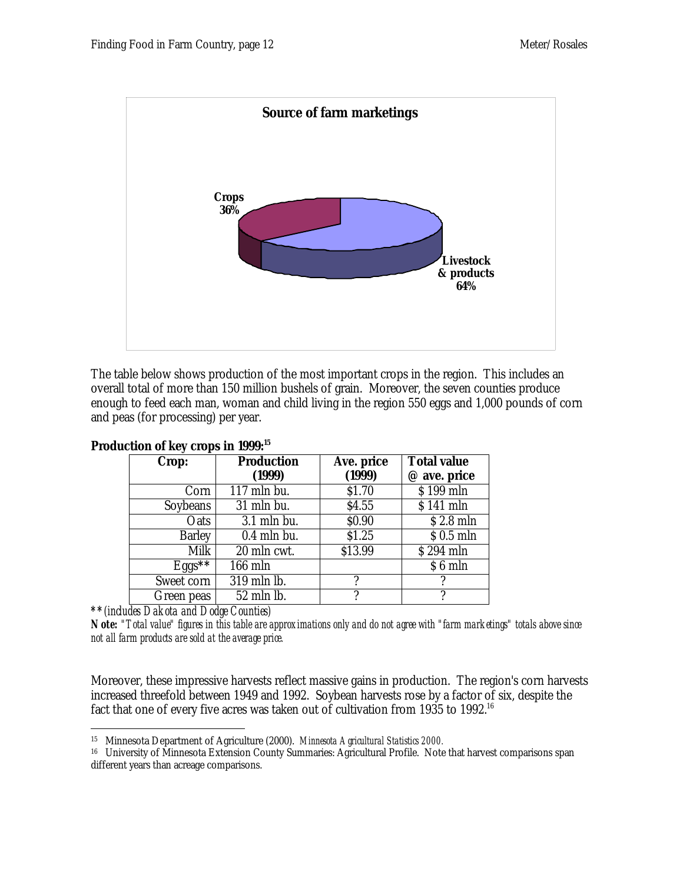**Source of farm marketings**

Crops 36%

Livestock & products 64%

The table below shows production of the most important crops in the region. This includes an overall total of more than 150 million bushels of grain. Moreover, the seven counties produce enough to feed each man, woman and child living in the region 550 eggs and 1,000 pounds of corn and peas (for processing) per year.

**Production of key crops in 1999:**[15]

| Crop: | Production (1999) | Ave. price (1999) | Total value @ ave. price |
|---|---|---|---|
| Corn | 117 mln bu. | $1.70 | $ 199 mln |
| Soybeans | 31 mln bu. | $4.55 | $ 141 mln |
| Oats | 3.1 mln bu. | $0.90 | $ 2.8 mln |
| Barley | 0.4 mln bu. | $1.25 | $ 0.5 mln |
| Milk | 20 mln cwt. | $13.99 | $ 294 mln |
| Eggs** | 166 mln | | $ 6 mln |
| Sweet corn | 319 mln lb. | ? | ? |
| Green peas | 52 mln lb. | ? | ? |

***\*\*(includes Dakota and Dodge Counties)***

**Note:** *"Total value" figures in this table are approximations only and do not agree with "farm marketings" totals above since not all farm products are sold at the average price.*

Moreover, these impressive harvests reflect massive gains in production. The region's corn harvests increased threefold between 1949 and 1992. Soybean harvests rose by a factor of six, despite the fact that one of every five acres was taken out of cultivation from 1935 to 1992.[16]

---

[15] Minnesota Department of Agriculture (2000). *Minnesota Agricultural Statistics 2000.*

[16] University of Minnesota Extension County Summaries: Agricultural Profile. Note that harvest comparisons span different years than acreage comparisons.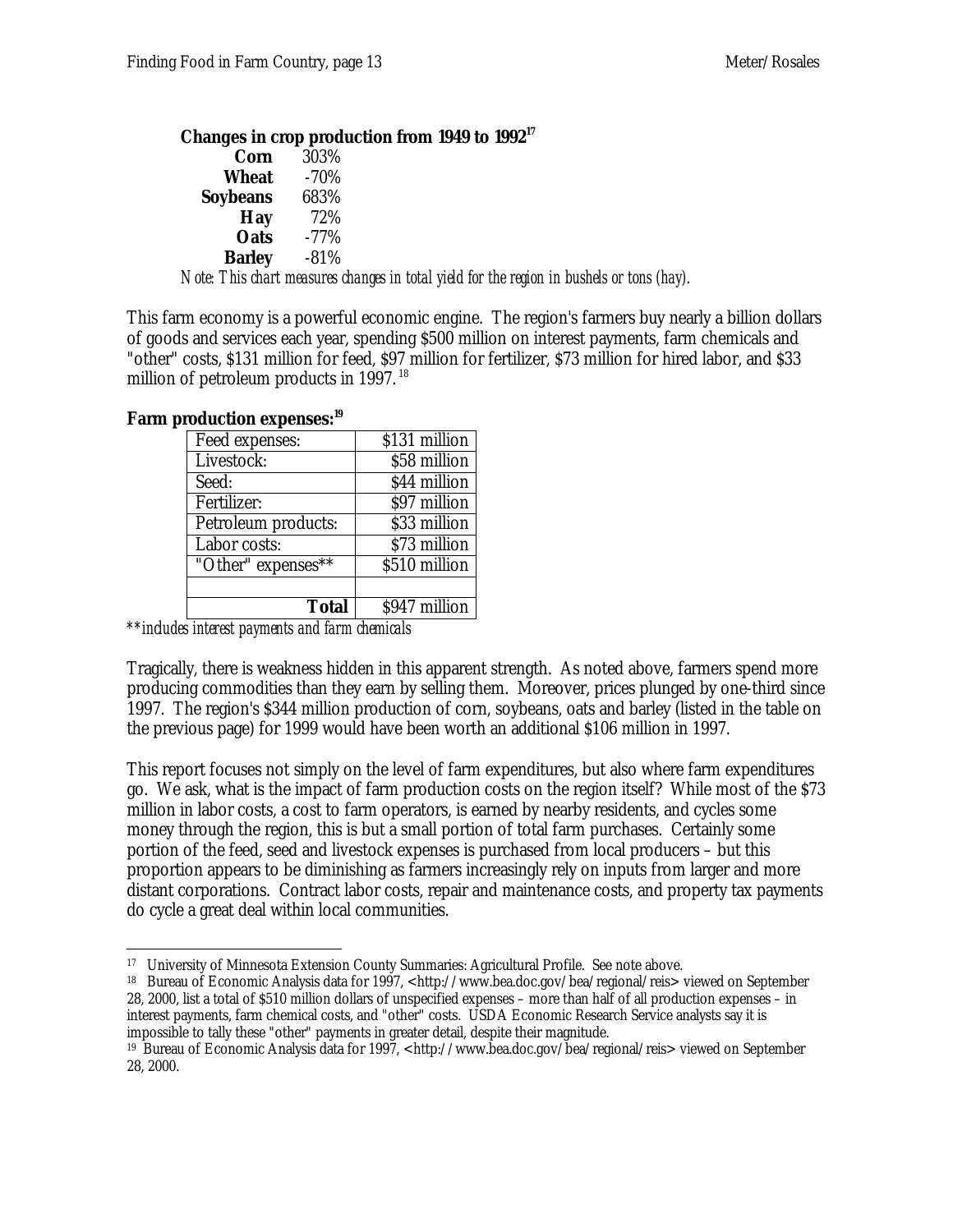**Changes in crop production from 1949 to 1992**[17]

| | |
|---|---|
| **Corn** | 303% |
| **Wheat** | -70% |
| **Soybeans** | 683% |
| **Hay** | 72% |
| **Oats** | -77% |
| **Barley** | -81% |

*Note: This chart measures changes in total yield for the region in bushels or tons (hay).*

This farm economy is a powerful economic engine. The region's farmers buy nearly a billion dollars of goods and services each year, spending $500 million on interest payments, farm chemicals and "other" costs, $131 million for feed, $97 million for fertilizer, $73 million for hired labor, and $33 million of petroleum products in 1997.[18]

**Farm production expenses:**[19]

| | |
|---|---|
| Feed expenses: | $131 million |
| Livestock: | $58 million |
| Seed: | $44 million |
| Fertilizer: | $97 million |
| Petroleum products: | $33 million |
| Labor costs: | $73 million |
| "Other" expenses** | $510 million |
| | |
| **Total** | $947 million |

*\*\*includes interest payments and farm chemicals*

Tragically, there is weakness hidden in this apparent strength. As noted above, farmers spend more producing commodities than they earn by selling them. Moreover, prices plunged by one-third since 1997. The region's $344 million production of corn, soybeans, oats and barley (listed in the table on the previous page) for 1999 would have been worth an additional $106 million in 1997.

This report focuses not simply on the level of farm expenditures, but also where farm expenditures go. We ask, what is the impact of farm production costs on the region itself? While most of the $73 million in labor costs, a cost to farm operators, is earned by nearby residents, and cycles some money through the region, this is but a small portion of total farm purchases. Certainly some portion of the feed, seed and livestock expenses is purchased from local producers – but this proportion appears to be diminishing as farmers increasingly rely on inputs from larger and more distant corporations. Contract labor costs, repair and maintenance costs, and property tax payments do cycle a great deal within local communities.

---

[17] University of Minnesota Extension County Summaries: Agricultural Profile. See note above.

[18] Bureau of Economic Analysis data for 1997, <http://www.bea.doc.gov/bea/regional/reis> viewed on September 28, 2000, list a total of $510 million dollars of unspecified expenses – more than half of all production expenses – in interest payments, farm chemical costs, and "other" costs. USDA Economic Research Service analysts say it is impossible to tally these "other" payments in greater detail, despite their magnitude.

[19] Bureau of Economic Analysis data for 1997, <http://www.bea.doc.gov/bea/regional/reis> viewed on September 28, 2000.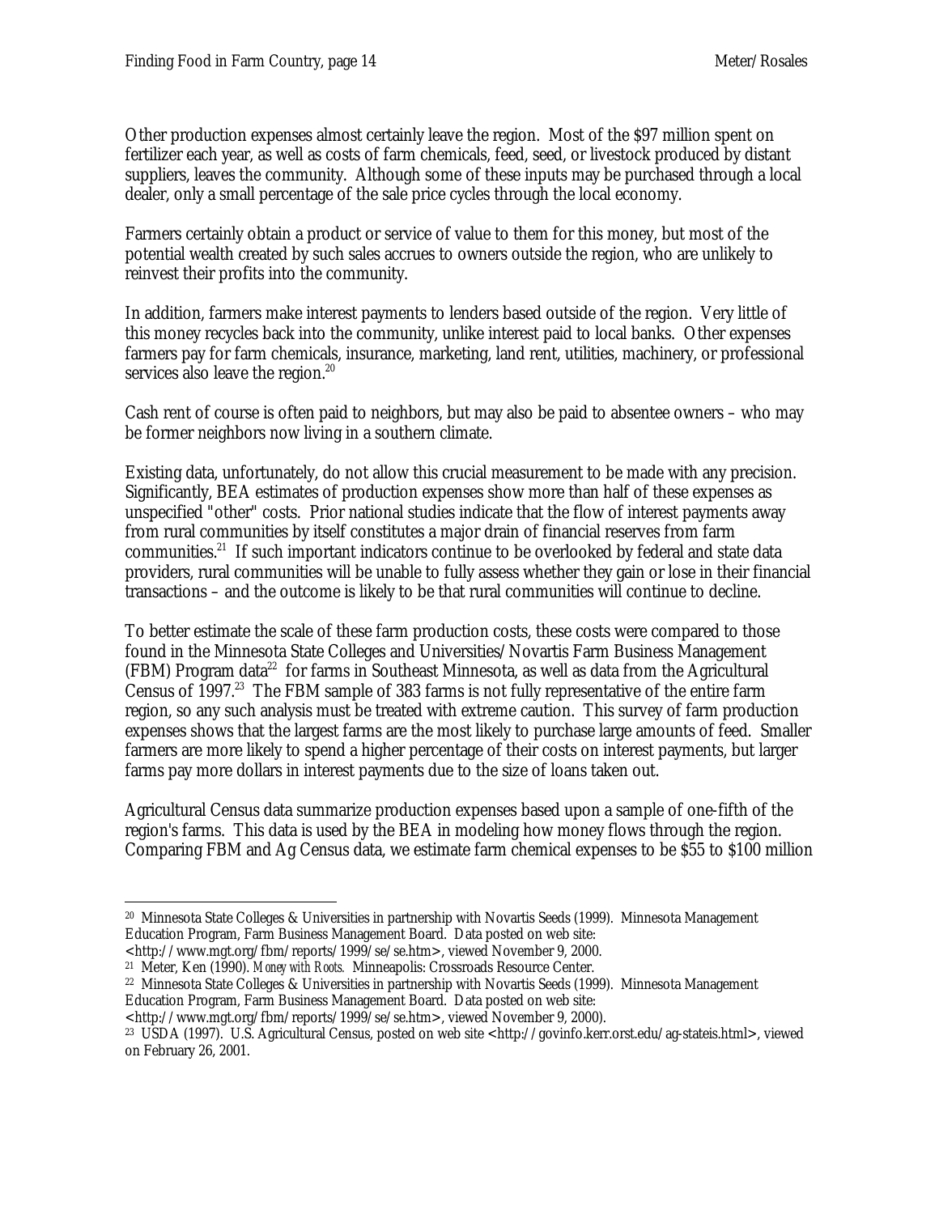Other production expenses almost certainly leave the region. Most of the $97 million spent on fertilizer each year, as well as costs of farm chemicals, feed, seed, or livestock produced by distant suppliers, leaves the community. Although some of these inputs may be purchased through a local dealer, only a small percentage of the sale price cycles through the local economy.

Farmers certainly obtain a product or service of value to them for this money, but most of the potential wealth created by such sales accrues to owners outside the region, who are unlikely to reinvest their profits into the community.

In addition, farmers make interest payments to lenders based outside of the region. Very little of this money recycles back into the community, unlike interest paid to local banks. Other expenses farmers pay for farm chemicals, insurance, marketing, land rent, utilities, machinery, or professional services also leave the region.[20]

Cash rent of course is often paid to neighbors, but may also be paid to absentee owners – who may be former neighbors now living in a southern climate.

Existing data, unfortunately, do not allow this crucial measurement to be made with any precision. Significantly, BEA estimates of production expenses show more than half of these expenses as unspecified "other" costs. Prior national studies indicate that the flow of interest payments away from rural communities by itself constitutes a major drain of financial reserves from farm communities.[21] If such important indicators continue to be overlooked by federal and state data providers, rural communities will be unable to fully assess whether they gain or lose in their financial transactions – and the outcome is likely to be that rural communities will continue to decline.

To better estimate the scale of these farm production costs, these costs were compared to those found in the Minnesota State Colleges and Universities/Novartis Farm Business Management (FBM) Program data[22] for farms in Southeast Minnesota, as well as data from the Agricultural Census of 1997.[23] The FBM sample of 383 farms is not fully representative of the entire farm region, so any such analysis must be treated with extreme caution. This survey of farm production expenses shows that the largest farms are the most likely to purchase large amounts of feed. Smaller farmers are more likely to spend a higher percentage of their costs on interest payments, but larger farms pay more dollars in interest payments due to the size of loans taken out.

Agricultural Census data summarize production expenses based upon a sample of one-fifth of the region's farms. This data is used by the BEA in modeling how money flows through the region. Comparing FBM and Ag Census data, we estimate farm chemical expenses to be $55 to $100 million

---

[20] Minnesota State Colleges & Universities in partnership with Novartis Seeds (1999). Minnesota Management Education Program, Farm Business Management Board. Data posted on web site: <http://www.mgt.org/fbm/reports/1999/se/se.htm>, viewed November 9, 2000.

[21] Meter, Ken (1990). *Money with Roots.* Minneapolis: Crossroads Resource Center.

[22] Minnesota State Colleges & Universities in partnership with Novartis Seeds (1999). Minnesota Management Education Program, Farm Business Management Board. Data posted on web site: <http://www.mgt.org/fbm/reports/1999/se/se.htm>, viewed November 9, 2000).

[23] USDA (1997). U.S. Agricultural Census, posted on web site <http://govinfo.kerr.orst.edu/ag-stateis.html>, viewed on February 26, 2001.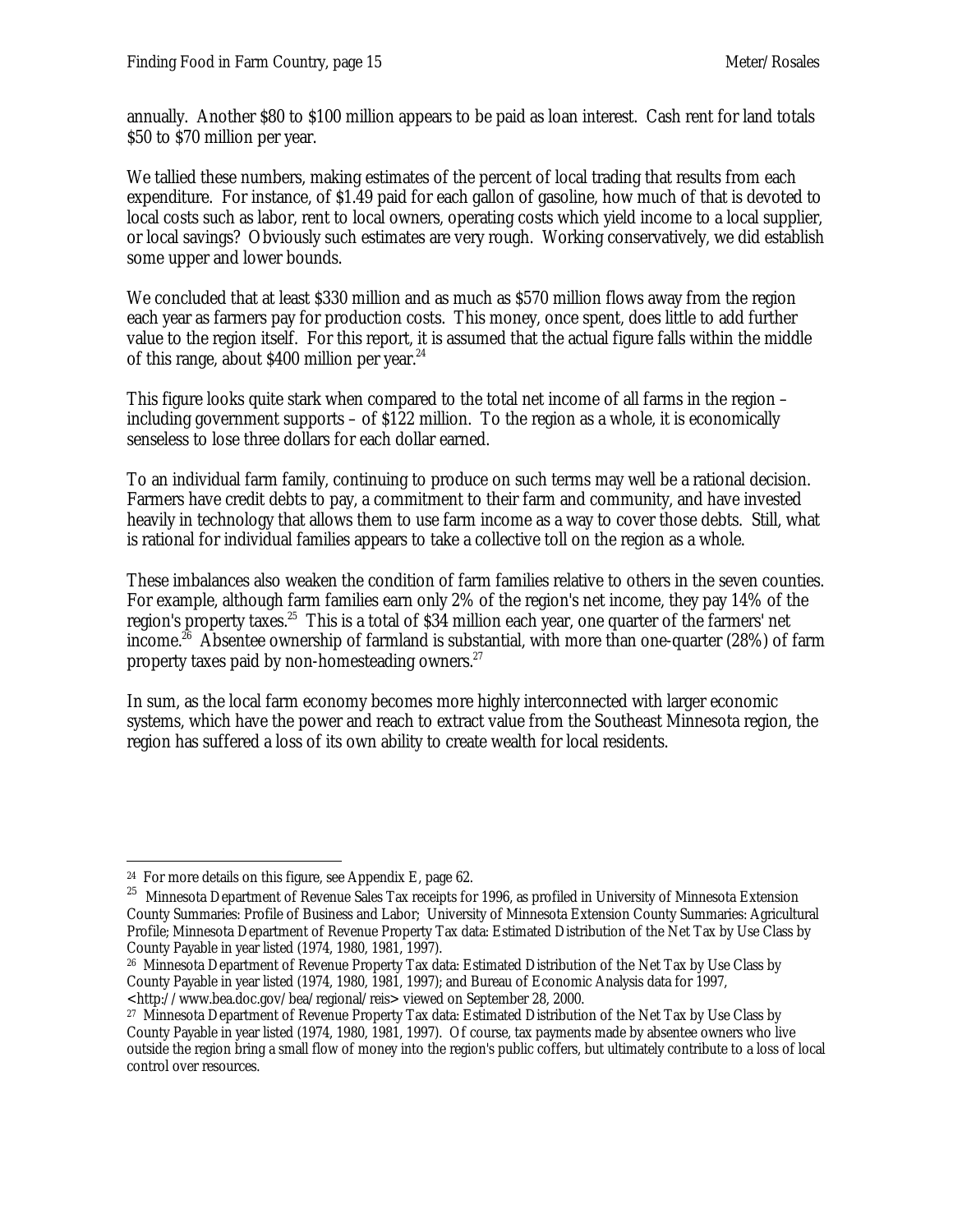annually. Another $80 to $100 million appears to be paid as loan interest. Cash rent for land totals $50 to $70 million per year.

We tallied these numbers, making estimates of the percent of local trading that results from each expenditure. For instance, of $1.49 paid for each gallon of gasoline, how much of that is devoted to local costs such as labor, rent to local owners, operating costs which yield income to a local supplier, or local savings? Obviously such estimates are very rough. Working conservatively, we did establish some upper and lower bounds.

We concluded that at least $330 million and as much as $570 million flows away from the region each year as farmers pay for production costs. This money, once spent, does little to add further value to the region itself. For this report, it is assumed that the actual figure falls within the middle of this range, about $400 million per year.[24]

This figure looks quite stark when compared to the total net income of all farms in the region – including government supports – of $122 million. To the region as a whole, it is economically senseless to lose three dollars for each dollar earned.

To an individual farm family, continuing to produce on such terms may well be a rational decision. Farmers have credit debts to pay, a commitment to their farm and community, and have invested heavily in technology that allows them to use farm income as a way to cover those debts. Still, what is rational for individual families appears to take a collective toll on the region as a whole.

These imbalances also weaken the condition of farm families relative to others in the seven counties. For example, although farm families earn only 2% of the region's net income, they pay 14% of the region's property taxes.[25] This is a total of $34 million each year, one quarter of the farmers' net income.[26] Absentee ownership of farmland is substantial, with more than one-quarter (28%) of farm property taxes paid by non-homesteading owners.[27]

In sum, as the local farm economy becomes more highly interconnected with larger economic systems, which have the power and reach to extract value from the Southeast Minnesota region, the region has suffered a loss of its own ability to create wealth for local residents.

---

[24] For more details on this figure, see Appendix E, page 62.

[25] Minnesota Department of Revenue Sales Tax receipts for 1996, as profiled in University of Minnesota Extension County Summaries: Profile of Business and Labor; University of Minnesota Extension County Summaries: Agricultural Profile; Minnesota Department of Revenue Property Tax data: Estimated Distribution of the Net Tax by Use Class by County Payable in year listed (1974, 1980, 1981, 1997).

[26] Minnesota Department of Revenue Property Tax data: Estimated Distribution of the Net Tax by Use Class by County Payable in year listed (1974, 1980, 1981, 1997); and Bureau of Economic Analysis data for 1997, <http://www.bea.doc.gov/bea/regional/reis> viewed on September 28, 2000.

[27] Minnesota Department of Revenue Property Tax data: Estimated Distribution of the Net Tax by Use Class by County Payable in year listed (1974, 1980, 1981, 1997). Of course, tax payments made by absentee owners who live outside the region bring a small flow of money into the region's public coffers, but ultimately contribute to a loss of local control over resources.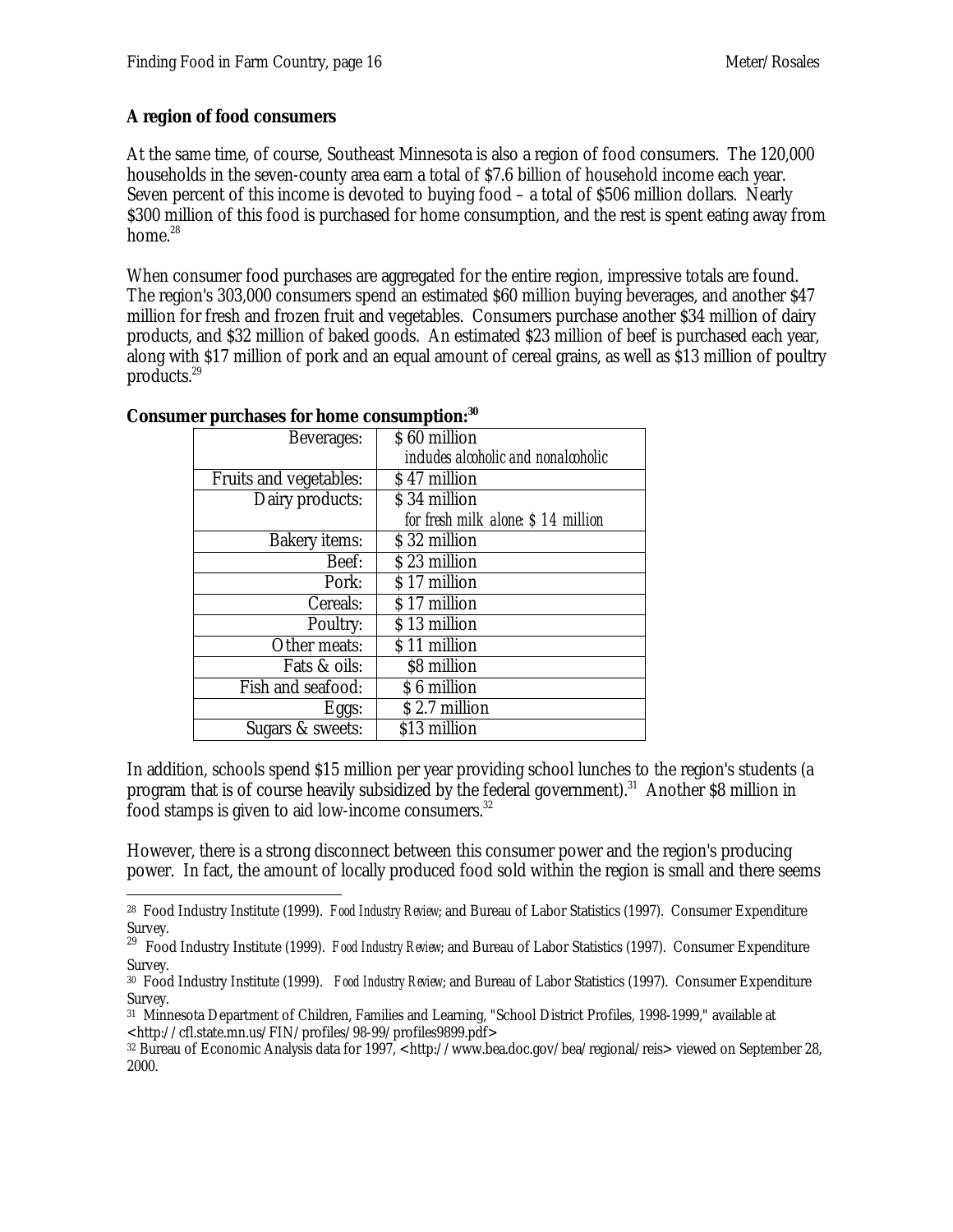**A region of food consumers**

At the same time, of course, Southeast Minnesota is also a region of food consumers. The 120,000 households in the seven-county area earn a total of $7.6 billion of household income each year. Seven percent of this income is devoted to buying food – a total of $506 million dollars. Nearly $300 million of this food is purchased for home consumption, and the rest is spent eating away from home.[28]

When consumer food purchases are aggregated for the entire region, impressive totals are found. The region's 303,000 consumers spend an estimated $60 million buying beverages, and another $47 million for fresh and frozen fruit and vegetables. Consumers purchase another $34 million of dairy products, and $32 million of baked goods. An estimated $23 million of beef is purchased each year, along with $17 million of pork and an equal amount of cereal grains, as well as $13 million of poultry products.[29]

**Consumer purchases for home consumption:[30]**

| | |
|---|---|
| Beverages: | $ 60 million *includes alcoholic and nonalcoholic* |
| Fruits and vegetables: | $ 47 million |
| Dairy products: | $ 34 million *for fresh milk alone: $ 14 million* |
| Bakery items: | $ 32 million |
| Beef: | $ 23 million |
| Pork: | $ 17 million |
| Cereals: | $ 17 million |
| Poultry: | $ 13 million |
| Other meats: | $ 11 million |
| Fats & oils: | $8 million |
| Fish and seafood: | $ 6 million |
| Eggs: | $ 2.7 million |
| Sugars & sweets: | $13 million |

In addition, schools spend $15 million per year providing school lunches to the region's students (a program that is of course heavily subsidized by the federal government).[31] Another $8 million in food stamps is given to aid low-income consumers.[32]

However, there is a strong disconnect between this consumer power and the region's producing power. In fact, the amount of locally produced food sold within the region is small and there seems

---

[28] Food Industry Institute (1999). *Food Industry Review*; and Bureau of Labor Statistics (1997). Consumer Expenditure Survey.

[29] Food Industry Institute (1999). *Food Industry Review*; and Bureau of Labor Statistics (1997). Consumer Expenditure Survey.

[30] Food Industry Institute (1999). *Food Industry Review*; and Bureau of Labor Statistics (1997). Consumer Expenditure Survey.

[31] Minnesota Department of Children, Families and Learning, "School District Profiles, 1998-1999," available at <http://cfl.state.mn.us/FIN/profiles/98-99/profiles9899.pdf>

[32] Bureau of Economic Analysis data for 1997, <http://www.bea.doc.gov/bea/regional/reis> viewed on September 28, 2000.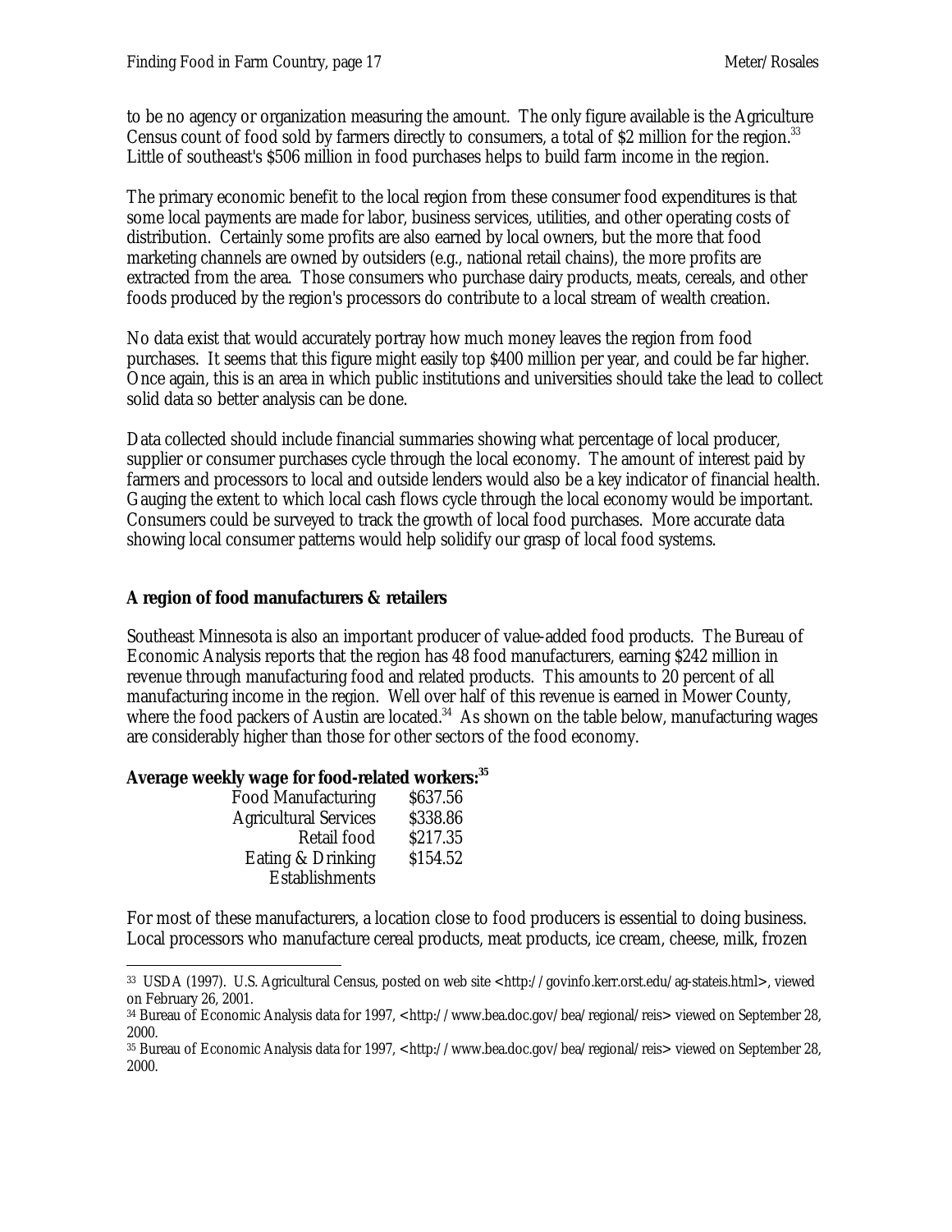to be no agency or organization measuring the amount. The only figure available is the Agriculture Census count of food sold by farmers directly to consumers, a total of $2 million for the region.[33] Little of southeast's $506 million in food purchases helps to build farm income in the region.

The primary economic benefit to the local region from these consumer food expenditures is that some local payments are made for labor, business services, utilities, and other operating costs of distribution. Certainly some profits are also earned by local owners, but the more that food marketing channels are owned by outsiders (e.g., national retail chains), the more profits are extracted from the area. Those consumers who purchase dairy products, meats, cereals, and other foods produced by the region's processors do contribute to a local stream of wealth creation.

No data exist that would accurately portray how much money leaves the region from food purchases. It seems that this figure might easily top $400 million per year, and could be far higher. Once again, this is an area in which public institutions and universities should take the lead to collect solid data so better analysis can be done.

Data collected should include financial summaries showing what percentage of local producer, supplier or consumer purchases cycle through the local economy. The amount of interest paid by farmers and processors to local and outside lenders would also be a key indicator of financial health. Gauging the extent to which local cash flows cycle through the local economy would be important. Consumers could be surveyed to track the growth of local food purchases. More accurate data showing local consumer patterns would help solidify our grasp of local food systems.

**A region of food manufacturers & retailers**

Southeast Minnesota is also an important producer of value-added food products. The Bureau of Economic Analysis reports that the region has 48 food manufacturers, earning $242 million in revenue through manufacturing food and related products. This amounts to 20 percent of all manufacturing income in the region. Well over half of this revenue is earned in Mower County, where the food packers of Austin are located.[34] As shown on the table below, manufacturing wages are considerably higher than those for other sectors of the food economy.

**Average weekly wage for food-related workers:[35]**

| | |
|---|---|
| Food Manufacturing | $637.56 |
| Agricultural Services | $338.86 |
| Retail food | $217.35 |
| Eating & Drinking Establishments | $154.52 |

For most of these manufacturers, a location close to food producers is essential to doing business. Local processors who manufacture cereal products, meat products, ice cream, cheese, milk, frozen

---

33 USDA (1997). U.S. Agricultural Census, posted on web site <http://govinfo.kerr.orst.edu/ag-stateis.html>, viewed on February 26, 2001.

34 Bureau of Economic Analysis data for 1997, <http://www.bea.doc.gov/bea/regional/reis> viewed on September 28, 2000.

35 Bureau of Economic Analysis data for 1997, <http://www.bea.doc.gov/bea/regional/reis> viewed on September 28, 2000.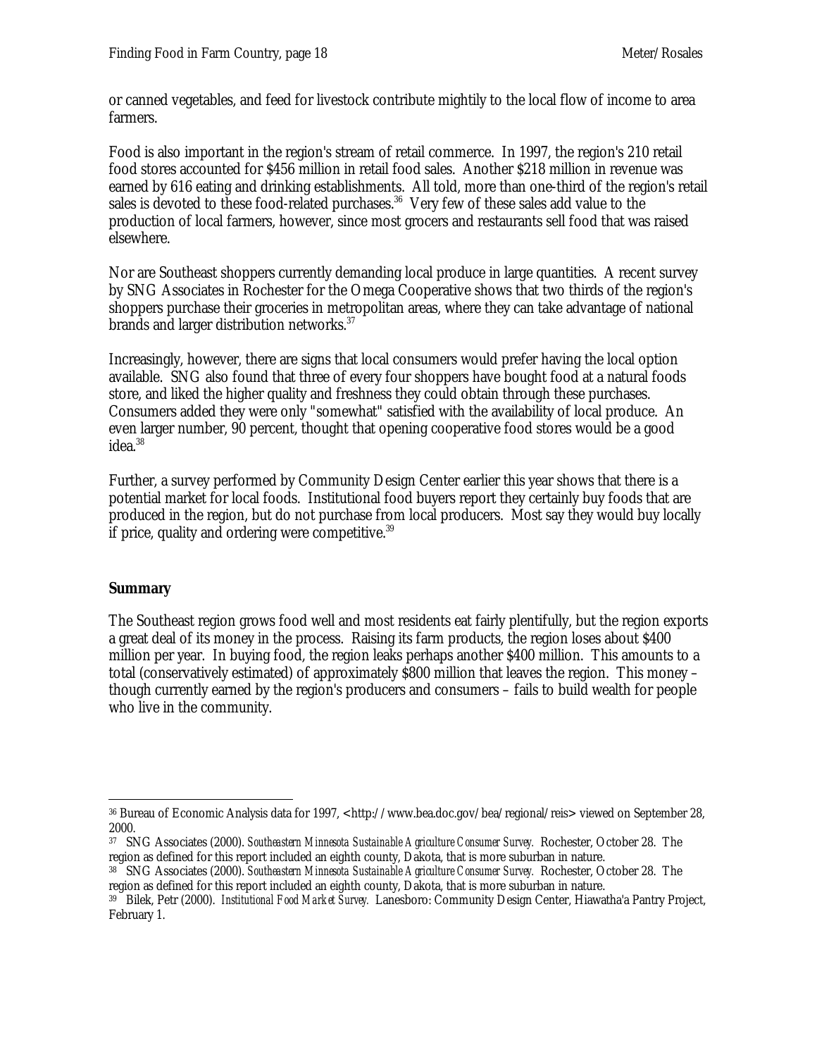or canned vegetables, and feed for livestock contribute mightily to the local flow of income to area farmers.

Food is also important in the region's stream of retail commerce. In 1997, the region's 210 retail food stores accounted for $456 million in retail food sales. Another $218 million in revenue was earned by 616 eating and drinking establishments. All told, more than one-third of the region's retail sales is devoted to these food-related purchases.[36] Very few of these sales add value to the production of local farmers, however, since most grocers and restaurants sell food that was raised elsewhere.

Nor are Southeast shoppers currently demanding local produce in large quantities. A recent survey by SNG Associates in Rochester for the Omega Cooperative shows that two thirds of the region's shoppers purchase their groceries in metropolitan areas, where they can take advantage of national brands and larger distribution networks.[37]

Increasingly, however, there are signs that local consumers would prefer having the local option available. SNG also found that three of every four shoppers have bought food at a natural foods store, and liked the higher quality and freshness they could obtain through these purchases. Consumers added they were only "somewhat" satisfied with the availability of local produce. An even larger number, 90 percent, thought that opening cooperative food stores would be a good idea.[38]

Further, a survey performed by Community Design Center earlier this year shows that there is a potential market for local foods. Institutional food buyers report they certainly buy foods that are produced in the region, but do not purchase from local producers. Most say they would buy locally if price, quality and ordering were competitive.[39]

**Summary**

The Southeast region grows food well and most residents eat fairly plentifully, but the region exports a great deal of its money in the process. Raising its farm products, the region loses about $400 million per year. In buying food, the region leaks perhaps another $400 million. This amounts to a total (conservatively estimated) of approximately $800 million that leaves the region. This money – though currently earned by the region's producers and consumers – fails to build wealth for people who live in the community.

---

36 Bureau of Economic Analysis data for 1997, <http://www.bea.doc.gov/bea/regional/reis> viewed on September 28, 2000.

37 SNG Associates (2000). *Southeastern Minnesota Sustainable Agriculture Consumer Survey.* Rochester, October 28. The region as defined for this report included an eighth county, Dakota, that is more suburban in nature.

38 SNG Associates (2000). *Southeastern Minnesota Sustainable Agriculture Consumer Survey.* Rochester, October 28. The region as defined for this report included an eighth county, Dakota, that is more suburban in nature.

39 Bilek, Petr (2000). *Institutional Food Market Survey.* Lanesboro: Community Design Center, Hiawatha'a Pantry Project, February 1.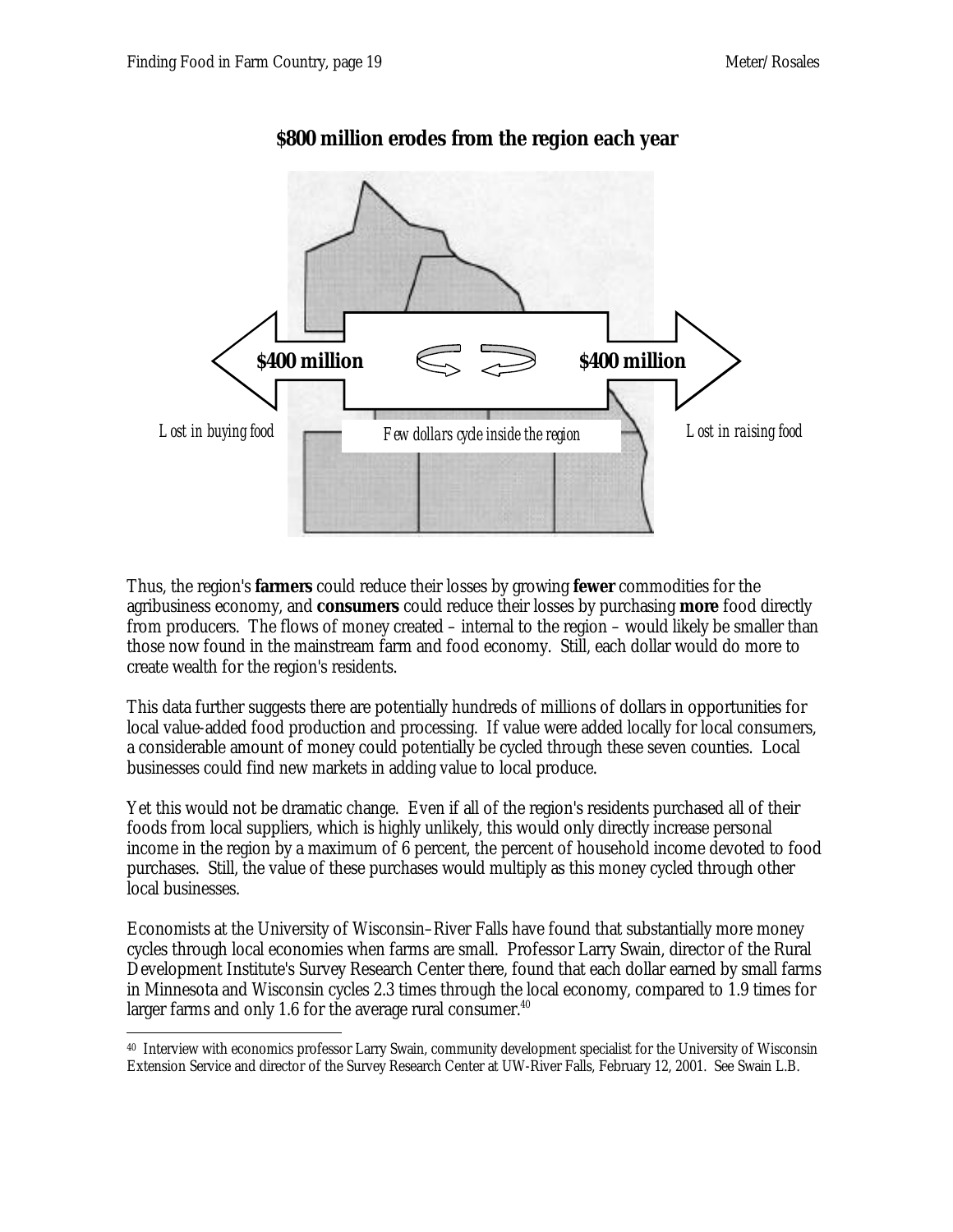**$800 million erodes from the region each year**

$400 million

$400 million

*Lost in buying food*

*Few dollars cycle inside the region*

*Lost in raising food*

Thus, the region's **farmers** could reduce their losses by growing **fewer** commodities for the agribusiness economy, and **consumers** could reduce their losses by purchasing **more** food directly from producers. The flows of money created – internal to the region – would likely be smaller than those now found in the mainstream farm and food economy. Still, each dollar would do more to create wealth for the region's residents.

This data further suggests there are potentially hundreds of millions of dollars in opportunities for local value-added food production and processing. If value were added locally for local consumers, a considerable amount of money could potentially be cycled through these seven counties. Local businesses could find new markets in adding value to local produce.

Yet this would not be dramatic change. Even if all of the region's residents purchased all of their foods from local suppliers, which is highly unlikely, this would only directly increase personal income in the region by a maximum of 6 percent, the percent of household income devoted to food purchases. Still, the value of these purchases would multiply as this money cycled through other local businesses.

Economists at the University of Wisconsin–River Falls have found that substantially more money cycles through local economies when farms are small. Professor Larry Swain, director of the Rural Development Institute's Survey Research Center there, found that each dollar earned by small farms in Minnesota and Wisconsin cycles 2.3 times through the local economy, compared to 1.9 times for larger farms and only 1.6 for the average rural consumer.[40]

---

[40] Interview with economics professor Larry Swain, community development specialist for the University of Wisconsin Extension Service and director of the Survey Research Center at UW-River Falls, February 12, 2001. See Swain L.B.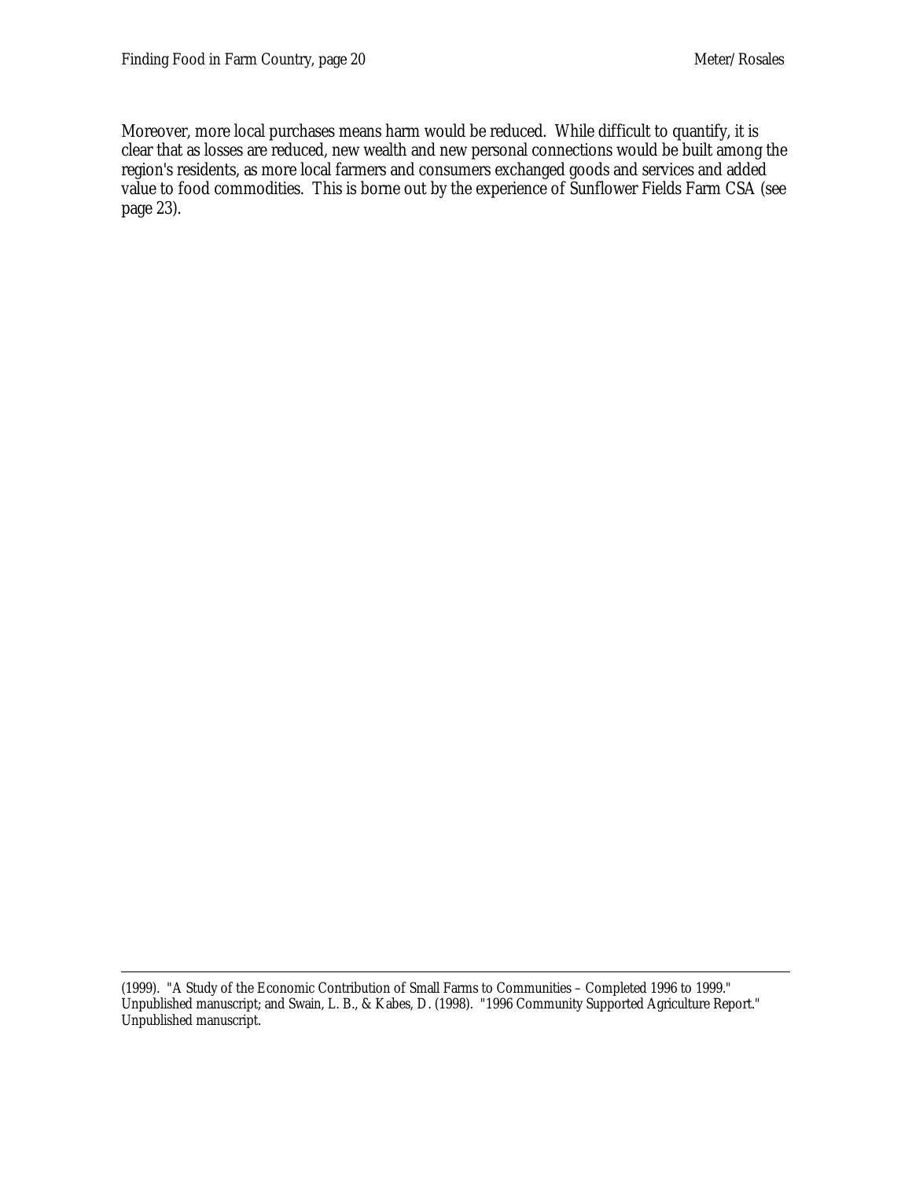Moreover, more local purchases means harm would be reduced. While difficult to quantify, it is clear that as losses are reduced, new wealth and new personal connections would be built among the region's residents, as more local farmers and consumers exchanged goods and services and added value to food commodities. This is borne out by the experience of Sunflower Fields Farm CSA (see page 23).

---

(1999). "A Study of the Economic Contribution of Small Farms to Communities – Completed 1996 to 1999." Unpublished manuscript; and Swain, L. B., & Kabes, D. (1998). "1996 Community Supported Agriculture Report." Unpublished manuscript.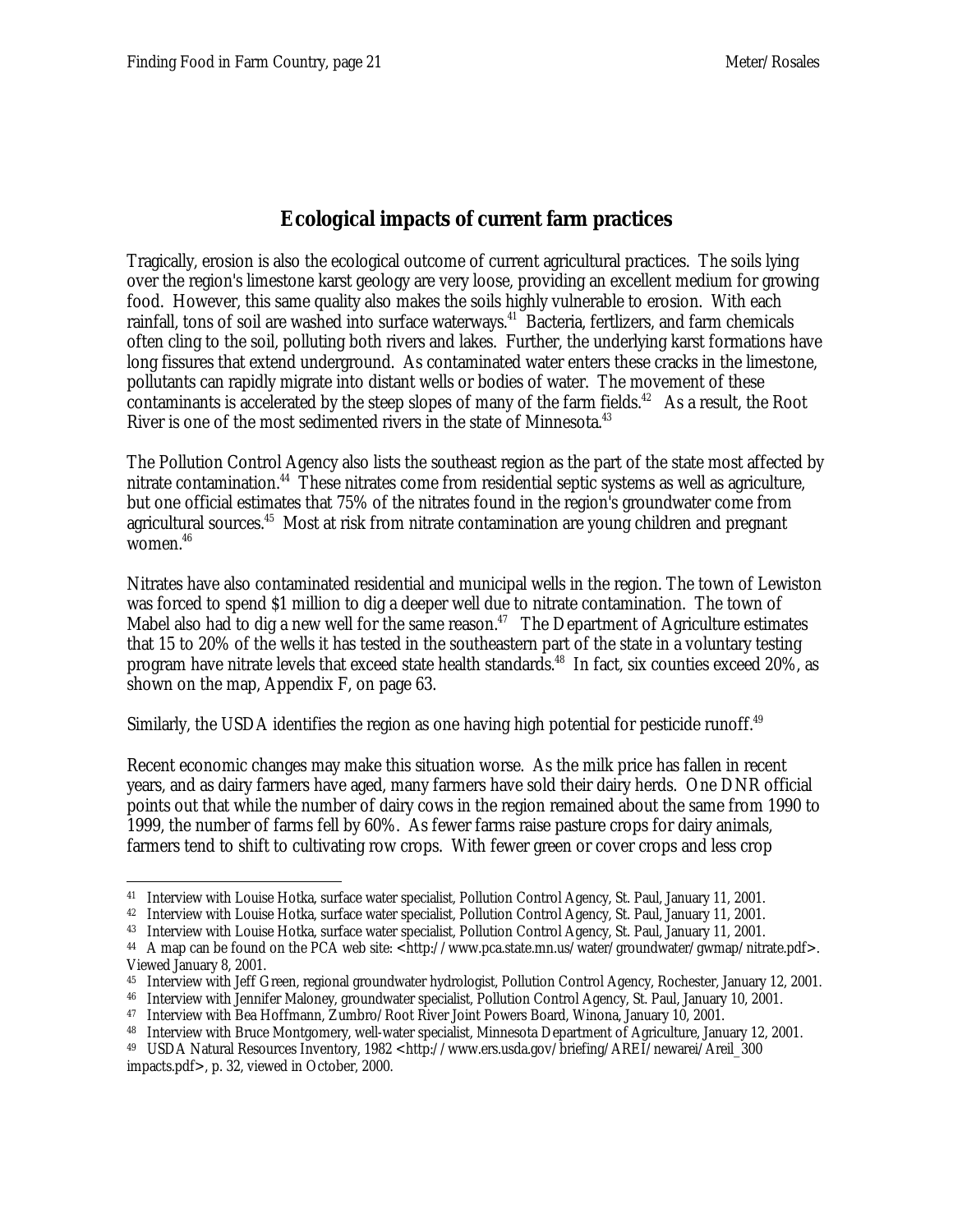## Ecological impacts of current farm practices

Tragically, erosion is also the ecological outcome of current agricultural practices. The soils lying over the region's limestone karst geology are very loose, providing an excellent medium for growing food. However, this same quality also makes the soils highly vulnerable to erosion. With each rainfall, tons of soil are washed into surface waterways.[41] Bacteria, fertlizers, and farm chemicals often cling to the soil, polluting both rivers and lakes. Further, the underlying karst formations have long fissures that extend underground. As contaminated water enters these cracks in the limestone, pollutants can rapidly migrate into distant wells or bodies of water. The movement of these contaminants is accelerated by the steep slopes of many of the farm fields.[42] As a result, the Root River is one of the most sedimented rivers in the state of Minnesota.[43]

The Pollution Control Agency also lists the southeast region as the part of the state most affected by nitrate contamination.[44] These nitrates come from residential septic systems as well as agriculture, but one official estimates that 75% of the nitrates found in the region's groundwater come from agricultural sources.[45] Most at risk from nitrate contamination are young children and pregnant women.[46]

Nitrates have also contaminated residential and municipal wells in the region. The town of Lewiston was forced to spend $1 million to dig a deeper well due to nitrate contamination. The town of Mabel also had to dig a new well for the same reason.[47] The Department of Agriculture estimates that 15 to 20% of the wells it has tested in the southeastern part of the state in a voluntary testing program have nitrate levels that exceed state health standards.[48] In fact, six counties exceed 20%, as shown on the map, Appendix F, on page 63.

Similarly, the USDA identifies the region as one having high potential for pesticide runoff.[49]

Recent economic changes may make this situation worse. As the milk price has fallen in recent years, and as dairy farmers have aged, many farmers have sold their dairy herds. One DNR official points out that while the number of dairy cows in the region remained about the same from 1990 to 1999, the number of farms fell by 60%. As fewer farms raise pasture crops for dairy animals, farmers tend to shift to cultivating row crops. With fewer green or cover crops and less crop

---

41 Interview with Louise Hotka, surface water specialist, Pollution Control Agency, St. Paul, January 11, 2001.
42 Interview with Louise Hotka, surface water specialist, Pollution Control Agency, St. Paul, January 11, 2001.
43 Interview with Louise Hotka, surface water specialist, Pollution Control Agency, St. Paul, January 11, 2001.
44 A map can be found on the PCA web site: <http://www.pca.state.mn.us/water/groundwater/gwmap/nitrate.pdf>. Viewed January 8, 2001.
45 Interview with Jeff Green, regional groundwater hydrologist, Pollution Control Agency, Rochester, January 12, 2001.
46 Interview with Jennifer Maloney, groundwater specialist, Pollution Control Agency, St. Paul, January 10, 2001.
47 Interview with Bea Hoffmann, Zumbro/Root River Joint Powers Board, Winona, January 10, 2001.
48 Interview with Bruce Montgomery, well-water specialist, Minnesota Department of Agriculture, January 12, 2001.
49 USDA Natural Resources Inventory, 1982 <http://www.ers.usda.gov/briefing/AREI/newarei/Areil_300 impacts.pdf>, p. 32, viewed in October, 2000.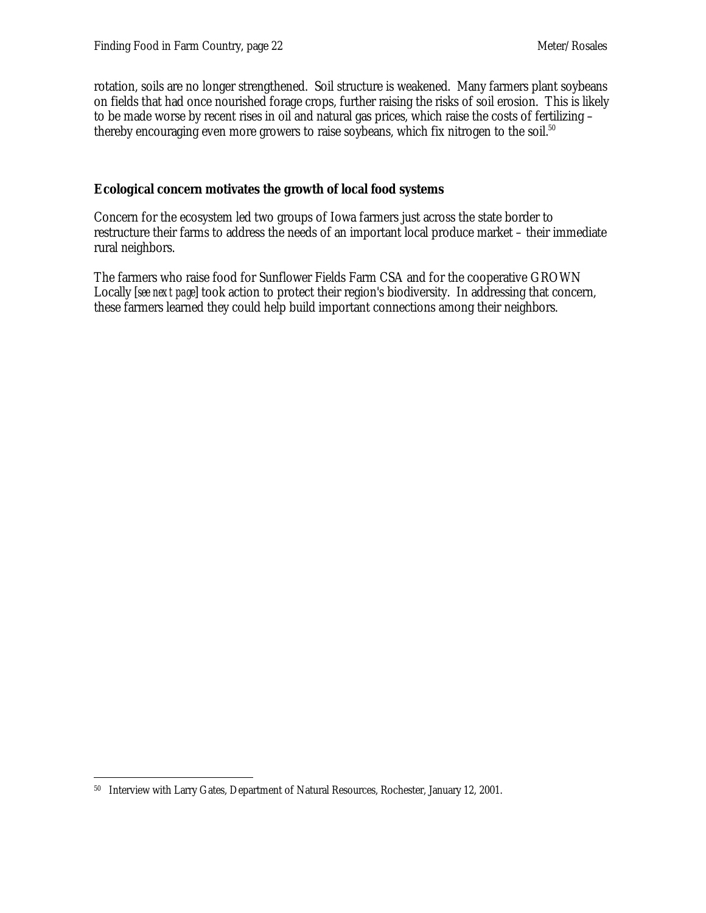rotation, soils are no longer strengthened. Soil structure is weakened. Many farmers plant soybeans on fields that had once nourished forage crops, further raising the risks of soil erosion. This is likely to be made worse by recent rises in oil and natural gas prices, which raise the costs of fertilizing – thereby encouraging even more growers to raise soybeans, which fix nitrogen to the soil.[50]

## Ecological concern motivates the growth of local food systems

Concern for the ecosystem led two groups of Iowa farmers just across the state border to restructure their farms to address the needs of an important local produce market – their immediate rural neighbors.

The farmers who raise food for Sunflower Fields Farm CSA and for the cooperative GROWN Locally [*see next page*] took action to protect their region's biodiversity. In addressing that concern, these farmers learned they could help build important connections among their neighbors.

---

[50] Interview with Larry Gates, Department of Natural Resources, Rochester, January 12, 2001.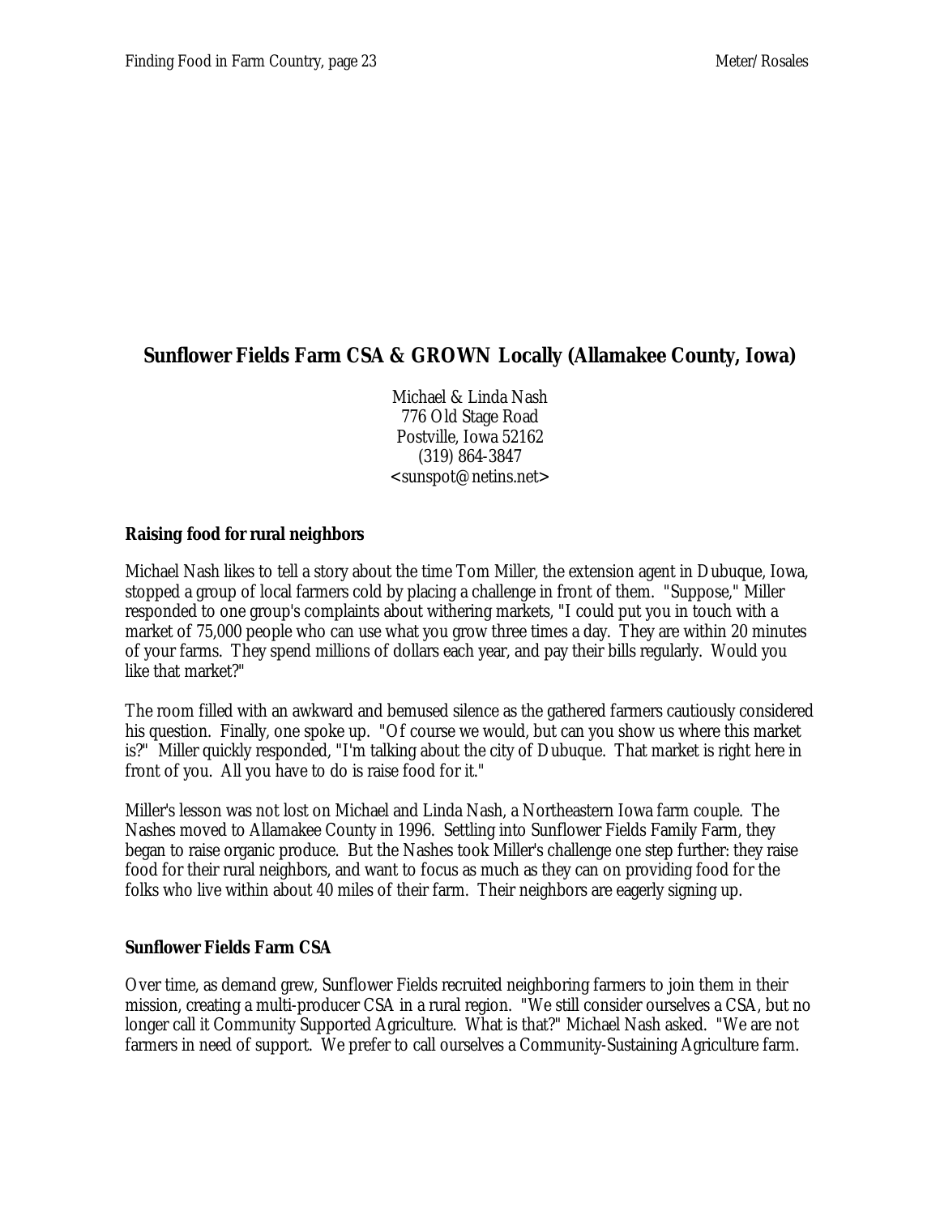## Sunflower Fields Farm CSA & GROWN Locally (Allamakee County, Iowa)

Michael & Linda Nash
776 Old Stage Road
Postville, Iowa 52162
(319) 864-3847
<sunspot@netins.net>

### Raising food for rural neighbors

Michael Nash likes to tell a story about the time Tom Miller, the extension agent in Dubuque, Iowa, stopped a group of local farmers cold by placing a challenge in front of them. "Suppose," Miller responded to one group's complaints about withering markets, "I could put you in touch with a market of 75,000 people who can use what you grow three times a day. They are within 20 minutes of your farms. They spend millions of dollars each year, and pay their bills regularly. Would you like that market?"

The room filled with an awkward and bemused silence as the gathered farmers cautiously considered his question. Finally, one spoke up. "Of course we would, but can you show us where this market is?" Miller quickly responded, "I'm talking about the city of Dubuque. That market is right here in front of you. All you have to do is raise food for it."

Miller's lesson was not lost on Michael and Linda Nash, a Northeastern Iowa farm couple. The Nashes moved to Allamakee County in 1996. Settling into Sunflower Fields Family Farm, they began to raise organic produce. But the Nashes took Miller's challenge one step further: they raise food for their rural neighbors, and want to focus as much as they can on providing food for the folks who live within about 40 miles of their farm. Their neighbors are eagerly signing up.

### Sunflower Fields Farm CSA

Over time, as demand grew, Sunflower Fields recruited neighboring farmers to join them in their mission, creating a multi-producer CSA in a rural region. "We still consider ourselves a CSA, but no longer call it Community Supported Agriculture. What is that?" Michael Nash asked. "We are not farmers in need of support. We prefer to call ourselves a Community-Sustaining Agriculture farm.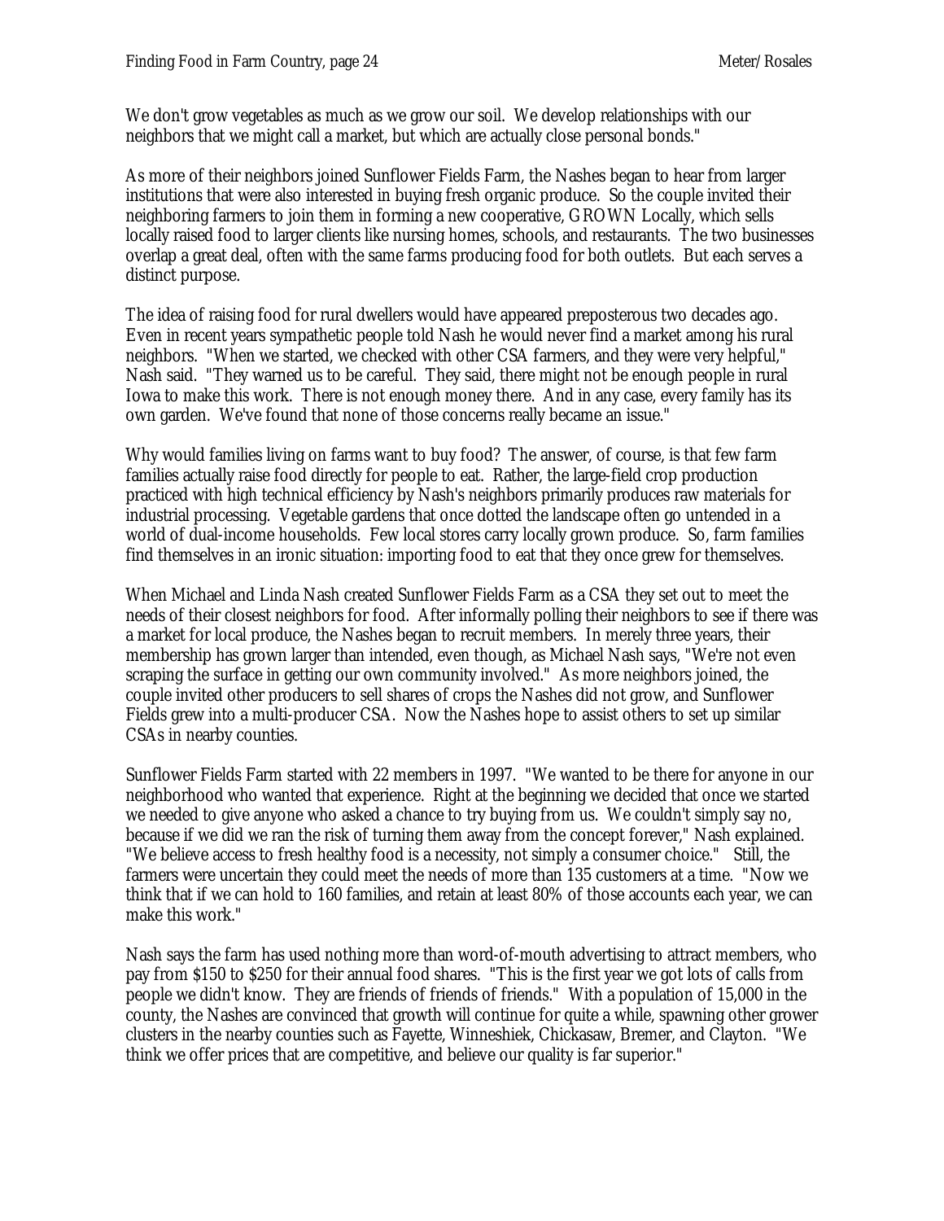We don't grow vegetables as much as we grow our soil. We develop relationships with our neighbors that we might call a market, but which are actually close personal bonds."

As more of their neighbors joined Sunflower Fields Farm, the Nashes began to hear from larger institutions that were also interested in buying fresh organic produce. So the couple invited their neighboring farmers to join them in forming a new cooperative, GROWN Locally, which sells locally raised food to larger clients like nursing homes, schools, and restaurants. The two businesses overlap a great deal, often with the same farms producing food for both outlets. But each serves a distinct purpose.

The idea of raising food for rural dwellers would have appeared preposterous two decades ago. Even in recent years sympathetic people told Nash he would never find a market among his rural neighbors. "When we started, we checked with other CSA farmers, and they were very helpful," Nash said. "They warned us to be careful. They said, there might not be enough people in rural Iowa to make this work. There is not enough money there. And in any case, every family has its own garden. We've found that none of those concerns really became an issue."

Why would families living on farms want to buy food? The answer, of course, is that few farm families actually raise food directly for people to eat. Rather, the large-field crop production practiced with high technical efficiency by Nash's neighbors primarily produces raw materials for industrial processing. Vegetable gardens that once dotted the landscape often go untended in a world of dual-income households. Few local stores carry locally grown produce. So, farm families find themselves in an ironic situation: importing food to eat that they once grew for themselves.

When Michael and Linda Nash created Sunflower Fields Farm as a CSA they set out to meet the needs of their closest neighbors for food. After informally polling their neighbors to see if there was a market for local produce, the Nashes began to recruit members. In merely three years, their membership has grown larger than intended, even though, as Michael Nash says, "We're not even scraping the surface in getting our own community involved." As more neighbors joined, the couple invited other producers to sell shares of crops the Nashes did not grow, and Sunflower Fields grew into a multi-producer CSA. Now the Nashes hope to assist others to set up similar CSAs in nearby counties.

Sunflower Fields Farm started with 22 members in 1997. "We wanted to be there for anyone in our neighborhood who wanted that experience. Right at the beginning we decided that once we started we needed to give anyone who asked a chance to try buying from us. We couldn't simply say no, because if we did we ran the risk of turning them away from the concept forever," Nash explained. "We believe access to fresh healthy food is a necessity, not simply a consumer choice." Still, the farmers were uncertain they could meet the needs of more than 135 customers at a time. "Now we think that if we can hold to 160 families, and retain at least 80% of those accounts each year, we can make this work."

Nash says the farm has used nothing more than word-of-mouth advertising to attract members, who pay from $150 to $250 for their annual food shares. "This is the first year we got lots of calls from people we didn't know. They are friends of friends of friends." With a population of 15,000 in the county, the Nashes are convinced that growth will continue for quite a while, spawning other grower clusters in the nearby counties such as Fayette, Winneshiek, Chickasaw, Bremer, and Clayton. "We think we offer prices that are competitive, and believe our quality is far superior."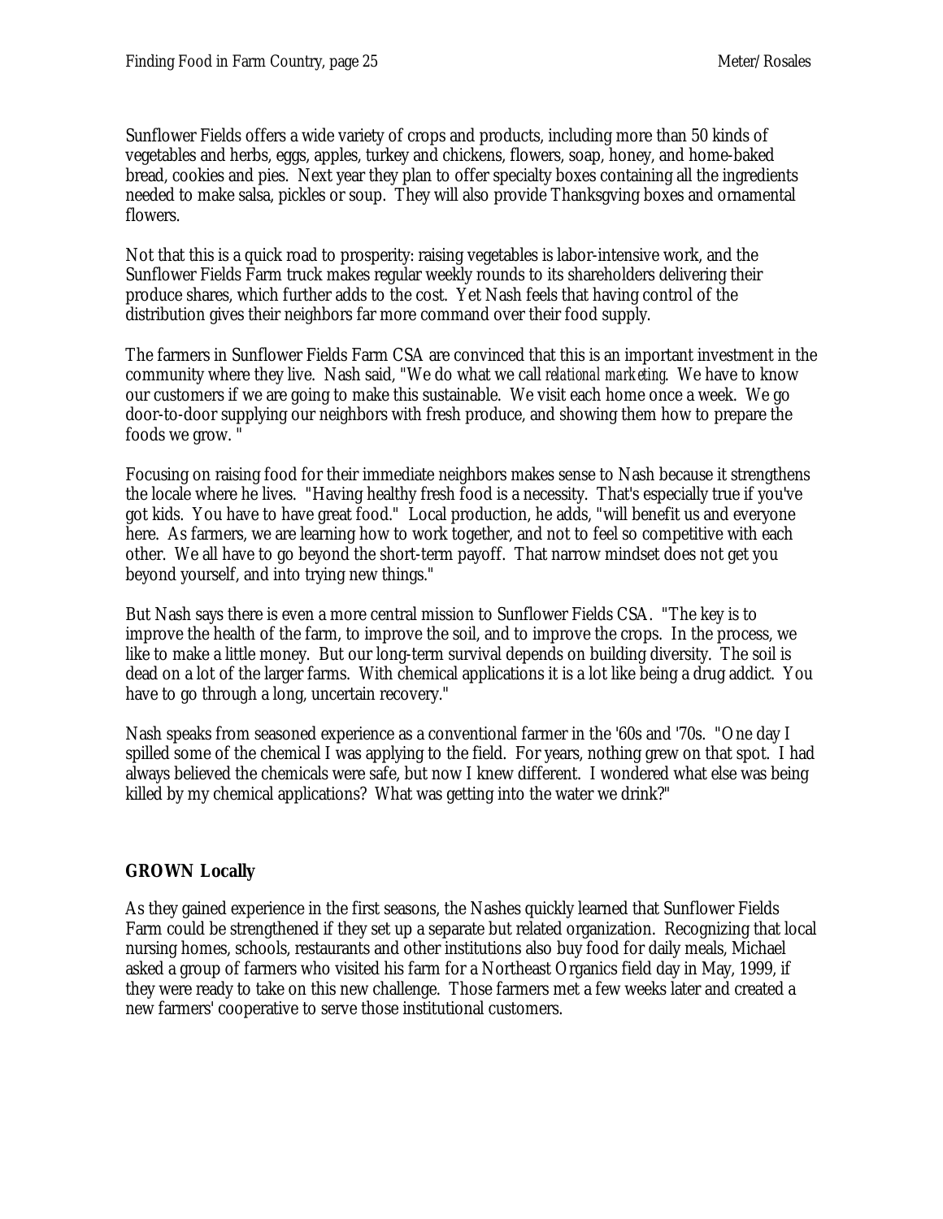Sunflower Fields offers a wide variety of crops and products, including more than 50 kinds of vegetables and herbs, eggs, apples, turkey and chickens, flowers, soap, honey, and home-baked bread, cookies and pies. Next year they plan to offer specialty boxes containing all the ingredients needed to make salsa, pickles or soup. They will also provide Thanksgving boxes and ornamental flowers.

Not that this is a quick road to prosperity: raising vegetables is labor-intensive work, and the Sunflower Fields Farm truck makes regular weekly rounds to its shareholders delivering their produce shares, which further adds to the cost. Yet Nash feels that having control of the distribution gives their neighbors far more command over their food supply.

The farmers in Sunflower Fields Farm CSA are convinced that this is an important investment in the community where they live. Nash said, "We do what we call *relational marketing*. We have to know our customers if we are going to make this sustainable. We visit each home once a week. We go door-to-door supplying our neighbors with fresh produce, and showing them how to prepare the foods we grow. "

Focusing on raising food for their immediate neighbors makes sense to Nash because it strengthens the locale where he lives. "Having healthy fresh food is a necessity. That's especially true if you've got kids. You have to have great food." Local production, he adds, "will benefit us and everyone here. As farmers, we are learning how to work together, and not to feel so competitive with each other. We all have to go beyond the short-term payoff. That narrow mindset does not get you beyond yourself, and into trying new things."

But Nash says there is even a more central mission to Sunflower Fields CSA. "The key is to improve the health of the farm, to improve the soil, and to improve the crops. In the process, we like to make a little money. But our long-term survival depends on building diversity. The soil is dead on a lot of the larger farms. With chemical applications it is a lot like being a drug addict. You have to go through a long, uncertain recovery."

Nash speaks from seasoned experience as a conventional farmer in the '60s and '70s. "One day I spilled some of the chemical I was applying to the field. For years, nothing grew on that spot. I had always believed the chemicals were safe, but now I knew different. I wondered what else was being killed by my chemical applications? What was getting into the water we drink?"

**GROWN Locally**

As they gained experience in the first seasons, the Nashes quickly learned that Sunflower Fields Farm could be strengthened if they set up a separate but related organization. Recognizing that local nursing homes, schools, restaurants and other institutions also buy food for daily meals, Michael asked a group of farmers who visited his farm for a Northeast Organics field day in May, 1999, if they were ready to take on this new challenge. Those farmers met a few weeks later and created a new farmers' cooperative to serve those institutional customers.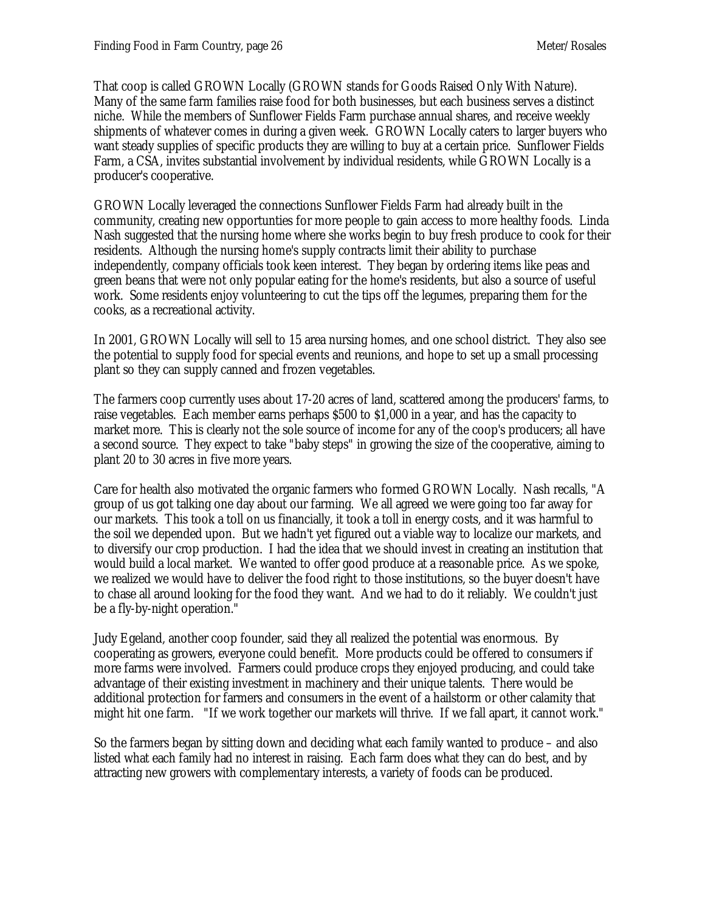That coop is called GROWN Locally (GROWN stands for Goods Raised Only With Nature). Many of the same farm families raise food for both businesses, but each business serves a distinct niche. While the members of Sunflower Fields Farm purchase annual shares, and receive weekly shipments of whatever comes in during a given week. GROWN Locally caters to larger buyers who want steady supplies of specific products they are willing to buy at a certain price. Sunflower Fields Farm, a CSA, invites substantial involvement by individual residents, while GROWN Locally is a producer's cooperative.

GROWN Locally leveraged the connections Sunflower Fields Farm had already built in the community, creating new opportunties for more people to gain access to more healthy foods. Linda Nash suggested that the nursing home where she works begin to buy fresh produce to cook for their residents. Although the nursing home's supply contracts limit their ability to purchase independently, company officials took keen interest. They began by ordering items like peas and green beans that were not only popular eating for the home's residents, but also a source of useful work. Some residents enjoy volunteering to cut the tips off the legumes, preparing them for the cooks, as a recreational activity.

In 2001, GROWN Locally will sell to 15 area nursing homes, and one school district. They also see the potential to supply food for special events and reunions, and hope to set up a small processing plant so they can supply canned and frozen vegetables.

The farmers coop currently uses about 17-20 acres of land, scattered among the producers' farms, to raise vegetables. Each member earns perhaps $500 to $1,000 in a year, and has the capacity to market more. This is clearly not the sole source of income for any of the coop's producers; all have a second source. They expect to take "baby steps" in growing the size of the cooperative, aiming to plant 20 to 30 acres in five more years.

Care for health also motivated the organic farmers who formed GROWN Locally. Nash recalls, "A group of us got talking one day about our farming. We all agreed we were going too far away for our markets. This took a toll on us financially, it took a toll in energy costs, and it was harmful to the soil we depended upon. But we hadn't yet figured out a viable way to localize our markets, and to diversify our crop production. I had the idea that we should invest in creating an institution that would build a local market. We wanted to offer good produce at a reasonable price. As we spoke, we realized we would have to deliver the food right to those institutions, so the buyer doesn't have to chase all around looking for the food they want. And we had to do it reliably. We couldn't just be a fly-by-night operation."

Judy Egeland, another coop founder, said they all realized the potential was enormous. By cooperating as growers, everyone could benefit. More products could be offered to consumers if more farms were involved. Farmers could produce crops they enjoyed producing, and could take advantage of their existing investment in machinery and their unique talents. There would be additional protection for farmers and consumers in the event of a hailstorm or other calamity that might hit one farm. "If we work together our markets will thrive. If we fall apart, it cannot work."

So the farmers began by sitting down and deciding what each family wanted to produce – and also listed what each family had no interest in raising. Each farm does what they can do best, and by attracting new growers with complementary interests, a variety of foods can be produced.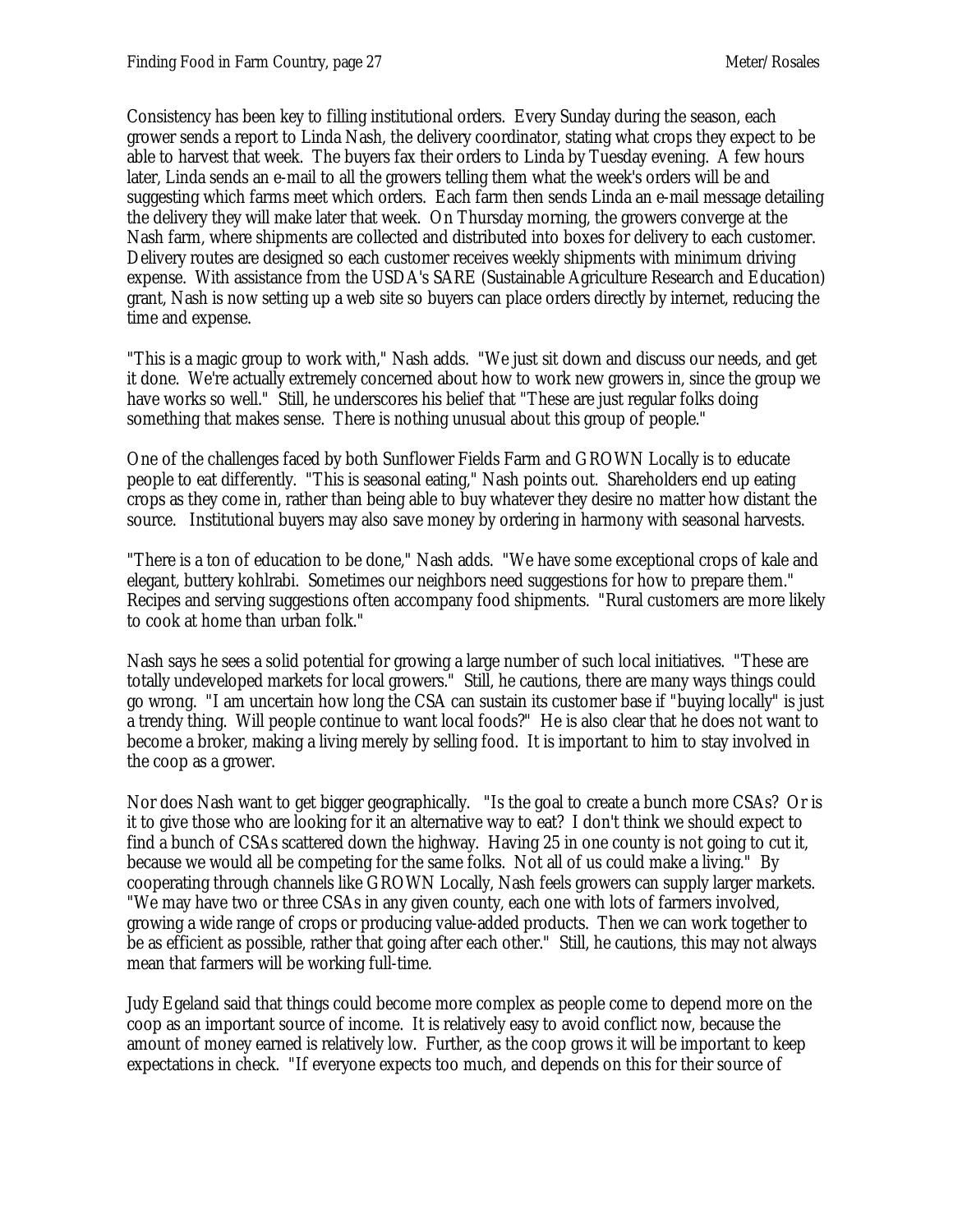Consistency has been key to filling institutional orders. Every Sunday during the season, each grower sends a report to Linda Nash, the delivery coordinator, stating what crops they expect to be able to harvest that week. The buyers fax their orders to Linda by Tuesday evening. A few hours later, Linda sends an e-mail to all the growers telling them what the week's orders will be and suggesting which farms meet which orders. Each farm then sends Linda an e-mail message detailing the delivery they will make later that week. On Thursday morning, the growers converge at the Nash farm, where shipments are collected and distributed into boxes for delivery to each customer. Delivery routes are designed so each customer receives weekly shipments with minimum driving expense. With assistance from the USDA's SARE (Sustainable Agriculture Research and Education) grant, Nash is now setting up a web site so buyers can place orders directly by internet, reducing the time and expense.

"This is a magic group to work with," Nash adds. "We just sit down and discuss our needs, and get it done. We're actually extremely concerned about how to work new growers in, since the group we have works so well." Still, he underscores his belief that "These are just regular folks doing something that makes sense. There is nothing unusual about this group of people."

One of the challenges faced by both Sunflower Fields Farm and GROWN Locally is to educate people to eat differently. "This is seasonal eating," Nash points out. Shareholders end up eating crops as they come in, rather than being able to buy whatever they desire no matter how distant the source. Institutional buyers may also save money by ordering in harmony with seasonal harvests.

"There is a ton of education to be done," Nash adds. "We have some exceptional crops of kale and elegant, buttery kohlrabi. Sometimes our neighbors need suggestions for how to prepare them." Recipes and serving suggestions often accompany food shipments. "Rural customers are more likely to cook at home than urban folk."

Nash says he sees a solid potential for growing a large number of such local initiatives. "These are totally undeveloped markets for local growers." Still, he cautions, there are many ways things could go wrong. "I am uncertain how long the CSA can sustain its customer base if "buying locally" is just a trendy thing. Will people continue to want local foods?" He is also clear that he does not want to become a broker, making a living merely by selling food. It is important to him to stay involved in the coop as a grower.

Nor does Nash want to get bigger geographically. "Is the goal to create a bunch more CSAs? Or is it to give those who are looking for it an alternative way to eat? I don't think we should expect to find a bunch of CSAs scattered down the highway. Having 25 in one county is not going to cut it, because we would all be competing for the same folks. Not all of us could make a living." By cooperating through channels like GROWN Locally, Nash feels growers can supply larger markets. "We may have two or three CSAs in any given county, each one with lots of farmers involved, growing a wide range of crops or producing value-added products. Then we can work together to be as efficient as possible, rather that going after each other." Still, he cautions, this may not always mean that farmers will be working full-time.

Judy Egeland said that things could become more complex as people come to depend more on the coop as an important source of income. It is relatively easy to avoid conflict now, because the amount of money earned is relatively low. Further, as the coop grows it will be important to keep expectations in check. "If everyone expects too much, and depends on this for their source of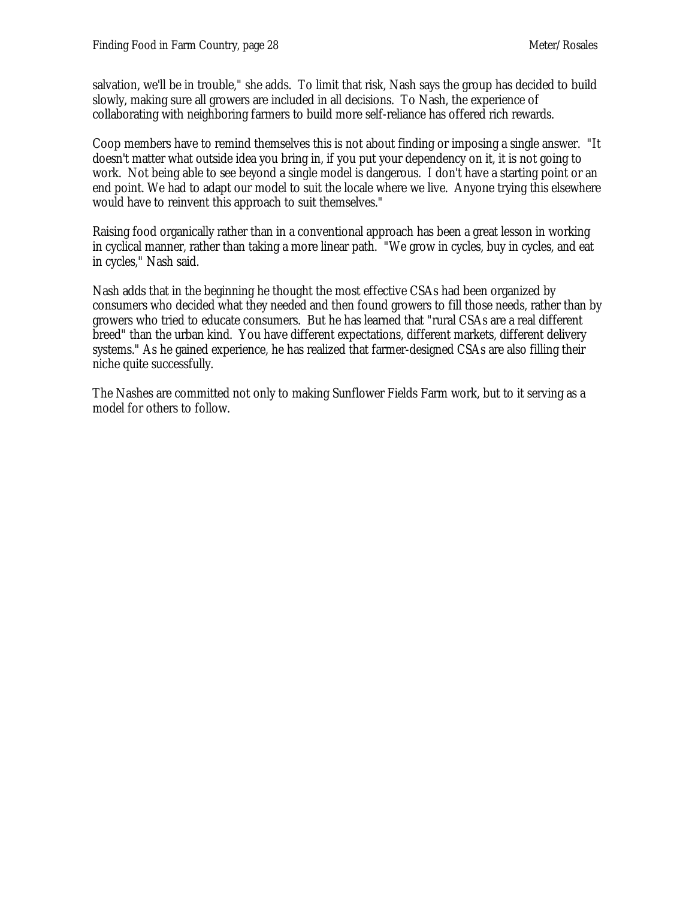salvation, we'll be in trouble," she adds. To limit that risk, Nash says the group has decided to build slowly, making sure all growers are included in all decisions. To Nash, the experience of collaborating with neighboring farmers to build more self-reliance has offered rich rewards.

Coop members have to remind themselves this is not about finding or imposing a single answer. "It doesn't matter what outside idea you bring in, if you put your dependency on it, it is not going to work. Not being able to see beyond a single model is dangerous. I don't have a starting point or an end point. We had to adapt our model to suit the locale where we live. Anyone trying this elsewhere would have to reinvent this approach to suit themselves."

Raising food organically rather than in a conventional approach has been a great lesson in working in cyclical manner, rather than taking a more linear path. "We grow in cycles, buy in cycles, and eat in cycles," Nash said.

Nash adds that in the beginning he thought the most effective CSAs had been organized by consumers who decided what they needed and then found growers to fill those needs, rather than by growers who tried to educate consumers. But he has learned that "rural CSAs are a real different breed" than the urban kind. You have different expectations, different markets, different delivery systems." As he gained experience, he has realized that farmer-designed CSAs are also filling their niche quite successfully.

The Nashes are committed not only to making Sunflower Fields Farm work, but to it serving as a model for others to follow.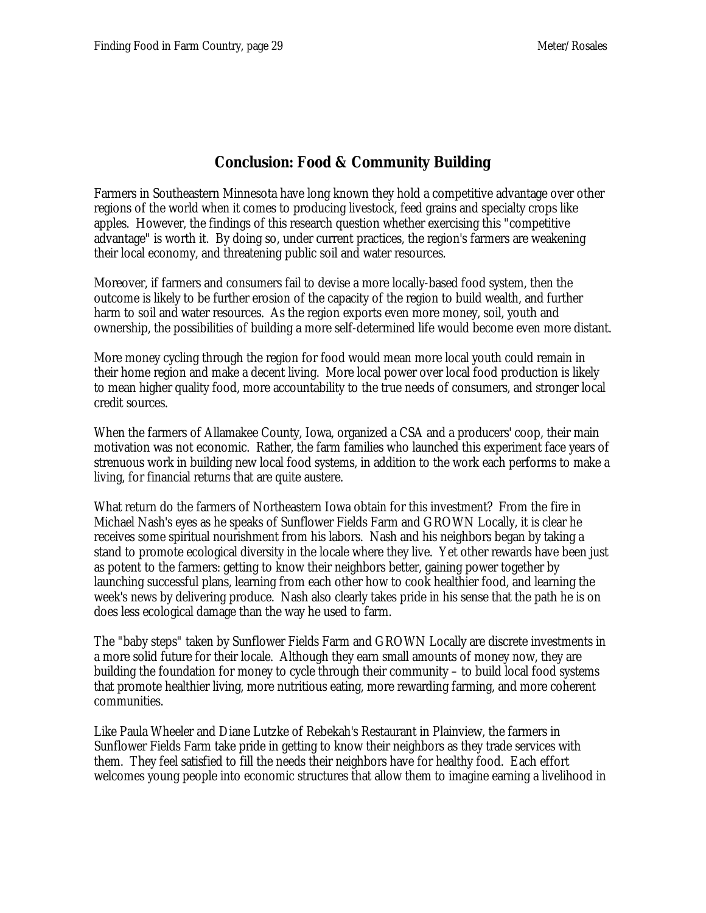## Conclusion: Food & Community Building

Farmers in Southeastern Minnesota have long known they hold a competitive advantage over other regions of the world when it comes to producing livestock, feed grains and specialty crops like apples. However, the findings of this research question whether exercising this "competitive advantage" is worth it. By doing so, under current practices, the region's farmers are weakening their local economy, and threatening public soil and water resources.

Moreover, if farmers and consumers fail to devise a more locally-based food system, then the outcome is likely to be further erosion of the capacity of the region to build wealth, and further harm to soil and water resources. As the region exports even more money, soil, youth and ownership, the possibilities of building a more self-determined life would become even more distant.

More money cycling through the region for food would mean more local youth could remain in their home region and make a decent living. More local power over local food production is likely to mean higher quality food, more accountability to the true needs of consumers, and stronger local credit sources.

When the farmers of Allamakee County, Iowa, organized a CSA and a producers' coop, their main motivation was not economic. Rather, the farm families who launched this experiment face years of strenuous work in building new local food systems, in addition to the work each performs to make a living, for financial returns that are quite austere.

What return do the farmers of Northeastern Iowa obtain for this investment? From the fire in Michael Nash's eyes as he speaks of Sunflower Fields Farm and GROWN Locally, it is clear he receives some spiritual nourishment from his labors. Nash and his neighbors began by taking a stand to promote ecological diversity in the locale where they live. Yet other rewards have been just as potent to the farmers: getting to know their neighbors better, gaining power together by launching successful plans, learning from each other how to cook healthier food, and learning the week's news by delivering produce. Nash also clearly takes pride in his sense that the path he is on does less ecological damage than the way he used to farm.

The "baby steps" taken by Sunflower Fields Farm and GROWN Locally are discrete investments in a more solid future for their locale. Although they earn small amounts of money now, they are building the foundation for money to cycle through their community – to build local food systems that promote healthier living, more nutritious eating, more rewarding farming, and more coherent communities.

Like Paula Wheeler and Diane Lutzke of Rebekah's Restaurant in Plainview, the farmers in Sunflower Fields Farm take pride in getting to know their neighbors as they trade services with them. They feel satisfied to fill the needs their neighbors have for healthy food. Each effort welcomes young people into economic structures that allow them to imagine earning a livelihood in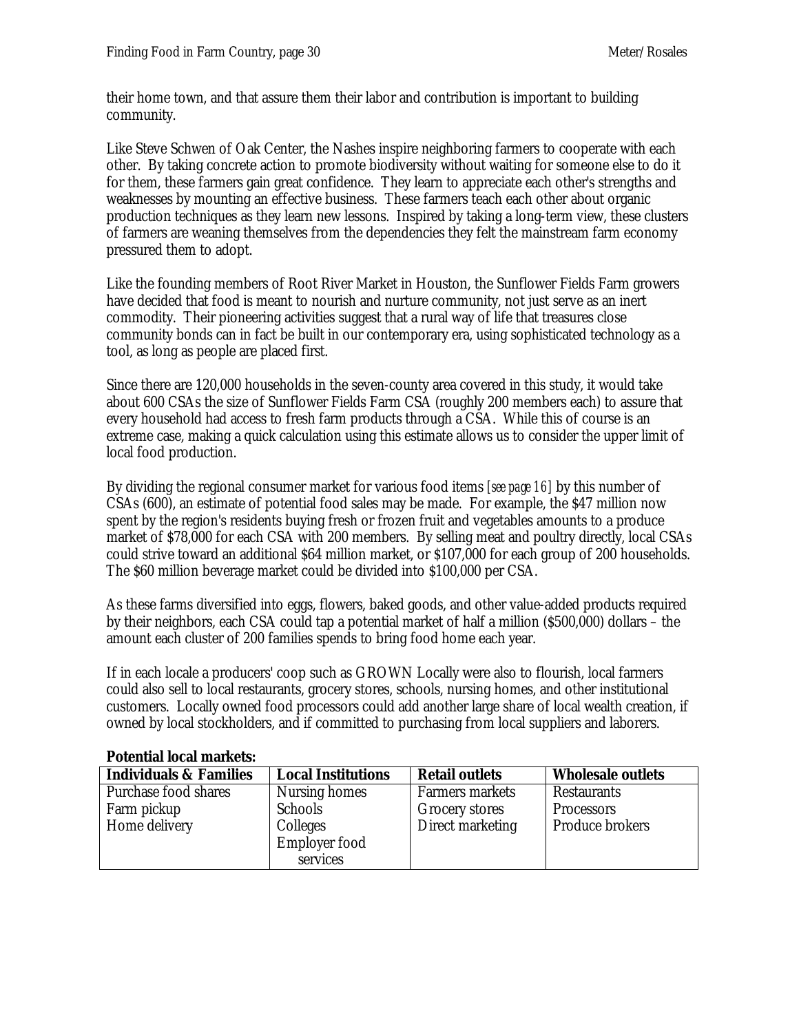their home town, and that assure them their labor and contribution is important to building community.

Like Steve Schwen of Oak Center, the Nashes inspire neighboring farmers to cooperate with each other. By taking concrete action to promote biodiversity without waiting for someone else to do it for them, these farmers gain great confidence. They learn to appreciate each other's strengths and weaknesses by mounting an effective business. These farmers teach each other about organic production techniques as they learn new lessons. Inspired by taking a long-term view, these clusters of farmers are weaning themselves from the dependencies they felt the mainstream farm economy pressured them to adopt.

Like the founding members of Root River Market in Houston, the Sunflower Fields Farm growers have decided that food is meant to nourish and nurture community, not just serve as an inert commodity. Their pioneering activities suggest that a rural way of life that treasures close community bonds can in fact be built in our contemporary era, using sophisticated technology as a tool, as long as people are placed first.

Since there are 120,000 households in the seven-county area covered in this study, it would take about 600 CSAs the size of Sunflower Fields Farm CSA (roughly 200 members each) to assure that every household had access to fresh farm products through a CSA. While this of course is an extreme case, making a quick calculation using this estimate allows us to consider the upper limit of local food production.

By dividing the regional consumer market for various food items *[see page 16]* by this number of CSAs (600), an estimate of potential food sales may be made. For example, the $47 million now spent by the region's residents buying fresh or frozen fruit and vegetables amounts to a produce market of $78,000 for each CSA with 200 members. By selling meat and poultry directly, local CSAs could strive toward an additional $64 million market, or $107,000 for each group of 200 households. The $60 million beverage market could be divided into $100,000 per CSA.

As these farms diversified into eggs, flowers, baked goods, and other value-added products required by their neighbors, each CSA could tap a potential market of half a million ($500,000) dollars – the amount each cluster of 200 families spends to bring food home each year.

If in each locale a producers' coop such as GROWN Locally were also to flourish, local farmers could also sell to local restaurants, grocery stores, schools, nursing homes, and other institutional customers. Locally owned food processors could add another large share of local wealth creation, if owned by local stockholders, and if committed to purchasing from local suppliers and laborers.

**Potential local markets:**

| Individuals & Families | Local Institutions | Retail outlets | Wholesale outlets |
|---|---|---|---|
| Purchase food shares | Nursing homes | Farmers markets | Restaurants |
| Farm pickup | Schools | Grocery stores | Processors |
| Home delivery | Colleges | Direct marketing | Produce brokers |
| | Employer food services | | |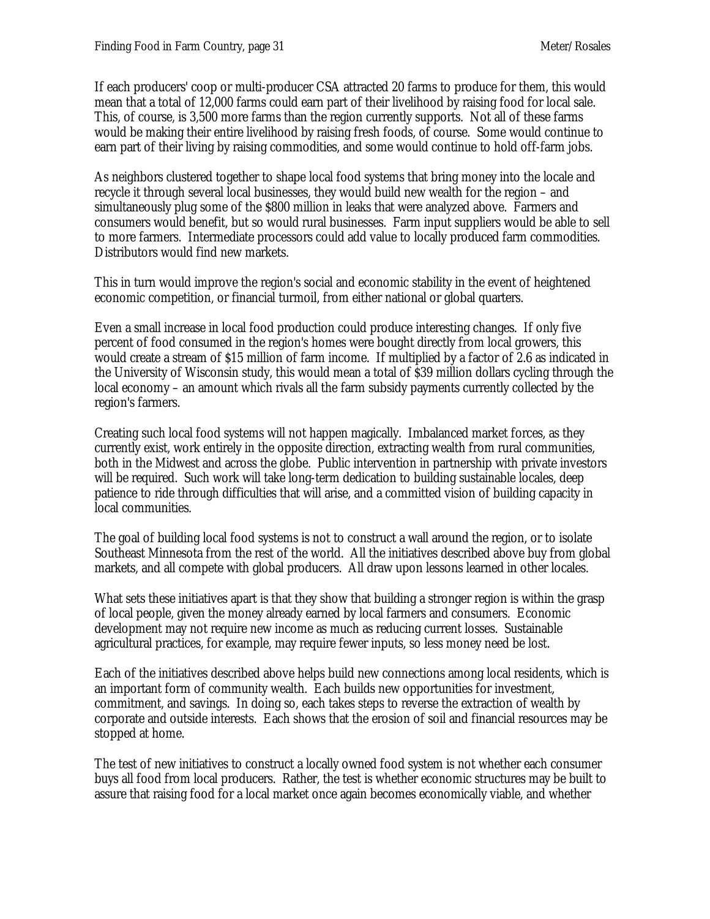If each producers' coop or multi-producer CSA attracted 20 farms to produce for them, this would mean that a total of 12,000 farms could earn part of their livelihood by raising food for local sale. This, of course, is 3,500 more farms than the region currently supports. Not all of these farms would be making their entire livelihood by raising fresh foods, of course. Some would continue to earn part of their living by raising commodities, and some would continue to hold off-farm jobs.

As neighbors clustered together to shape local food systems that bring money into the locale and recycle it through several local businesses, they would build new wealth for the region – and simultaneously plug some of the $800 million in leaks that were analyzed above. Farmers and consumers would benefit, but so would rural businesses. Farm input suppliers would be able to sell to more farmers. Intermediate processors could add value to locally produced farm commodities. Distributors would find new markets.

This in turn would improve the region's social and economic stability in the event of heightened economic competition, or financial turmoil, from either national or global quarters.

Even a small increase in local food production could produce interesting changes. If only five percent of food consumed in the region's homes were bought directly from local growers, this would create a stream of $15 million of farm income. If multiplied by a factor of 2.6 as indicated in the University of Wisconsin study, this would mean a total of $39 million dollars cycling through the local economy – an amount which rivals all the farm subsidy payments currently collected by the region's farmers.

Creating such local food systems will not happen magically. Imbalanced market forces, as they currently exist, work entirely in the opposite direction, extracting wealth from rural communities, both in the Midwest and across the globe. Public intervention in partnership with private investors will be required. Such work will take long-term dedication to building sustainable locales, deep patience to ride through difficulties that will arise, and a committed vision of building capacity in local communities.

The goal of building local food systems is not to construct a wall around the region, or to isolate Southeast Minnesota from the rest of the world. All the initiatives described above buy from global markets, and all compete with global producers. All draw upon lessons learned in other locales.

What sets these initiatives apart is that they show that building a stronger region is within the grasp of local people, given the money already earned by local farmers and consumers. Economic development may not require new income as much as reducing current losses. Sustainable agricultural practices, for example, may require fewer inputs, so less money need be lost.

Each of the initiatives described above helps build new connections among local residents, which is an important form of community wealth. Each builds new opportunities for investment, commitment, and savings. In doing so, each takes steps to reverse the extraction of wealth by corporate and outside interests. Each shows that the erosion of soil and financial resources may be stopped at home.

The test of new initiatives to construct a locally owned food system is not whether each consumer buys all food from local producers. Rather, the test is whether economic structures may be built to assure that raising food for a local market once again becomes economically viable, and whether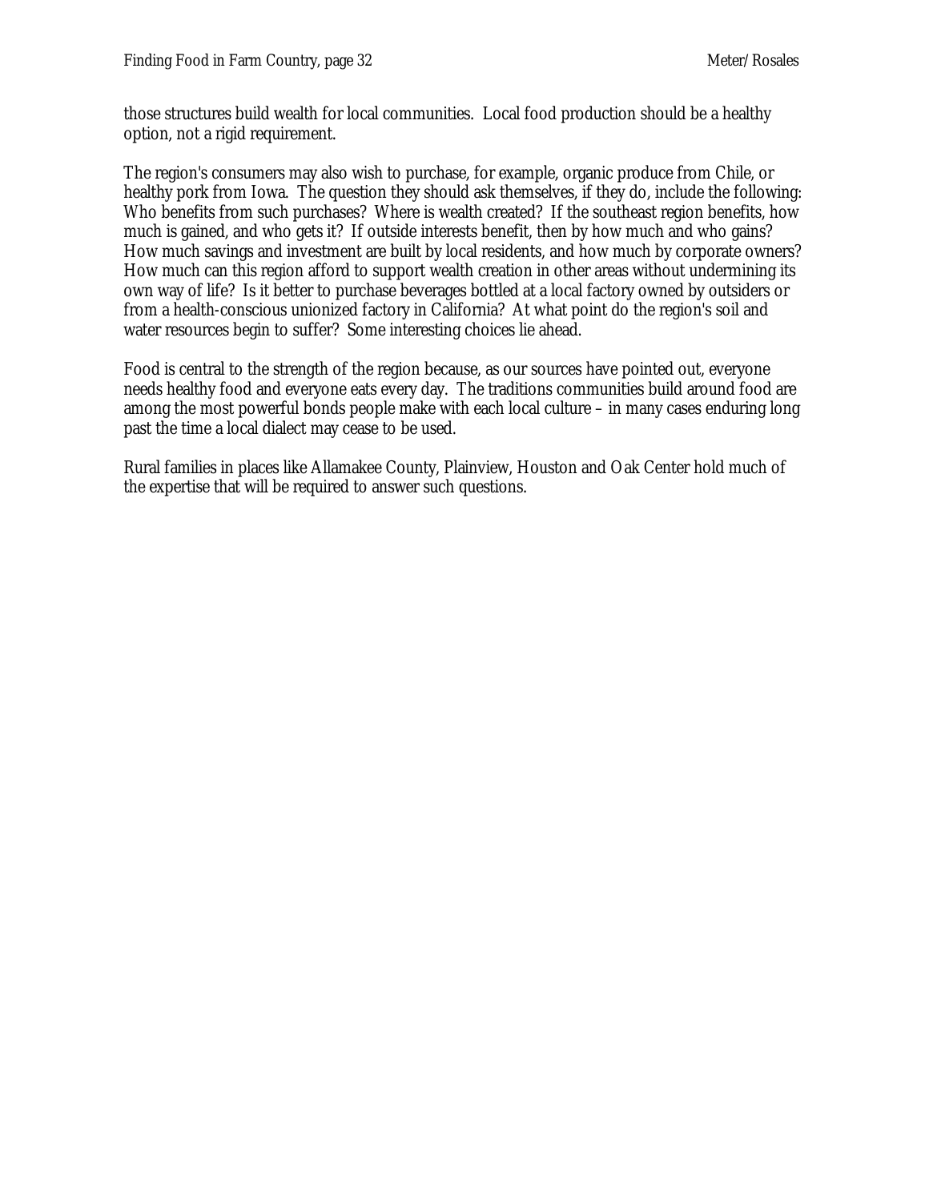those structures build wealth for local communities. Local food production should be a healthy option, not a rigid requirement.

The region's consumers may also wish to purchase, for example, organic produce from Chile, or healthy pork from Iowa. The question they should ask themselves, if they do, include the following: Who benefits from such purchases? Where is wealth created? If the southeast region benefits, how much is gained, and who gets it? If outside interests benefit, then by how much and who gains? How much savings and investment are built by local residents, and how much by corporate owners? How much can this region afford to support wealth creation in other areas without undermining its own way of life? Is it better to purchase beverages bottled at a local factory owned by outsiders or from a health-conscious unionized factory in California? At what point do the region's soil and water resources begin to suffer? Some interesting choices lie ahead.

Food is central to the strength of the region because, as our sources have pointed out, everyone needs healthy food and everyone eats every day. The traditions communities build around food are among the most powerful bonds people make with each local culture – in many cases enduring long past the time a local dialect may cease to be used.

Rural families in places like Allamakee County, Plainview, Houston and Oak Center hold much of the expertise that will be required to answer such questions.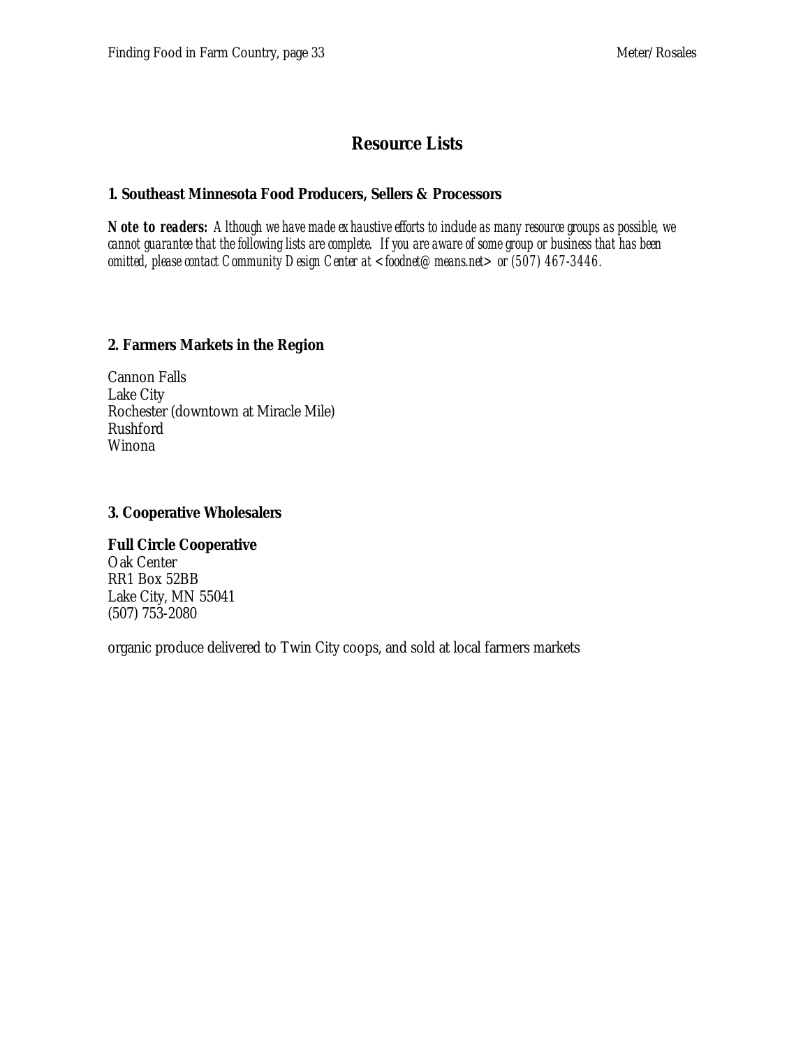# Resource Lists

### 1. Southeast Minnesota Food Producers, Sellers & Processors

***Note to readers:*** *Although we have made exhaustive efforts to include as many resource groups as possible, we cannot guarantee that the following lists are complete. If you are aware of some group or business that has been omitted, please contact Community Design Center at <foodnet@means.net> or (507) 467-3446.*

### 2. Farmers Markets in the Region

Cannon Falls
Lake City
Rochester (downtown at Miracle Mile)
Rushford
Winona

### 3. Cooperative Wholesalers

**Full Circle Cooperative**
Oak Center
RR1 Box 52BB
Lake City, MN 55041
(507) 753-2080

organic produce delivered to Twin City coops, and sold at local farmers markets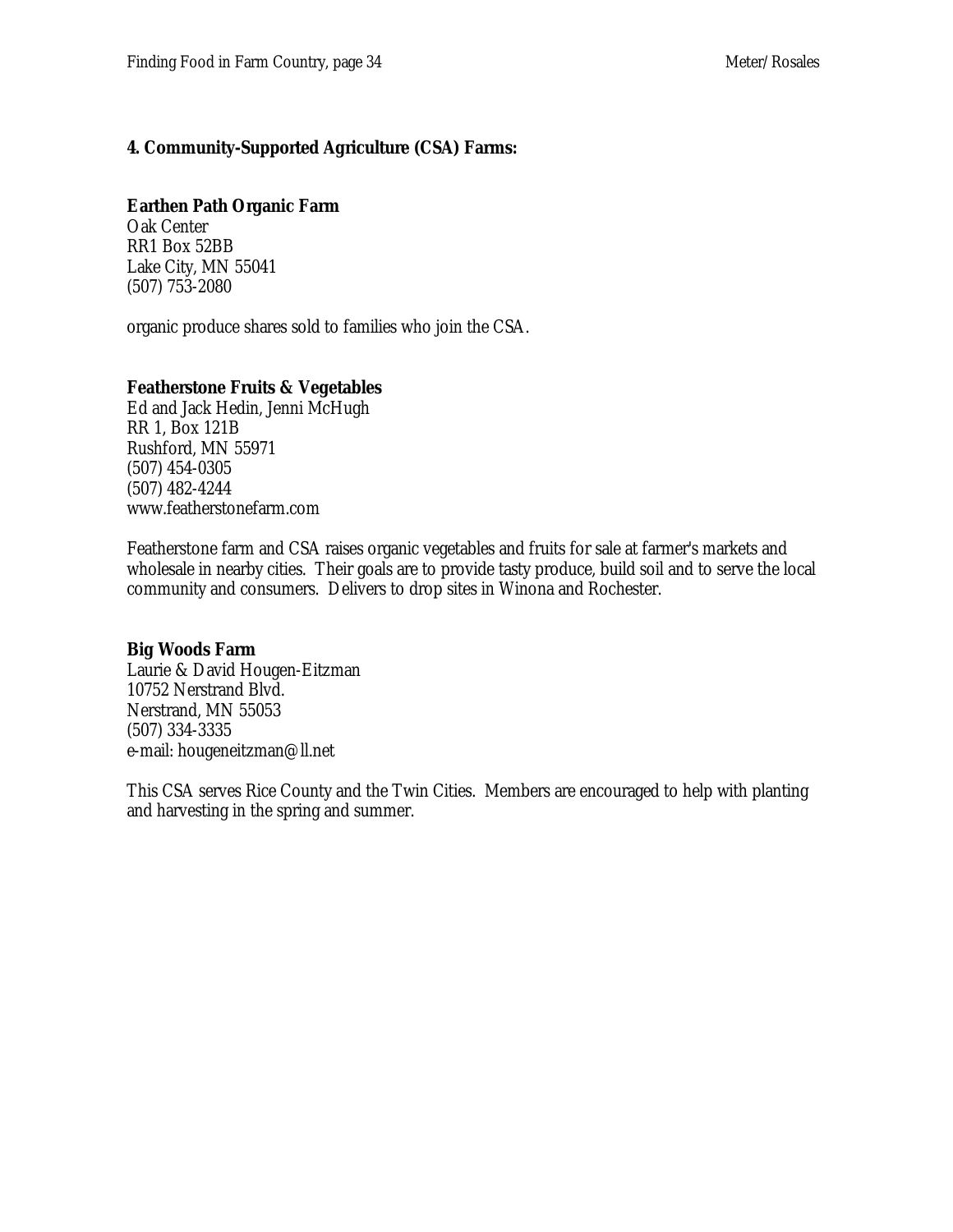**4. Community-Supported Agriculture (CSA) Farms:**

**Earthen Path Organic Farm**
Oak Center
RR1 Box 52BB
Lake City, MN 55041
(507) 753-2080

organic produce shares sold to families who join the CSA.

**Featherstone Fruits & Vegetables**
Ed and Jack Hedin, Jenni McHugh
RR 1, Box 121B
Rushford, MN 55971
(507) 454-0305
(507) 482-4244
www.featherstonefarm.com

Featherstone farm and CSA raises organic vegetables and fruits for sale at farmer's markets and wholesale in nearby cities. Their goals are to provide tasty produce, build soil and to serve the local community and consumers. Delivers to drop sites in Winona and Rochester.

**Big Woods Farm**
Laurie & David Hougen-Eitzman
10752 Nerstrand Blvd.
Nerstrand, MN 55053
(507) 334-3335
e-mail: hougeneitzman@ll.net

This CSA serves Rice County and the Twin Cities. Members are encouraged to help with planting and harvesting in the spring and summer.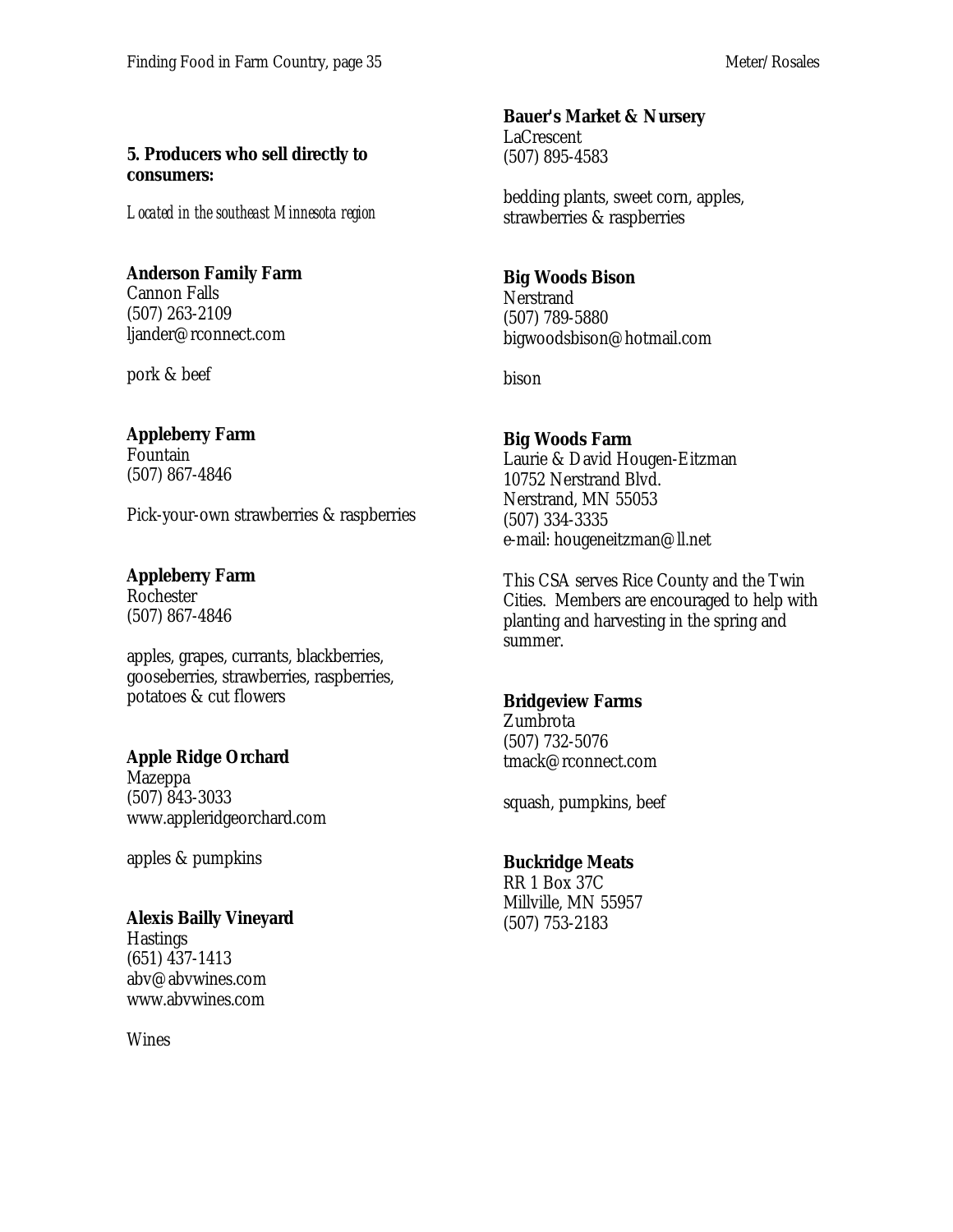**5. Producers who sell directly to consumers:**

*Located in the southeast Minnesota region*

**Anderson Family Farm**
Cannon Falls
(507) 263-2109
ljander@rconnect.com

pork & beef

**Appleberry Farm**
Fountain
(507) 867-4846

Pick-your-own strawberries & raspberries

**Appleberry Farm**
Rochester
(507) 867-4846

apples, grapes, currants, blackberries, gooseberries, strawberries, raspberries, potatoes & cut flowers

**Apple Ridge Orchard**
Mazeppa
(507) 843-3033
www.appleridgeorchard.com

apples & pumpkins

**Alexis Bailly Vineyard**
Hastings
(651) 437-1413
abv@abvwines.com
www.abvwines.com

Wines

**Bauer's Market & Nursery**
LaCrescent
(507) 895-4583

bedding plants, sweet corn, apples, strawberries & raspberries

**Big Woods Bison**
Nerstrand
(507) 789-5880
bigwoodsbison@hotmail.com

bison

**Big Woods Farm**
Laurie & David Hougen-Eitzman
10752 Nerstrand Blvd.
Nerstrand, MN 55053
(507) 334-3335
e-mail: hougeneitzman@ll.net

This CSA serves Rice County and the Twin Cities. Members are encouraged to help with planting and harvesting in the spring and summer.

**Bridgeview Farms**
Zumbrota
(507) 732-5076
tmack@rconnect.com

squash, pumpkins, beef

**Buckridge Meats**
RR 1 Box 37C
Millville, MN 55957
(507) 753-2183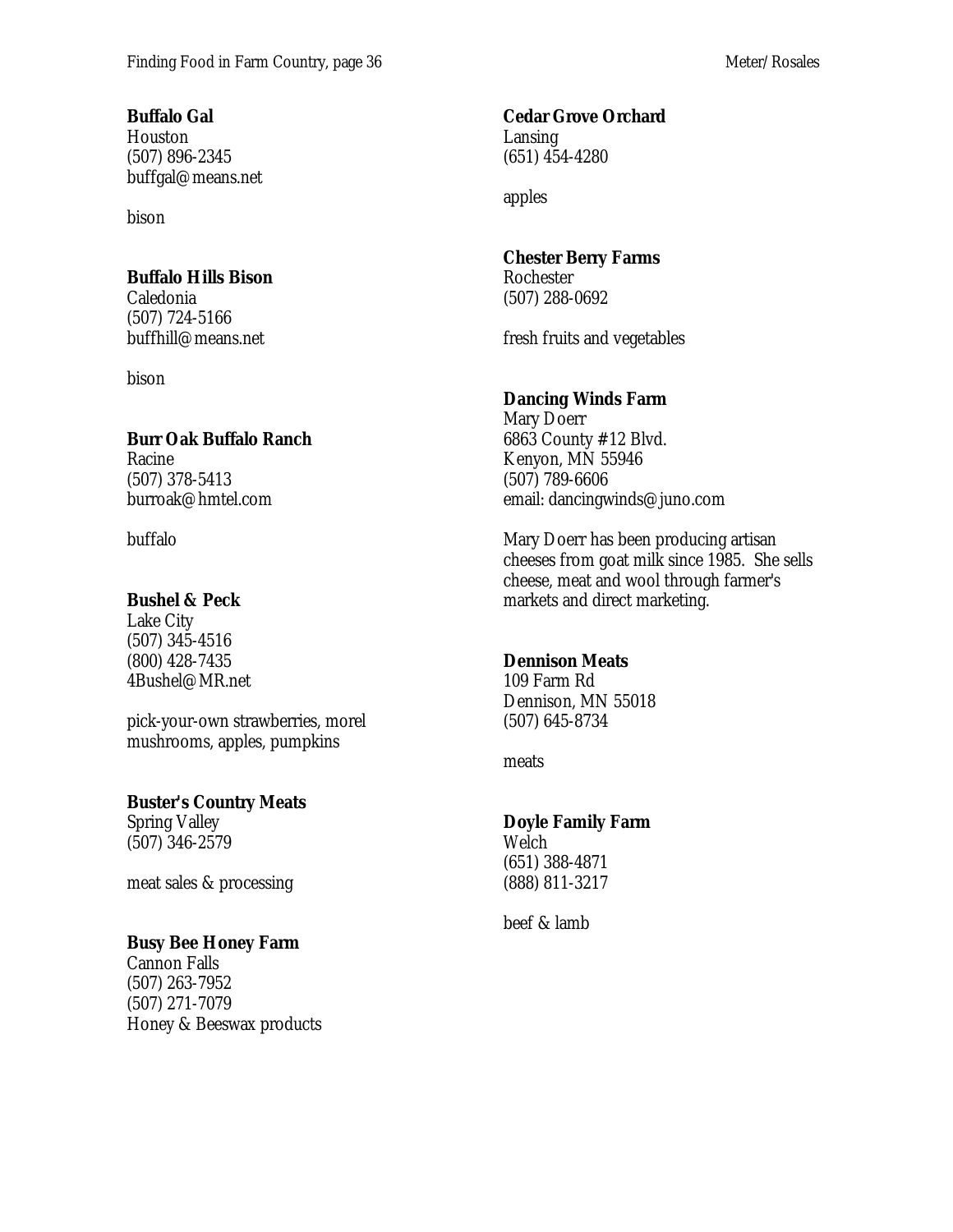**Buffalo Gal**
Houston
(507) 896-2345
buffgal@means.net

bison

**Buffalo Hills Bison**
Caledonia
(507) 724-5166
buffhill@means.net

bison

**Burr Oak Buffalo Ranch**
Racine
(507) 378-5413
burroak@hmtel.com

buffalo

**Bushel & Peck**
Lake City
(507) 345-4516
(800) 428-7435
4Bushel@MR.net

pick-your-own strawberries, morel mushrooms, apples, pumpkins

**Buster's Country Meats**
Spring Valley
(507) 346-2579

meat sales & processing

**Busy Bee Honey Farm**
Cannon Falls
(507) 263-7952
(507) 271-7079
Honey & Beeswax products

**Cedar Grove Orchard**
Lansing
(651) 454-4280

apples

**Chester Berry Farms**
Rochester
(507) 288-0692

fresh fruits and vegetables

**Dancing Winds Farm**
Mary Doerr
6863 County #12 Blvd.
Kenyon, MN 55946
(507) 789-6606
email: dancingwinds@juno.com

Mary Doerr has been producing artisan cheeses from goat milk since 1985. She sells cheese, meat and wool through farmer's markets and direct marketing.

**Dennison Meats**
109 Farm Rd
Dennison, MN 55018
(507) 645-8734

meats

**Doyle Family Farm**
Welch
(651) 388-4871
(888) 811-3217

beef & lamb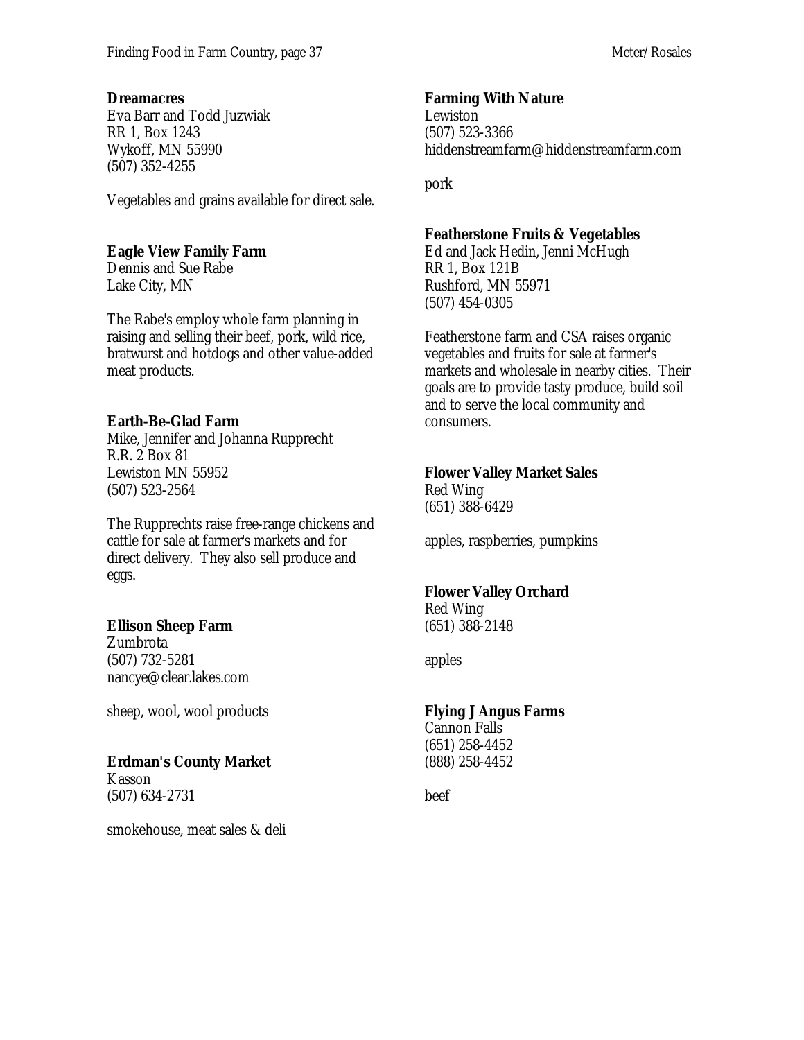**Dreamacres**
Eva Barr and Todd Juzwiak
RR 1, Box 1243
Wykoff, MN 55990
(507) 352-4255

Vegetables and grains available for direct sale.

**Eagle View Family Farm**
Dennis and Sue Rabe
Lake City, MN

The Rabe's employ whole farm planning in raising and selling their beef, pork, wild rice, bratwurst and hotdogs and other value-added meat products.

**Earth-Be-Glad Farm**
Mike, Jennifer and Johanna Rupprecht
R.R. 2 Box 81
Lewiston MN 55952
(507) 523-2564

The Rupprechts raise free-range chickens and cattle for sale at farmer's markets and for direct delivery. They also sell produce and eggs.

**Ellison Sheep Farm**
Zumbrota
(507) 732-5281
nancye@clear.lakes.com

sheep, wool, wool products

**Erdman's County Market**
Kasson
(507) 634-2731

smokehouse, meat sales & deli

**Farming With Nature**
Lewiston
(507) 523-3366
hiddenstreamfarm@hiddenstreamfarm.com

pork

**Featherstone Fruits & Vegetables**
Ed and Jack Hedin, Jenni McHugh
RR 1, Box 121B
Rushford, MN 55971
(507) 454-0305

Featherstone farm and CSA raises organic vegetables and fruits for sale at farmer's markets and wholesale in nearby cities. Their goals are to provide tasty produce, build soil and to serve the local community and consumers.

**Flower Valley Market Sales**
Red Wing
(651) 388-6429

apples, raspberries, pumpkins

**Flower Valley Orchard**
Red Wing
(651) 388-2148

apples

**Flying J Angus Farms**
Cannon Falls
(651) 258-4452
(888) 258-4452

beef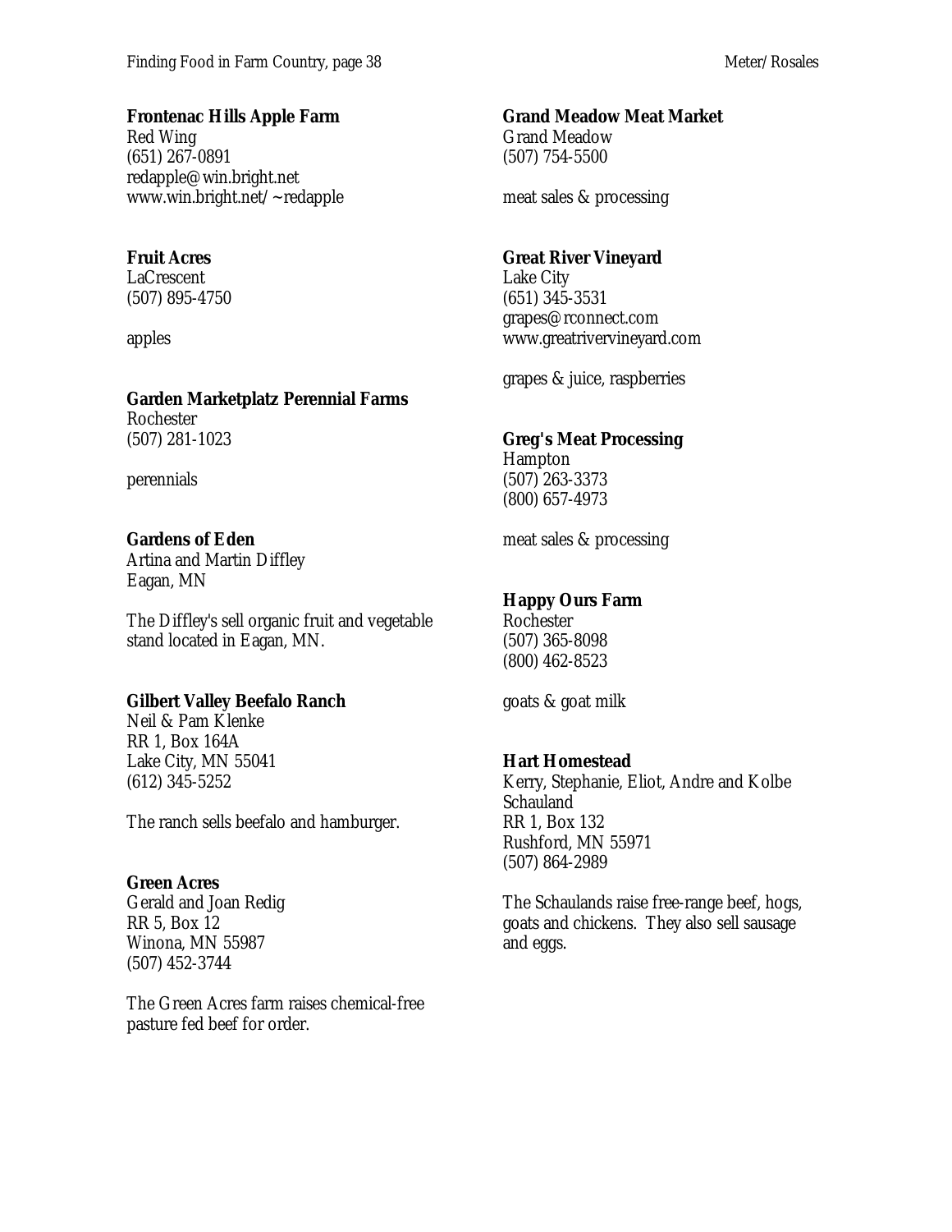**Frontenac Hills Apple Farm**
Red Wing
(651) 267-0891
redapple@win.bright.net
www.win.bright.net/~redapple

**Fruit Acres**
LaCrescent
(507) 895-4750

apples

**Garden Marketplatz Perennial Farms**
Rochester
(507) 281-1023

perennials

**Gardens of Eden**
Artina and Martin Diffley
Eagan, MN

The Diffley's sell organic fruit and vegetable stand located in Eagan, MN.

**Gilbert Valley Beefalo Ranch**
Neil & Pam Klenke
RR 1, Box 164A
Lake City, MN 55041
(612) 345-5252

The ranch sells beefalo and hamburger.

**Green Acres**
Gerald and Joan Redig
RR 5, Box 12
Winona, MN 55987
(507) 452-3744

The Green Acres farm raises chemical-free pasture fed beef for order.

**Grand Meadow Meat Market**
Grand Meadow
(507) 754-5500

meat sales & processing

**Great River Vineyard**
Lake City
(651) 345-3531
grapes@rconnect.com
www.greatrivervineyard.com

grapes & juice, raspberries

**Greg's Meat Processing**
Hampton
(507) 263-3373
(800) 657-4973

meat sales & processing

**Happy Ours Farm**
Rochester
(507) 365-8098
(800) 462-8523

goats & goat milk

**Hart Homestead**
Kerry, Stephanie, Eliot, Andre and Kolbe Schauland
RR 1, Box 132
Rushford, MN 55971
(507) 864-2989

The Schaulands raise free-range beef, hogs, goats and chickens. They also sell sausage and eggs.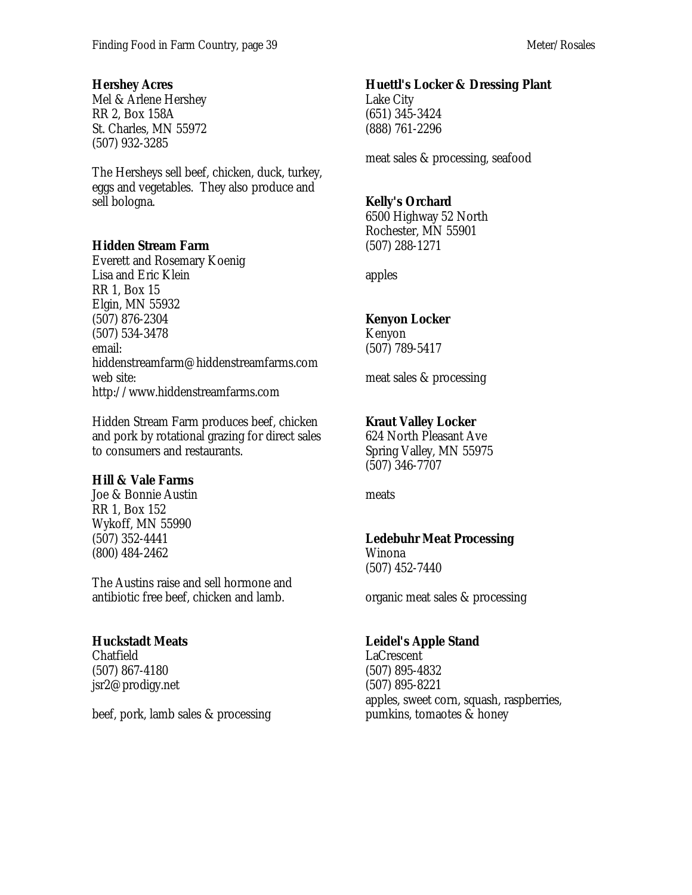**Hershey Acres**
Mel & Arlene Hershey
RR 2, Box 158A
St. Charles, MN 55972
(507) 932-3285

The Hersheys sell beef, chicken, duck, turkey, eggs and vegetables. They also produce and sell bologna.

**Hidden Stream Farm**
Everett and Rosemary Koenig
Lisa and Eric Klein
RR 1, Box 15
Elgin, MN 55932
(507) 876-2304
(507) 534-3478
email:
hiddenstreamfarm@hiddenstreamfarms.com
web site:
http://www.hiddenstreamfarms.com

Hidden Stream Farm produces beef, chicken and pork by rotational grazing for direct sales to consumers and restaurants.

**Hill & Vale Farms**
Joe & Bonnie Austin
RR 1, Box 152
Wykoff, MN 55990
(507) 352-4441
(800) 484-2462

The Austins raise and sell hormone and antibiotic free beef, chicken and lamb.

**Huckstadt Meats**
Chatfield
(507) 867-4180
jsr2@prodigy.net

beef, pork, lamb sales & processing

**Huettl's Locker & Dressing Plant**
Lake City
(651) 345-3424
(888) 761-2296

meat sales & processing, seafood

**Kelly's Orchard**
6500 Highway 52 North
Rochester, MN 55901
(507) 288-1271

apples

**Kenyon Locker**
Kenyon
(507) 789-5417

meat sales & processing

**Kraut Valley Locker**
624 North Pleasant Ave
Spring Valley, MN 55975
(507) 346-7707

meats

**Ledebuhr Meat Processing**
Winona
(507) 452-7440

organic meat sales & processing

**Leidel's Apple Stand**
LaCrescent
(507) 895-4832
(507) 895-8221
apples, sweet corn, squash, raspberries, pumkins, tomaotes & honey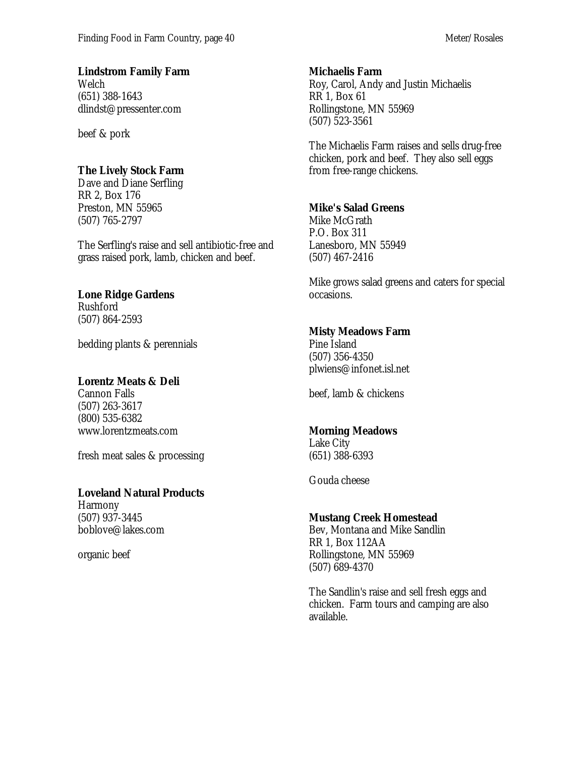**Lindstrom Family Farm**
Welch
(651) 388-1643
dlindst@pressenter.com

beef & pork

**The Lively Stock Farm**
Dave and Diane Serfling
RR 2, Box 176
Preston, MN 55965
(507) 765-2797

The Serfling's raise and sell antibiotic-free and grass raised pork, lamb, chicken and beef.

**Lone Ridge Gardens**
Rushford
(507) 864-2593

bedding plants & perennials

**Lorentz Meats & Deli**
Cannon Falls
(507) 263-3617
(800) 535-6382
www.lorentzmeats.com

fresh meat sales & processing

**Loveland Natural Products**
Harmony
(507) 937-3445
boblove@lakes.com

organic beef

**Michaelis Farm**
Roy, Carol, Andy and Justin Michaelis
RR 1, Box 61
Rollingstone, MN 55969
(507) 523-3561

The Michaelis Farm raises and sells drug-free chicken, pork and beef. They also sell eggs from free-range chickens.

**Mike's Salad Greens**
Mike McGrath
P.O. Box 311
Lanesboro, MN 55949
(507) 467-2416

Mike grows salad greens and caters for special occasions.

**Misty Meadows Farm**
Pine Island
(507) 356-4350
plwiens@infonet.isl.net

beef, lamb & chickens

**Morning Meadows**
Lake City
(651) 388-6393

Gouda cheese

**Mustang Creek Homestead**
Bev, Montana and Mike Sandlin
RR 1, Box 112AA
Rollingstone, MN 55969
(507) 689-4370

The Sandlin's raise and sell fresh eggs and chicken. Farm tours and camping are also available.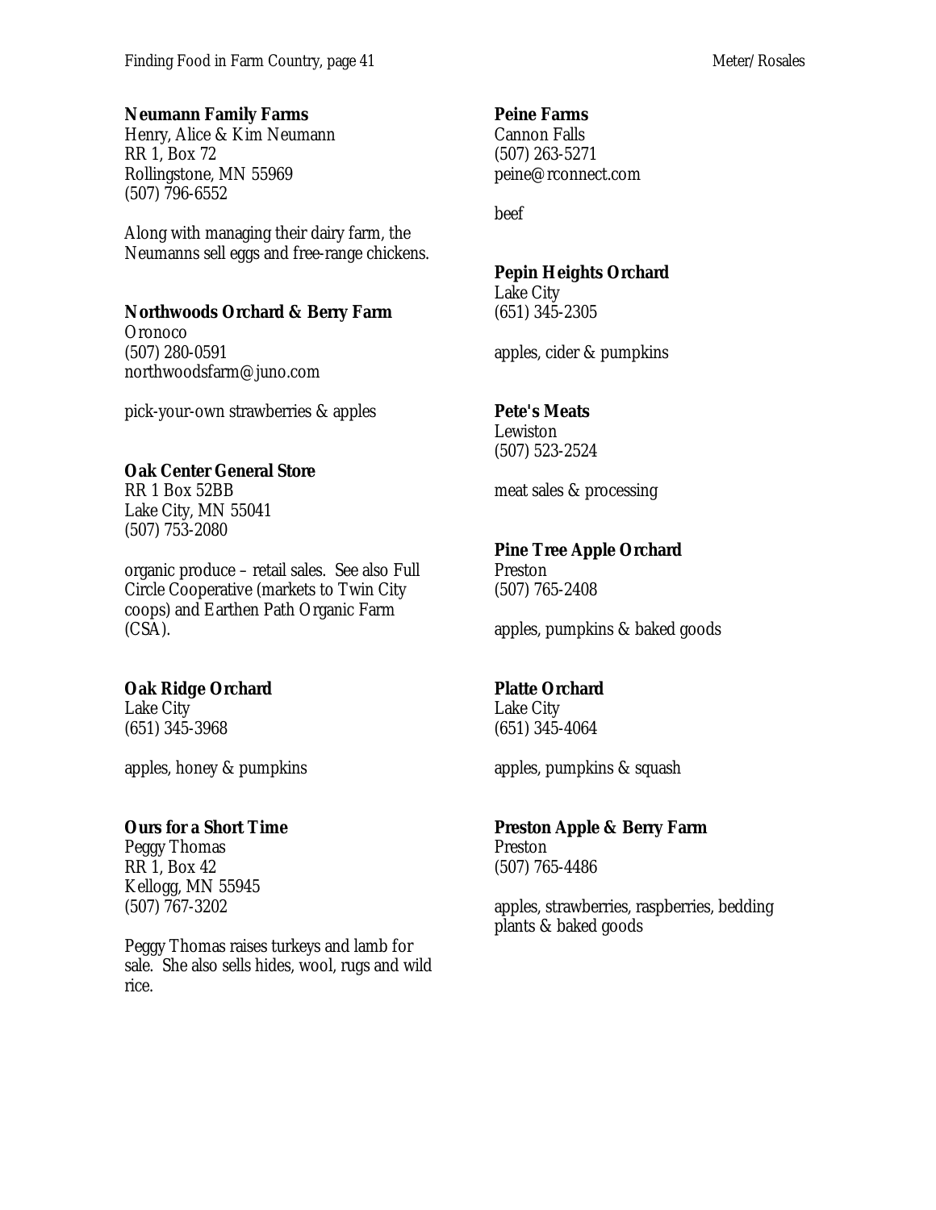**Neumann Family Farms**
Henry, Alice & Kim Neumann
RR 1, Box 72
Rollingstone, MN 55969
(507) 796-6552

Along with managing their dairy farm, the Neumanns sell eggs and free-range chickens.

**Northwoods Orchard & Berry Farm**
Oronoco
(507) 280-0591
northwoodsfarm@juno.com

pick-your-own strawberries & apples

**Oak Center General Store**
RR 1 Box 52BB
Lake City, MN 55041
(507) 753-2080

organic produce – retail sales. See also Full Circle Cooperative (markets to Twin City coops) and Earthen Path Organic Farm (CSA).

**Oak Ridge Orchard**
Lake City
(651) 345-3968

apples, honey & pumpkins

**Ours for a Short Time**
Peggy Thomas
RR 1, Box 42
Kellogg, MN 55945
(507) 767-3202

Peggy Thomas raises turkeys and lamb for sale. She also sells hides, wool, rugs and wild rice.

**Peine Farms**
Cannon Falls
(507) 263-5271
peine@rconnect.com

beef

**Pepin Heights Orchard**
Lake City
(651) 345-2305

apples, cider & pumpkins

**Pete's Meats**
Lewiston
(507) 523-2524

meat sales & processing

**Pine Tree Apple Orchard**
Preston
(507) 765-2408

apples, pumpkins & baked goods

**Platte Orchard**
Lake City
(651) 345-4064

apples, pumpkins & squash

**Preston Apple & Berry Farm**
Preston
(507) 765-4486

apples, strawberries, raspberries, bedding plants & baked goods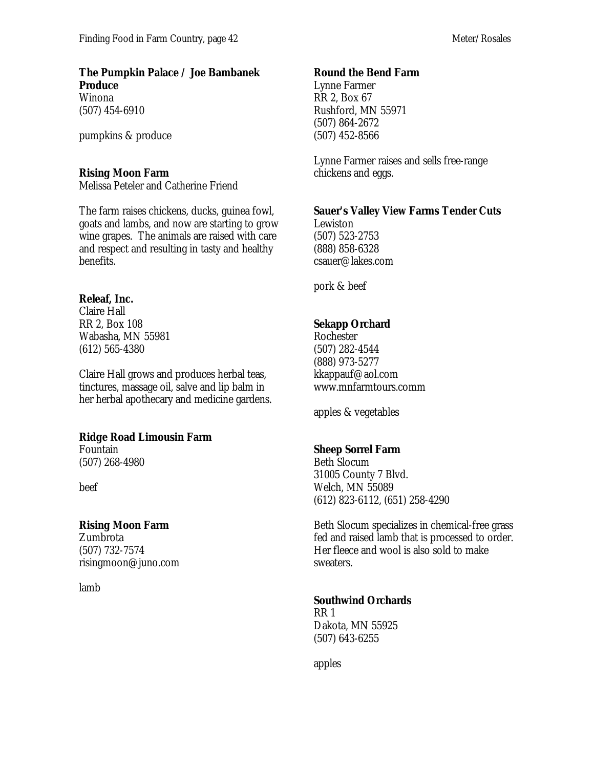**The Pumpkin Palace / Joe Bambanek Produce**
Winona
(507) 454-6910

pumpkins & produce

**Rising Moon Farm**
Melissa Peteler and Catherine Friend

The farm raises chickens, ducks, guinea fowl, goats and lambs, and now are starting to grow wine grapes. The animals are raised with care and respect and resulting in tasty and healthy benefits.

**Releaf, Inc.**
Claire Hall
RR 2, Box 108
Wabasha, MN 55981
(612) 565-4380

Claire Hall grows and produces herbal teas, tinctures, massage oil, salve and lip balm in her herbal apothecary and medicine gardens.

**Ridge Road Limousin Farm**
Fountain
(507) 268-4980

beef

**Rising Moon Farm**
Zumbrota
(507) 732-7574
risingmoon@juno.com

lamb

**Round the Bend Farm**
Lynne Farmer
RR 2, Box 67
Rushford, MN 55971
(507) 864-2672
(507) 452-8566

Lynne Farmer raises and sells free-range chickens and eggs.

**Sauer's Valley View Farms Tender Cuts**
Lewiston
(507) 523-2753
(888) 858-6328
csauer@lakes.com

pork & beef

**Sekapp Orchard**
Rochester
(507) 282-4544
(888) 973-5277
kkappauf@aol.com
www.mnfarmtours.comm

apples & vegetables

**Sheep Sorrel Farm**
Beth Slocum
31005 County 7 Blvd.
Welch, MN 55089
(612) 823-6112, (651) 258-4290

Beth Slocum specializes in chemical-free grass fed and raised lamb that is processed to order. Her fleece and wool is also sold to make sweaters.

**Southwind Orchards**
RR 1
Dakota, MN 55925
(507) 643-6255

apples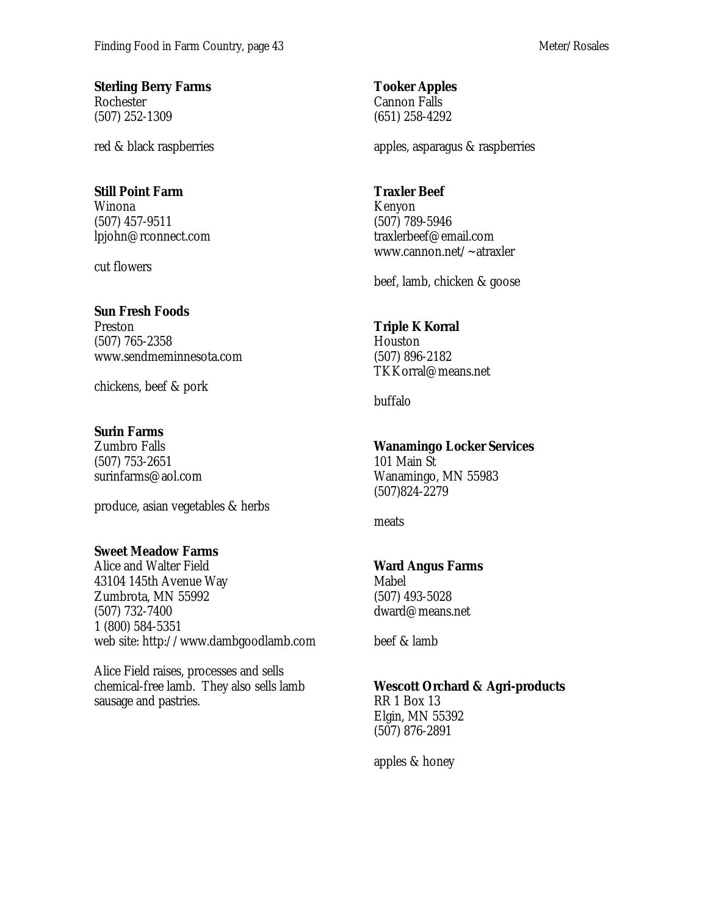**Sterling Berry Farms**
Rochester
(507) 252-1309

red & black raspberries

**Still Point Farm**
Winona
(507) 457-9511
lpjohn@rconnect.com

cut flowers

**Sun Fresh Foods**
Preston
(507) 765-2358
www.sendmeminnesota.com

chickens, beef & pork

**Surin Farms**
Zumbro Falls
(507) 753-2651
surinfarms@aol.com

produce, asian vegetables & herbs

**Sweet Meadow Farms**
Alice and Walter Field
43104 145th Avenue Way
Zumbrota, MN 55992
(507) 732-7400
1 (800) 584-5351
web site: http://www.dambgoodlamb.com

Alice Field raises, processes and sells chemical-free lamb. They also sells lamb sausage and pastries.

**Tooker Apples**
Cannon Falls
(651) 258-4292

apples, asparagus & raspberries

**Traxler Beef**
Kenyon
(507) 789-5946
traxlerbeef@email.com
www.cannon.net/~atraxler

beef, lamb, chicken & goose

**Triple K Korral**
Houston
(507) 896-2182
TKKorral@means.net

buffalo

**Wanamingo Locker Services**
101 Main St
Wanamingo, MN 55983
(507)824-2279

meats

**Ward Angus Farms**
Mabel
(507) 493-5028
dward@means.net

beef & lamb

**Wescott Orchard & Agri-products**
RR 1 Box 13
Elgin, MN 55392
(507) 876-2891

apples & honey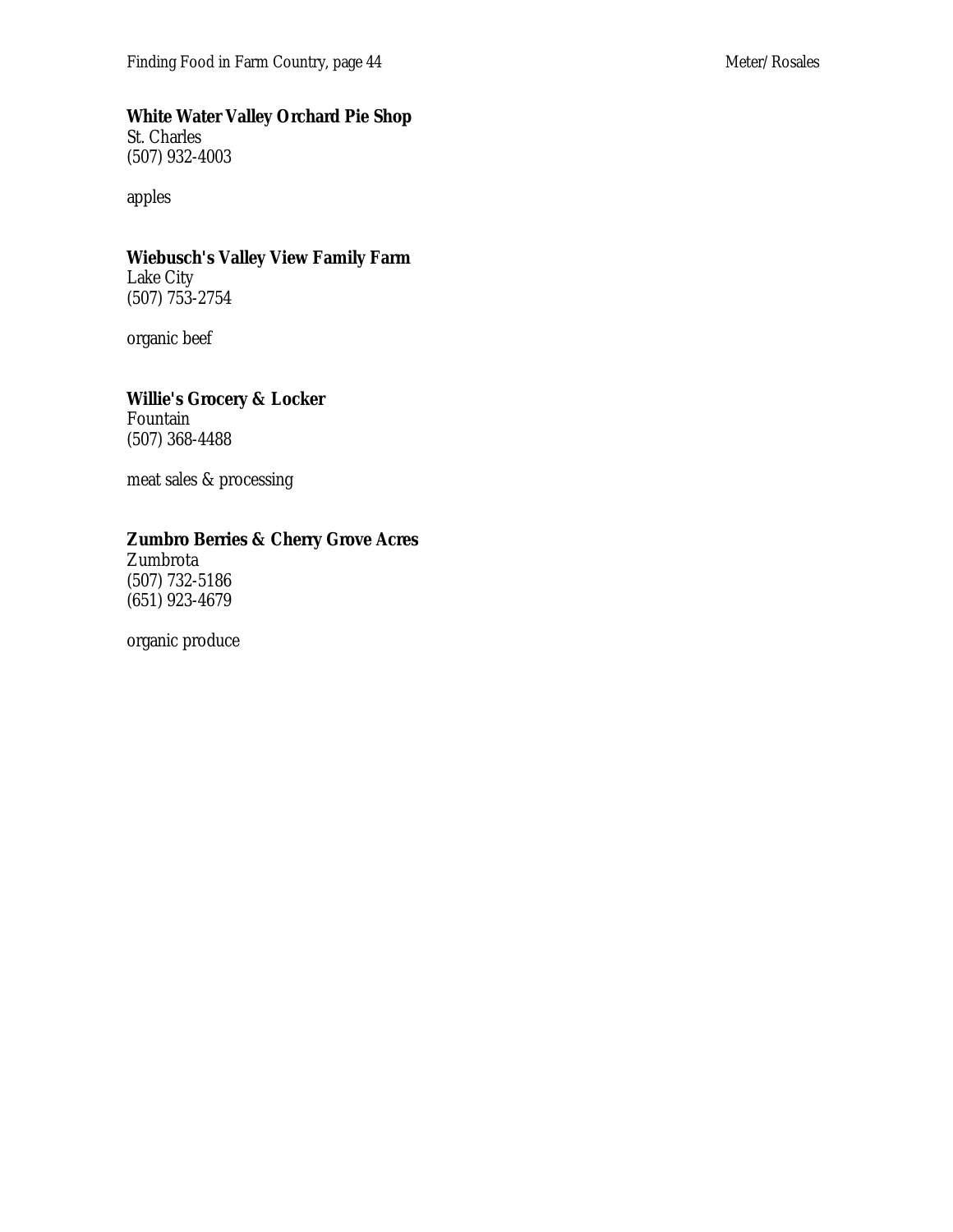**White Water Valley Orchard Pie Shop**
St. Charles
(507) 932-4003

apples

**Wiebusch's Valley View Family Farm**
Lake City
(507) 753-2754

organic beef

**Willie's Grocery & Locker**
Fountain
(507) 368-4488

meat sales & processing

**Zumbro Berries & Cherry Grove Acres**
Zumbrota
(507) 732-5186
(651) 923-4679

organic produce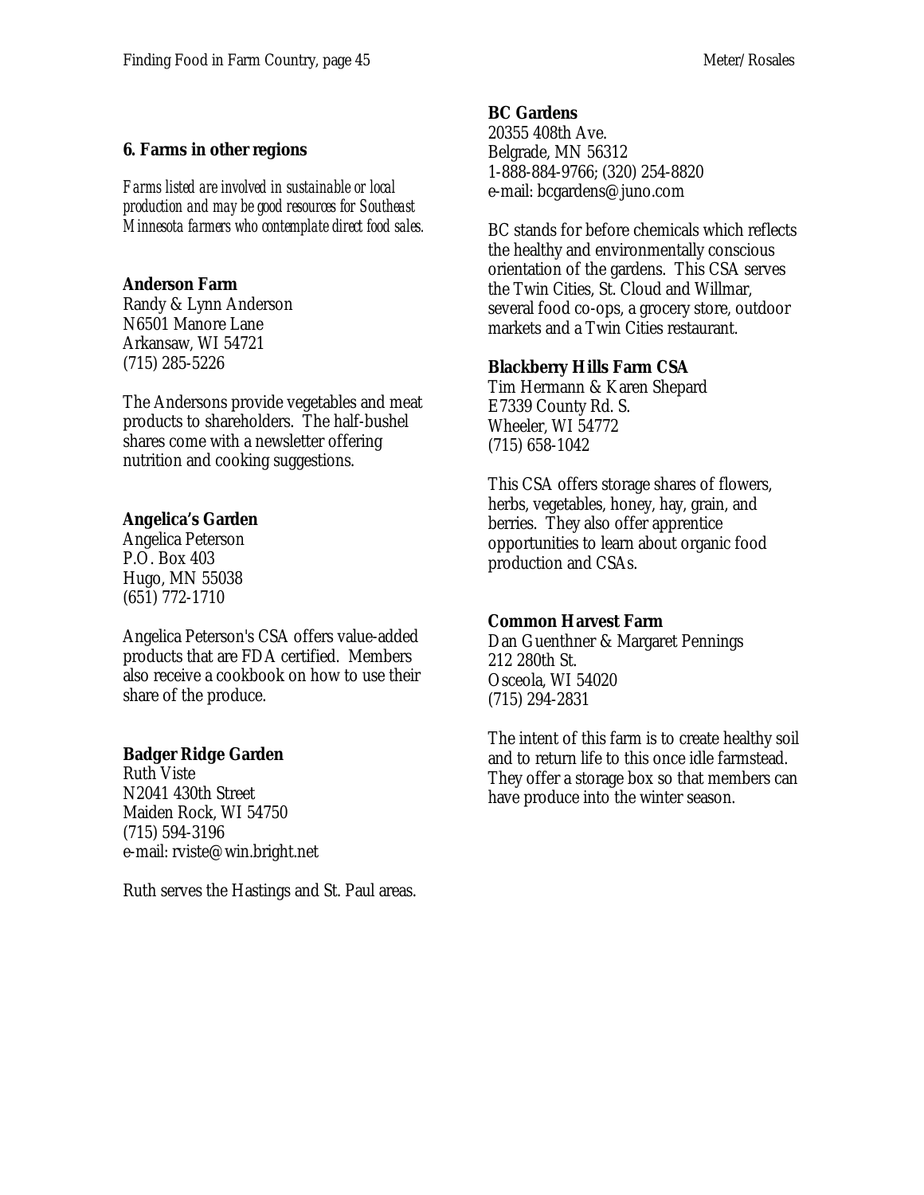## 6. Farms in other regions

*Farms listed are involved in sustainable or local production and may be good resources for Southeast Minnesota farmers who contemplate direct food sales.*

**Anderson Farm**
Randy & Lynn Anderson
N6501 Manore Lane
Arkansaw, WI 54721
(715) 285-5226

The Andersons provide vegetables and meat products to shareholders. The half-bushel shares come with a newsletter offering nutrition and cooking suggestions.

**Angelica's Garden**
Angelica Peterson
P.O. Box 403
Hugo, MN 55038
(651) 772-1710

Angelica Peterson's CSA offers value-added products that are FDA certified. Members also receive a cookbook on how to use their share of the produce.

**Badger Ridge Garden**
Ruth Viste
N2041 430th Street
Maiden Rock, WI 54750
(715) 594-3196
e-mail: rviste@win.bright.net

Ruth serves the Hastings and St. Paul areas.

**BC Gardens**
20355 408th Ave.
Belgrade, MN 56312
1-888-884-9766; (320) 254-8820
e-mail: bcgardens@juno.com

BC stands for before chemicals which reflects the healthy and environmentally conscious orientation of the gardens. This CSA serves the Twin Cities, St. Cloud and Willmar, several food co-ops, a grocery store, outdoor markets and a Twin Cities restaurant.

**Blackberry Hills Farm CSA**
Tim Hermann & Karen Shepard
E7339 County Rd. S.
Wheeler, WI 54772
(715) 658-1042

This CSA offers storage shares of flowers, herbs, vegetables, honey, hay, grain, and berries. They also offer apprentice opportunities to learn about organic food production and CSAs.

**Common Harvest Farm**
Dan Guenthner & Margaret Pennings
212 280th St.
Osceola, WI 54020
(715) 294-2831

The intent of this farm is to create healthy soil and to return life to this once idle farmstead. They offer a storage box so that members can have produce into the winter season.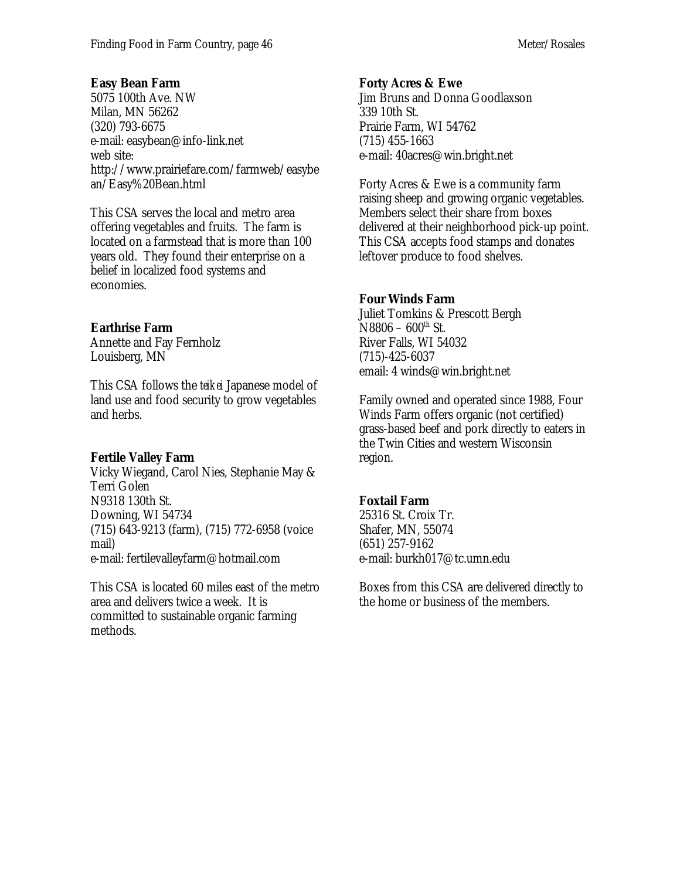**Easy Bean Farm**
5075 100th Ave. NW
Milan, MN 56262
(320) 793-6675
e-mail: easybean@info-link.net
web site:
http://www.prairiefare.com/farmweb/easybean/Easy%20Bean.html

This CSA serves the local and metro area offering vegetables and fruits. The farm is located on a farmstead that is more than 100 years old. They found their enterprise on a belief in localized food systems and economies.

**Earthrise Farm**
Annette and Fay Fernholz
Louisberg, MN

This CSA follows the *teikei* Japanese model of land use and food security to grow vegetables and herbs.

**Fertile Valley Farm**
Vicky Wiegand, Carol Nies, Stephanie May & Terri Golen
N9318 130th St.
Downing, WI 54734
(715) 643-9213 (farm), (715) 772-6958 (voice mail)
e-mail: fertilevalleyfarm@hotmail.com

This CSA is located 60 miles east of the metro area and delivers twice a week. It is committed to sustainable organic farming methods.

**Forty Acres & Ewe**
Jim Bruns and Donna Goodlaxson
339 10th St.
Prairie Farm, WI 54762
(715) 455-1663
e-mail: 40acres@win.bright.net

Forty Acres & Ewe is a community farm raising sheep and growing organic vegetables. Members select their share from boxes delivered at their neighborhood pick-up point. This CSA accepts food stamps and donates leftover produce to food shelves.

**Four Winds Farm**
Juliet Tomkins & Prescott Bergh
N8806 – 600th St.
River Falls, WI 54032
(715)-425-6037
email: 4 winds@win.bright.net

Family owned and operated since 1988, Four Winds Farm offers organic (not certified) grass-based beef and pork directly to eaters in the Twin Cities and western Wisconsin region.

**Foxtail Farm**
25316 St. Croix Tr.
Shafer, MN, 55074
(651) 257-9162
e-mail: burkh017@tc.umn.edu

Boxes from this CSA are delivered directly to the home or business of the members.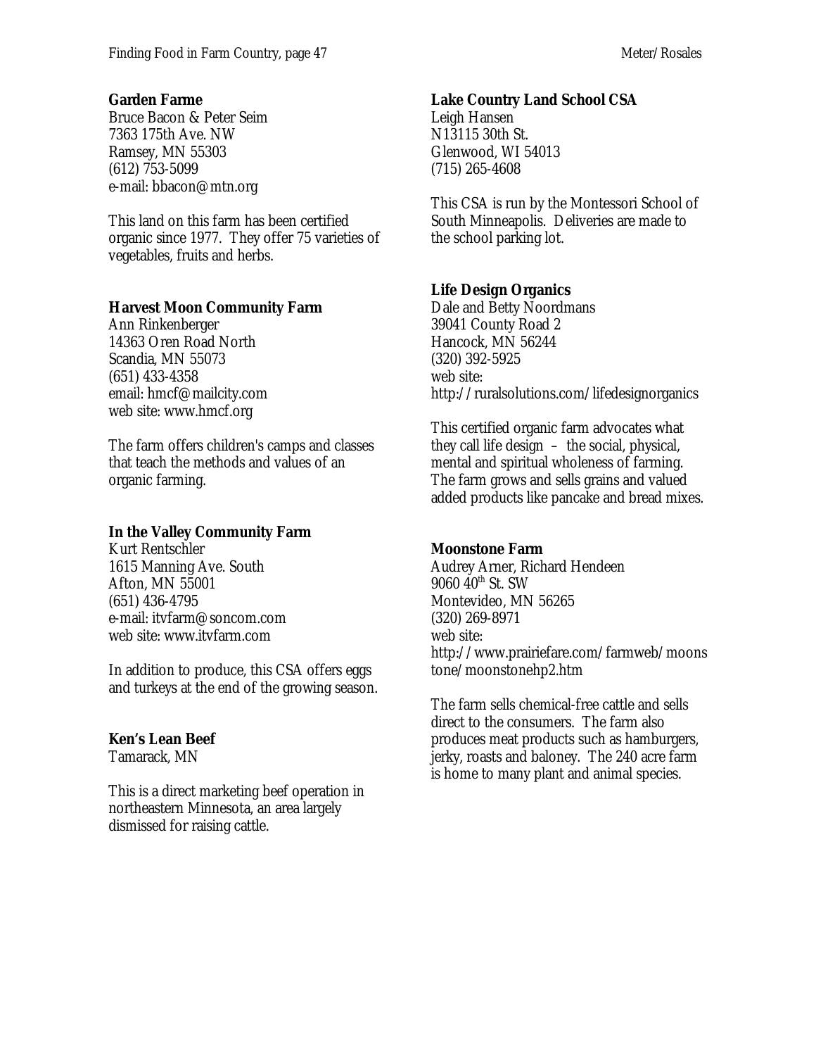**Garden Farme**
Bruce Bacon & Peter Seim
7363 175th Ave. NW
Ramsey, MN 55303
(612) 753-5099
e-mail: bbacon@mtn.org

This land on this farm has been certified organic since 1977. They offer 75 varieties of vegetables, fruits and herbs.

**Harvest Moon Community Farm**
Ann Rinkenberger
14363 Oren Road North
Scandia, MN 55073
(651) 433-4358
email: hmcf@mailcity.com
web site: www.hmcf.org

The farm offers children's camps and classes that teach the methods and values of an organic farming.

**In the Valley Community Farm**
Kurt Rentschler
1615 Manning Ave. South
Afton, MN 55001
(651) 436-4795
e-mail: itvfarm@soncom.com
web site: www.itvfarm.com

In addition to produce, this CSA offers eggs and turkeys at the end of the growing season.

**Ken's Lean Beef**
Tamarack, MN

This is a direct marketing beef operation in northeastern Minnesota, an area largely dismissed for raising cattle.

**Lake Country Land School CSA**
Leigh Hansen
N13115 30th St.
Glenwood, WI 54013
(715) 265-4608

This CSA is run by the Montessori School of South Minneapolis. Deliveries are made to the school parking lot.

**Life Design Organics**
Dale and Betty Noordmans
39041 County Road 2
Hancock, MN 56244
(320) 392-5925
web site:
http://ruralsolutions.com/lifedesignorganics

This certified organic farm advocates what they call life design – the social, physical, mental and spiritual wholeness of farming. The farm grows and sells grains and valued added products like pancake and bread mixes.

**Moonstone Farm**
Audrey Arner, Richard Hendeen
9060 40th St. SW
Montevideo, MN 56265
(320) 269-8971
web site:
http://www.prairiefare.com/farmweb/moonstone/moonstonehp2.htm

The farm sells chemical-free cattle and sells direct to the consumers. The farm also produces meat products such as hamburgers, jerky, roasts and baloney. The 240 acre farm is home to many plant and animal species.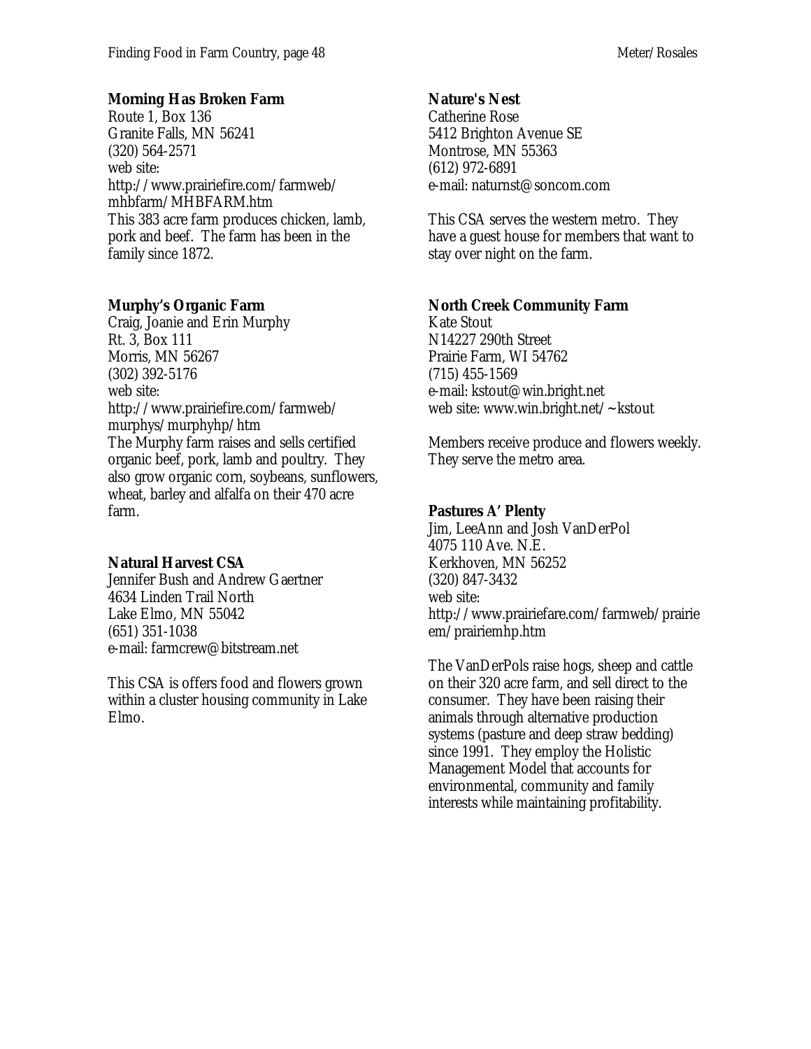**Morning Has Broken Farm**
Route 1, Box 136
Granite Falls, MN 56241
(320) 564-2571
web site:
http://www.prairiefire.com/farmweb/mhbfarm/MHBFARM.htm
This 383 acre farm produces chicken, lamb, pork and beef. The farm has been in the family since 1872.

**Murphy's Organic Farm**
Craig, Joanie and Erin Murphy
Rt. 3, Box 111
Morris, MN 56267
(302) 392-5176
web site:
http://www.prairiefire.com/farmweb/murphys/murphyhp/htm
The Murphy farm raises and sells certified organic beef, pork, lamb and poultry. They also grow organic corn, soybeans, sunflowers, wheat, barley and alfalfa on their 470 acre farm.

**Natural Harvest CSA**
Jennifer Bush and Andrew Gaertner
4634 Linden Trail North
Lake Elmo, MN 55042
(651) 351-1038
e-mail: farmcrew@bitstream.net

This CSA is offers food and flowers grown within a cluster housing community in Lake Elmo.

**Nature's Nest**
Catherine Rose
5412 Brighton Avenue SE
Montrose, MN 55363
(612) 972-6891
e-mail: naturnst@soncom.com

This CSA serves the western metro. They have a guest house for members that want to stay over night on the farm.

**North Creek Community Farm**
Kate Stout
N14227 290th Street
Prairie Farm, WI 54762
(715) 455-1569
e-mail: kstout@win.bright.net
web site: www.win.bright.net/~kstout

Members receive produce and flowers weekly. They serve the metro area.

**Pastures A' Plenty**
Jim, LeeAnn and Josh VanDerPol
4075 110 Ave. N.E.
Kerkhoven, MN 56252
(320) 847-3432
web site:
http://www.prairiefare.com/farmweb/prairiem/prairiemhp.htm

The VanDerPols raise hogs, sheep and cattle on their 320 acre farm, and sell direct to the consumer. They have been raising their animals through alternative production systems (pasture and deep straw bedding) since 1991. They employ the Holistic Management Model that accounts for environmental, community and family interests while maintaining profitability.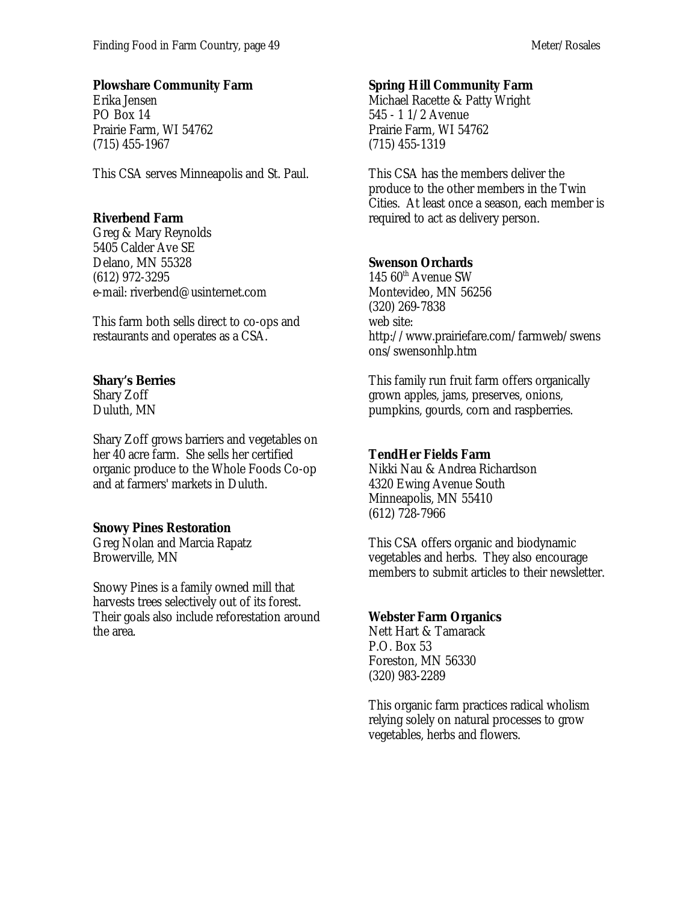**Plowshare Community Farm**
Erika Jensen
PO Box 14
Prairie Farm, WI 54762
(715) 455-1967

This CSA serves Minneapolis and St. Paul.

**Riverbend Farm**
Greg & Mary Reynolds
5405 Calder Ave SE
Delano, MN 55328
(612) 972-3295
e-mail: riverbend@usinternet.com

This farm both sells direct to co-ops and restaurants and operates as a CSA.

**Shary's Berries**
Shary Zoff
Duluth, MN

Shary Zoff grows barriers and vegetables on her 40 acre farm. She sells her certified organic produce to the Whole Foods Co-op and at farmers' markets in Duluth.

**Snowy Pines Restoration**
Greg Nolan and Marcia Rapatz
Browerville, MN

Snowy Pines is a family owned mill that harvests trees selectively out of its forest. Their goals also include reforestation around the area.

**Spring Hill Community Farm**
Michael Racette & Patty Wright
545 - 1 1/2 Avenue
Prairie Farm, WI 54762
(715) 455-1319

This CSA has the members deliver the produce to the other members in the Twin Cities. At least once a season, each member is required to act as delivery person.

**Swenson Orchards**
145 60th Avenue SW
Montevideo, MN 56256
(320) 269-7838
web site:
http://www.prairiefare.com/farmweb/swensons/swensonhlp.htm

This family run fruit farm offers organically grown apples, jams, preserves, onions, pumpkins, gourds, corn and raspberries.

**TendHer Fields Farm**
Nikki Nau & Andrea Richardson
4320 Ewing Avenue South
Minneapolis, MN 55410
(612) 728-7966

This CSA offers organic and biodynamic vegetables and herbs. They also encourage members to submit articles to their newsletter.

**Webster Farm Organics**
Nett Hart & Tamarack
P.O. Box 53
Foreston, MN 56330
(320) 983-2289

This organic farm practices radical wholism relying solely on natural processes to grow vegetables, herbs and flowers.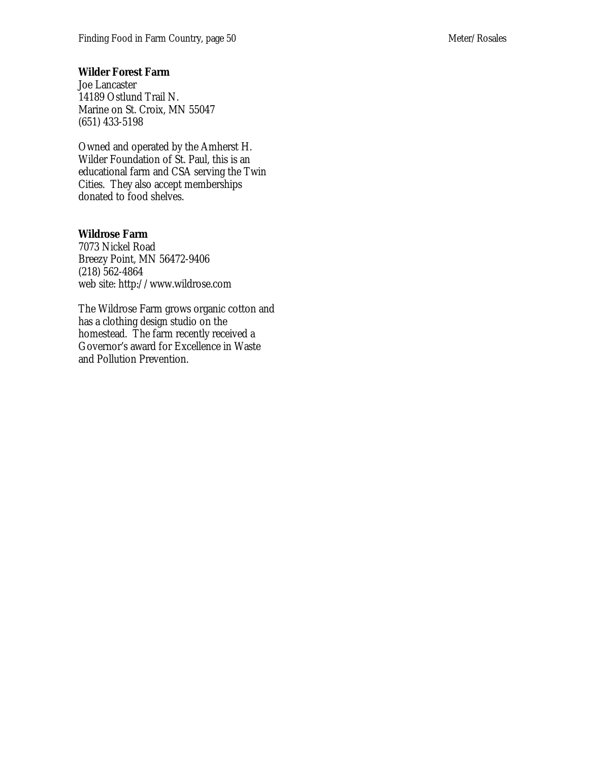**Wilder Forest Farm**
Joe Lancaster
14189 Ostlund Trail N.
Marine on St. Croix, MN 55047
(651) 433-5198

Owned and operated by the Amherst H. Wilder Foundation of St. Paul, this is an educational farm and CSA serving the Twin Cities. They also accept memberships donated to food shelves.

**Wildrose Farm**
7073 Nickel Road
Breezy Point, MN 56472-9406
(218) 562-4864
web site: http://www.wildrose.com

The Wildrose Farm grows organic cotton and has a clothing design studio on the homestead. The farm recently received a Governor's award for Excellence in Waste and Pollution Prevention.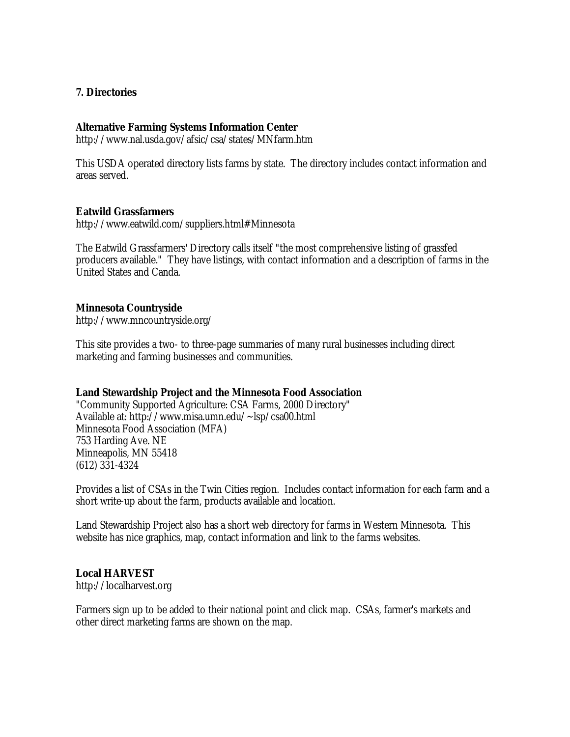## 7. Directories

**Alternative Farming Systems Information Center**
http://www.nal.usda.gov/afsic/csa/states/MNfarm.htm

This USDA operated directory lists farms by state. The directory includes contact information and areas served.

**Eatwild Grassfarmers**
http://www.eatwild.com/suppliers.html#Minnesota

The Eatwild Grassfarmers' Directory calls itself "the most comprehensive listing of grassfed producers available." They have listings, with contact information and a description of farms in the United States and Canda.

**Minnesota Countryside**
http://www.mncountryside.org/

This site provides a two- to three-page summaries of many rural businesses including direct marketing and farming businesses and communities.

**Land Stewardship Project and the Minnesota Food Association**
"Community Supported Agriculture: CSA Farms, 2000 Directory"
Available at: http://www.misa.umn.edu/~lsp/csa00.html
Minnesota Food Association (MFA)
753 Harding Ave. NE
Minneapolis, MN 55418
(612) 331-4324

Provides a list of CSAs in the Twin Cities region. Includes contact information for each farm and a short write-up about the farm, products available and location.

Land Stewardship Project also has a short web directory for farms in Western Minnesota. This website has nice graphics, map, contact information and link to the farms websites.

**Local HARVEST**
http://localharvest.org

Farmers sign up to be added to their national point and click map. CSAs, farmer's markets and other direct marketing farms are shown on the map.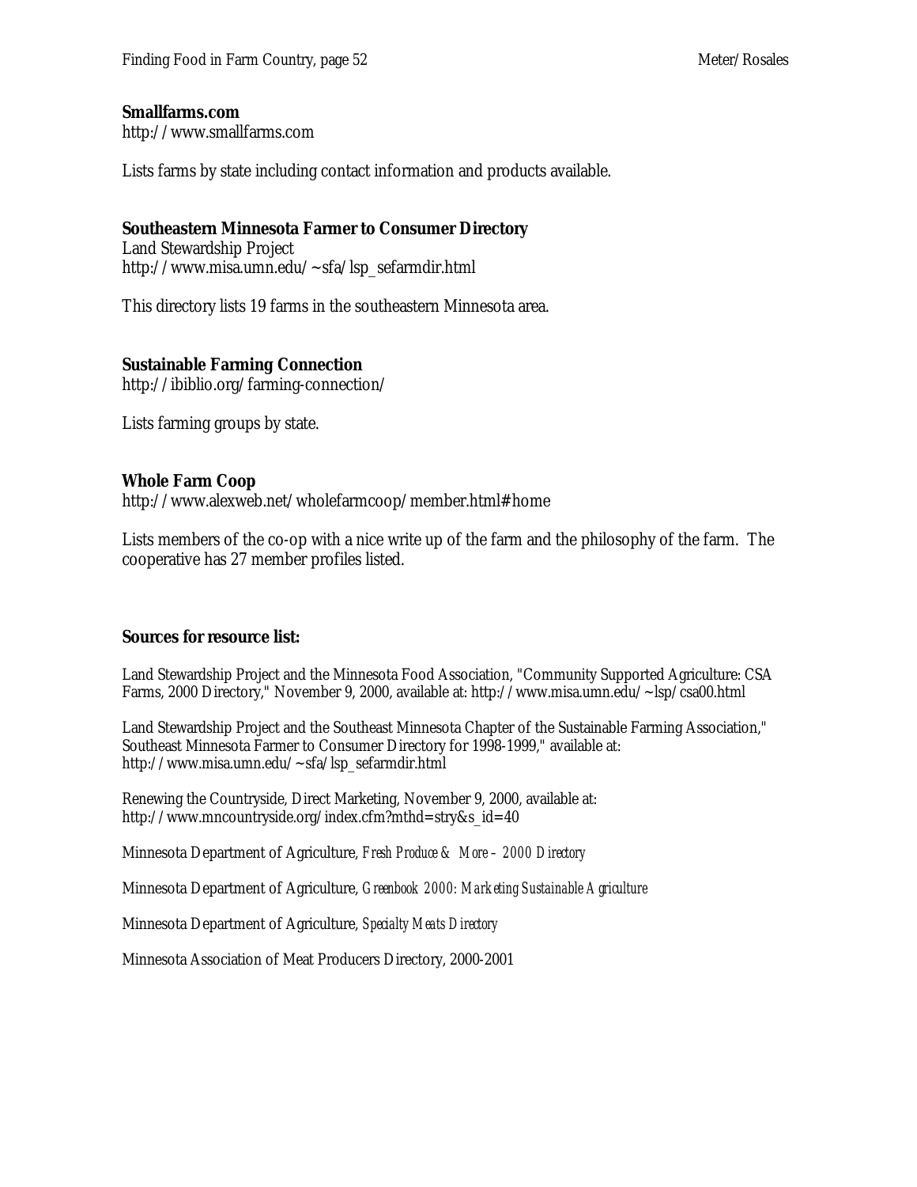**Smallfarms.com**
http://www.smallfarms.com

Lists farms by state including contact information and products available.

**Southeastern Minnesota Farmer to Consumer Directory**
Land Stewardship Project
http://www.misa.umn.edu/~sfa/lsp_sefarmdir.html

This directory lists 19 farms in the southeastern Minnesota area.

**Sustainable Farming Connection**
http://ibiblio.org/farming-connection/

Lists farming groups by state.

**Whole Farm Coop**
http://www.alexweb.net/wholefarmcoop/member.html#home

Lists members of the co-op with a nice write up of the farm and the philosophy of the farm. The cooperative has 27 member profiles listed.

**Sources for resource list:**

Land Stewardship Project and the Minnesota Food Association, "Community Supported Agriculture: CSA Farms, 2000 Directory," November 9, 2000, available at: http://www.misa.umn.edu/~lsp/csa00.html

Land Stewardship Project and the Southeast Minnesota Chapter of the Sustainable Farming Association," Southeast Minnesota Farmer to Consumer Directory for 1998-1999," available at: http://www.misa.umn.edu/~sfa/lsp_sefarmdir.html

Renewing the Countryside, Direct Marketing, November 9, 2000, available at: http://www.mncountryside.org/index.cfm?mthd=stry&s_id=40

Minnesota Department of Agriculture, *Fresh Produce & More – 2000 Directory*

Minnesota Department of Agriculture, *Greenbook 2000: Marketing Sustainable Agriculture*

Minnesota Department of Agriculture, *Specialty Meats Directory*

Minnesota Association of Meat Producers Directory, 2000-2001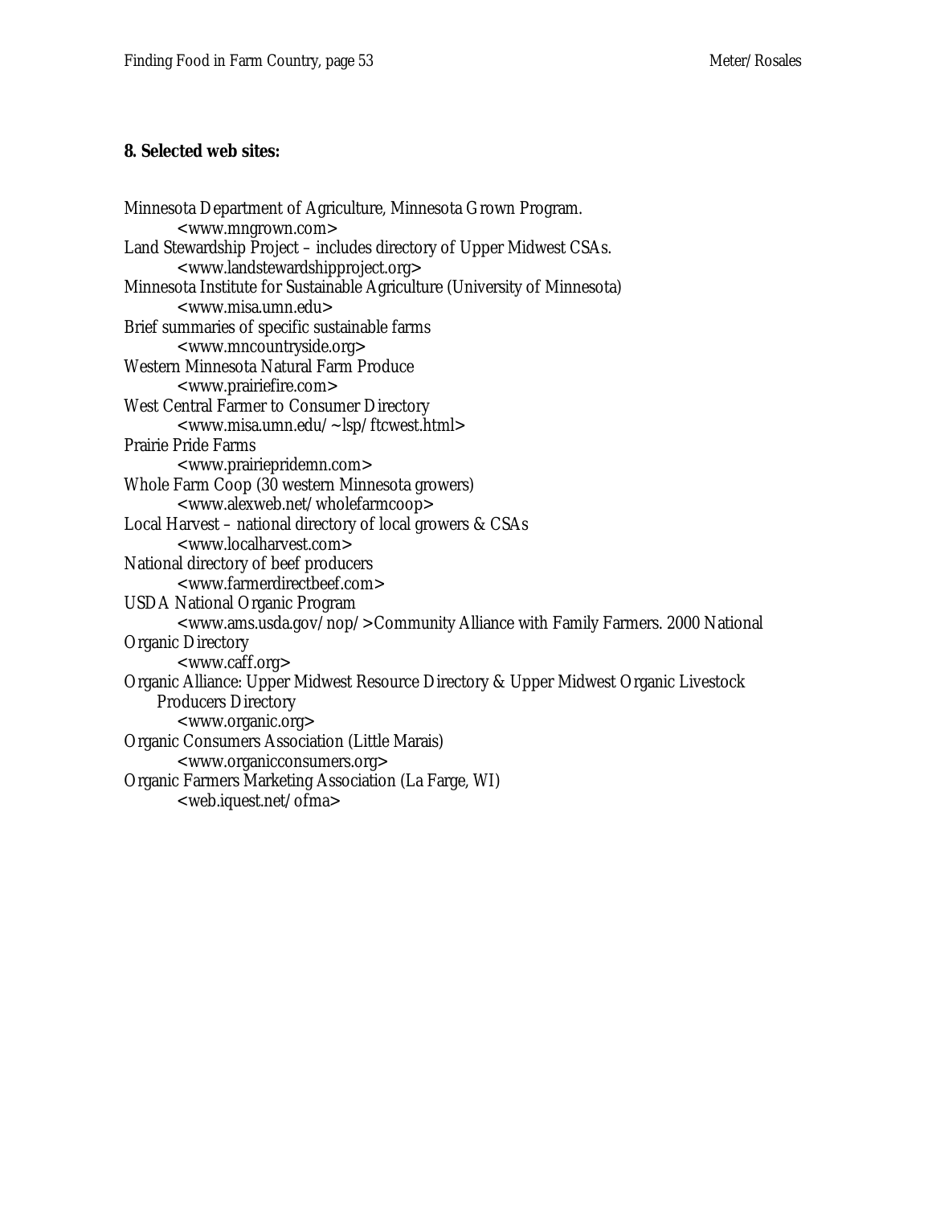**8. Selected web sites:**

Minnesota Department of Agriculture, Minnesota Grown Program.
<www.mngrown.com>

Land Stewardship Project – includes directory of Upper Midwest CSAs.
<www.landstewardshipproject.org>

Minnesota Institute for Sustainable Agriculture (University of Minnesota)
<www.misa.umn.edu>

Brief summaries of specific sustainable farms
<www.mncountryside.org>

Western Minnesota Natural Farm Produce
<www.prairiefire.com>

West Central Farmer to Consumer Directory
<www.misa.umn.edu/~lsp/ftcwest.html>

Prairie Pride Farms
<www.prairiepridemn.com>

Whole Farm Coop (30 western Minnesota growers)
<www.alexweb.net/wholefarmcoop>

Local Harvest – national directory of local growers & CSAs
<www.localharvest.com>

National directory of beef producers
<www.farmerdirectbeef.com>

USDA National Organic Program
<www.ams.usda.gov/nop/>Community Alliance with Family Farmers. 2000 National Organic Directory
<www.caff.org>

Organic Alliance: Upper Midwest Resource Directory & Upper Midwest Organic Livestock Producers Directory
<www.organic.org>

Organic Consumers Association (Little Marais)
<www.organicconsumers.org>

Organic Farmers Marketing Association (La Farge, WI)
<web.iquest.net/ofma>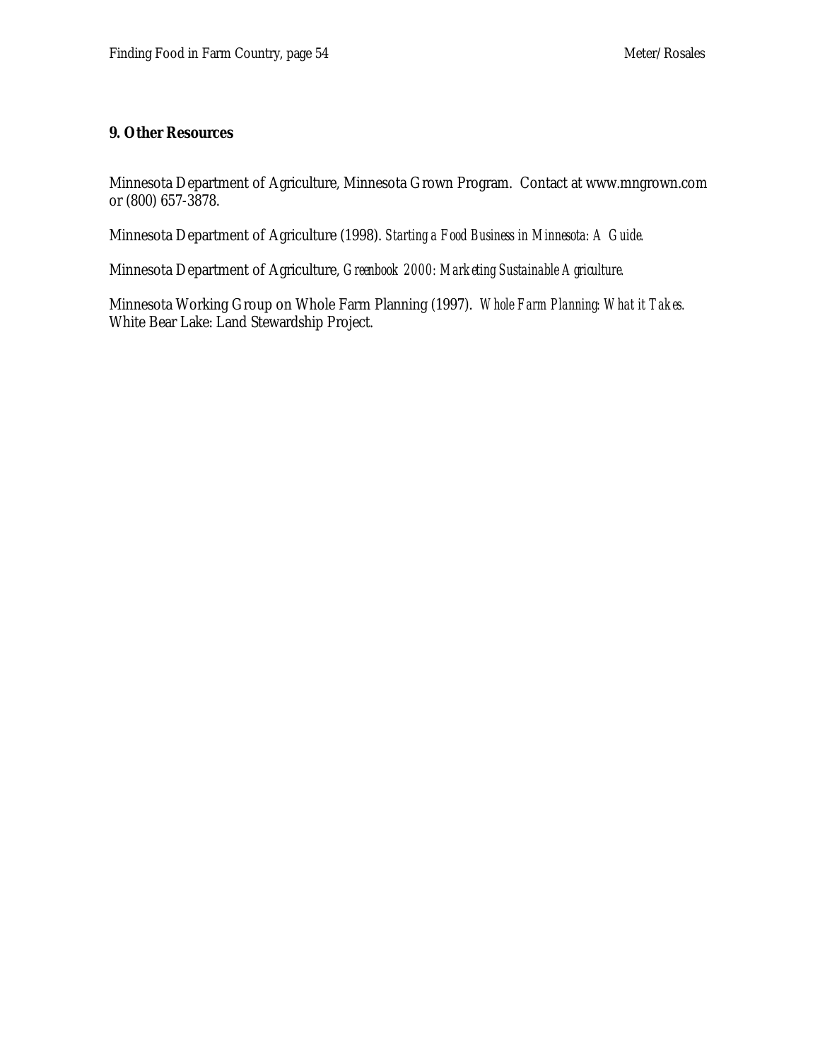## 9. Other Resources

Minnesota Department of Agriculture, Minnesota Grown Program. Contact at www.mngrown.com or (800) 657-3878.

Minnesota Department of Agriculture (1998). *Starting a Food Business in Minnesota: A Guide.*

Minnesota Department of Agriculture, *Greenbook 2000: Marketing Sustainable Agriculture.*

Minnesota Working Group on Whole Farm Planning (1997). *Whole Farm Planning: What it Takes.* White Bear Lake: Land Stewardship Project.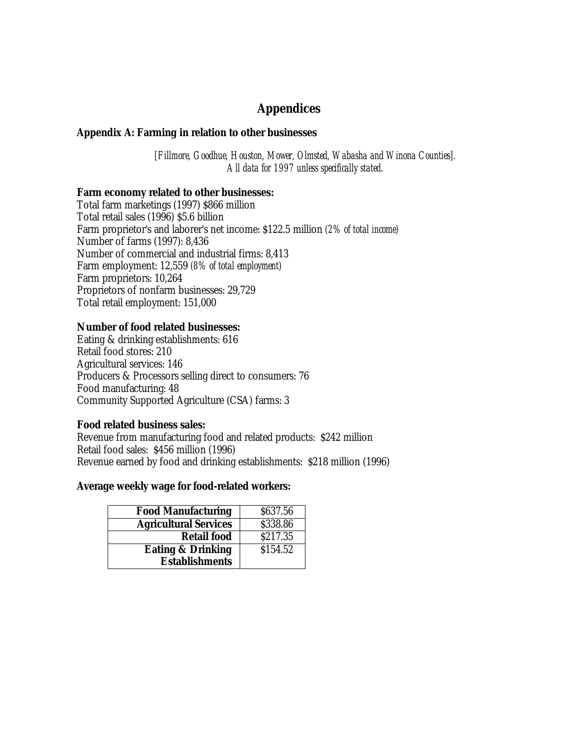# Appendices

## Appendix A: Farming in relation to other businesses

*[Fillmore, Goodhue, Houston, Mower, Olmsted, Wabasha and Winona Counties]. All data for 1997 unless specifically stated.*

### Farm economy related to other businesses:

Total farm marketings (1997) $866 million
Total retail sales (1996) $5.6 billion
Farm proprietor's and laborer's net income: $122.5 million *(2% of total income)*
Number of farms (1997): 8,436
Number of commercial and industrial firms: 8,413
Farm employment: 12,559 *(8% of total employment)*
Farm proprietors: 10,264
Proprietors of nonfarm businesses: 29,729
Total retail employment: 151,000

### Number of food related businesses:

Eating & drinking establishments: 616
Retail food stores: 210
Agricultural services: 146
Producers & Processors selling direct to consumers: 76
Food manufacturing: 48
Community Supported Agriculture (CSA) farms: 3

### Food related business sales:

Revenue from manufacturing food and related products: $242 million
Retail food sales: $456 million (1996)
Revenue earned by food and drinking establishments: $218 million (1996)

### Average weekly wage for food-related workers:

| | |
|---|---|
| **Food Manufacturing** | $637.56 |
| **Agricultural Services** | $338.86 |
| **Retail food** | $217.35 |
| **Eating & Drinking Establishments** | $154.52 |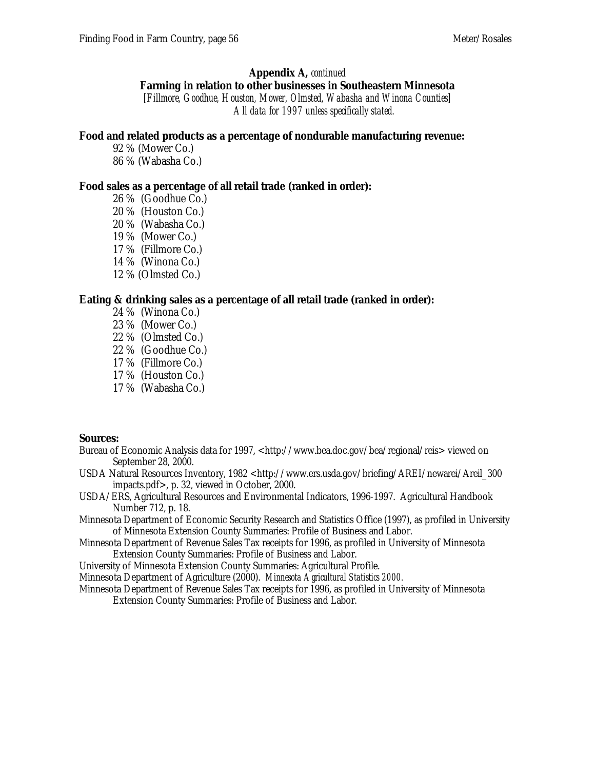**Appendix A,** *continued*

**Farming in relation to other businesses in Southeastern Minnesota**

*[Fillmore, Goodhue, Houston, Mower, Olmsted, Wabasha and Winona Counties]*

*All data for 1997 unless specifically stated.*

**Food and related products as a percentage of nondurable manufacturing revenue:**

92 % (Mower Co.)
86 % (Wabasha Co.)

**Food sales as a percentage of all retail trade (ranked in order):**

26 % (Goodhue Co.)
20 % (Houston Co.)
20 % (Wabasha Co.)
19 % (Mower Co.)
17 % (Fillmore Co.)
14 % (Winona Co.)
12 % (Olmsted Co.)

**Eating & drinking sales as a percentage of all retail trade (ranked in order):**

24 % (Winona Co.)
23 % (Mower Co.)
22 % (Olmsted Co.)
22 % (Goodhue Co.)
17 % (Fillmore Co.)
17 % (Houston Co.)
17 % (Wabasha Co.)

**Sources:**

Bureau of Economic Analysis data for 1997, <http://www.bea.doc.gov/bea/regional/reis> viewed on September 28, 2000.

USDA Natural Resources Inventory, 1982 <http://www.ers.usda.gov/briefing/AREI/newarei/Areil_300 impacts.pdf>, p. 32, viewed in October, 2000.

USDA/ERS, Agricultural Resources and Environmental Indicators, 1996-1997. Agricultural Handbook Number 712, p. 18.

Minnesota Department of Economic Security Research and Statistics Office (1997), as profiled in University of Minnesota Extension County Summaries: Profile of Business and Labor.

Minnesota Department of Revenue Sales Tax receipts for 1996, as profiled in University of Minnesota Extension County Summaries: Profile of Business and Labor.

University of Minnesota Extension County Summaries: Agricultural Profile.

Minnesota Department of Agriculture (2000). *Minnesota Agricultural Statistics 2000.*

Minnesota Department of Revenue Sales Tax receipts for 1996, as profiled in University of Minnesota Extension County Summaries: Profile of Business and Labor.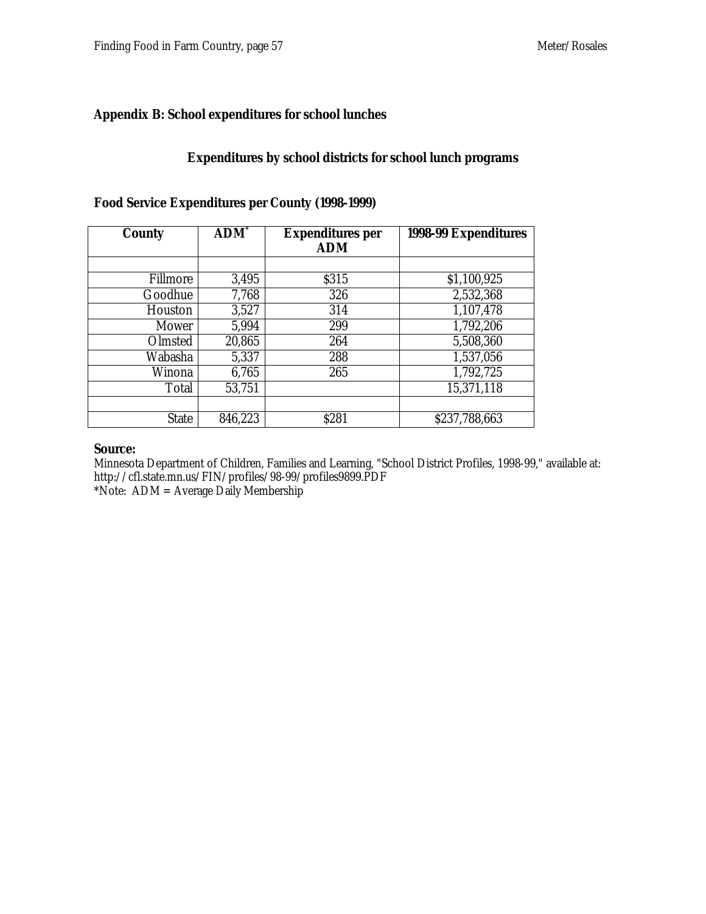## Appendix B: School expenditures for school lunches

### Expenditures by school districts for school lunch programs

**Food Service Expenditures per County (1998-1999)**

| County | ADM* | Expenditures per ADM | 1998-99 Expenditures |
|---|---|---|---|
| | | | |
| Fillmore | 3,495 | $315 | $1,100,925 |
| Goodhue | 7,768 | 326 | 2,532,368 |
| Houston | 3,527 | 314 | 1,107,478 |
| Mower | 5,994 | 299 | 1,792,206 |
| Olmsted | 20,865 | 264 | 5,508,360 |
| Wabasha | 5,337 | 288 | 1,537,056 |
| Winona | 6,765 | 265 | 1,792,725 |
| Total | 53,751 | | 15,371,118 |
| | | | |
| State | 846,223 | $281 | $237,788,663 |

**Source:**
Minnesota Department of Children, Families and Learning, "School District Profiles, 1998-99," available at: http://cfl.state.mn.us/FIN/profiles/98-99/profiles9899.PDF
*Note: ADM = Average Daily Membership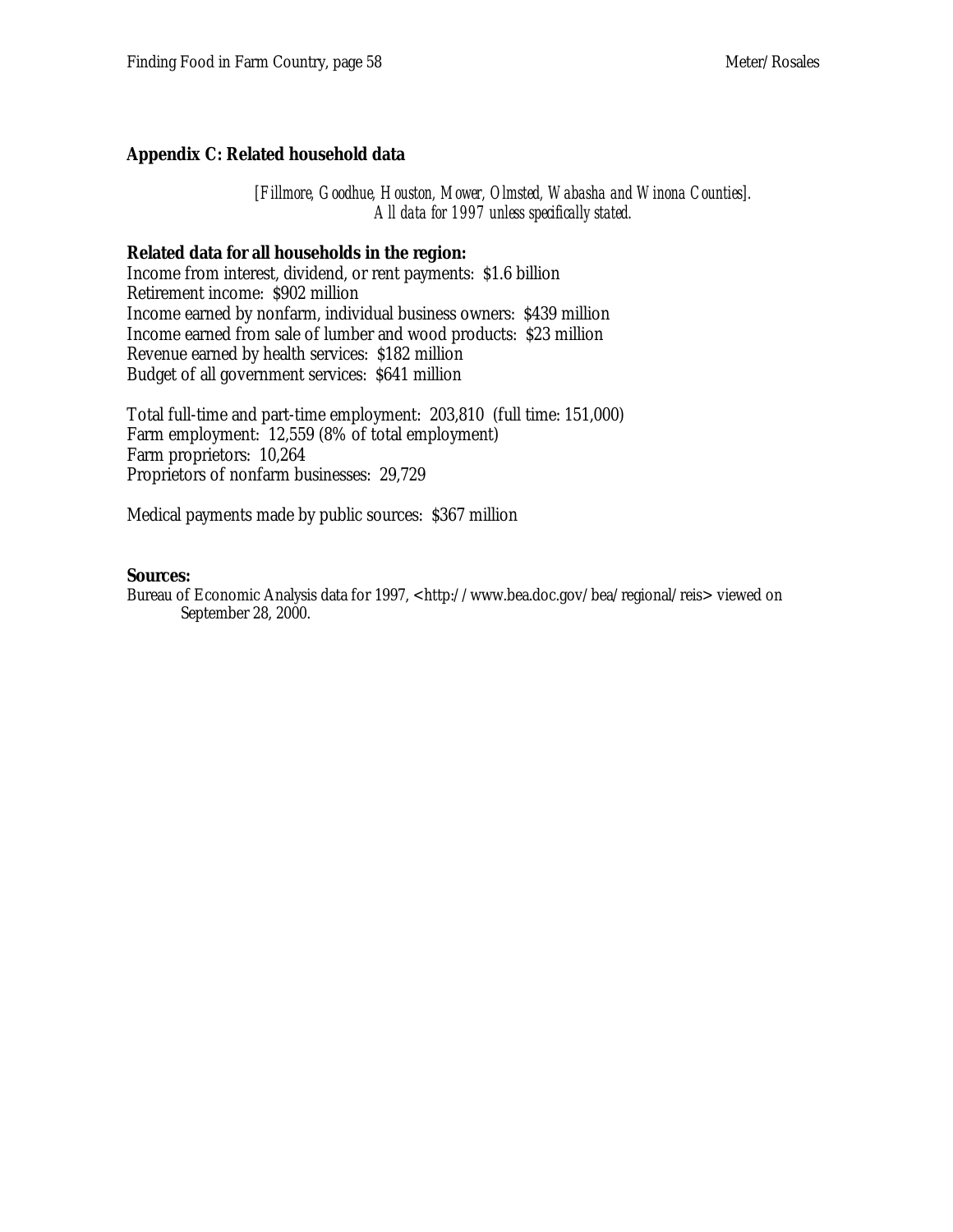## Appendix C: Related household data

*[Fillmore, Goodhue, Houston, Mower, Olmsted, Wabasha and Winona Counties].*
*All data for 1997 unless specifically stated.*

**Related data for all households in the region:**

Income from interest, dividend, or rent payments: $1.6 billion
Retirement income: $902 million
Income earned by nonfarm, individual business owners: $439 million
Income earned from sale of lumber and wood products: $23 million
Revenue earned by health services: $182 million
Budget of all government services: $641 million

Total full-time and part-time employment: 203,810 (full time: 151,000)
Farm employment: 12,559 (8% of total employment)
Farm proprietors: 10,264
Proprietors of nonfarm businesses: 29,729

Medical payments made by public sources: $367 million

**Sources:**

Bureau of Economic Analysis data for 1997, <http://www.bea.doc.gov/bea/regional/reis> viewed on September 28, 2000.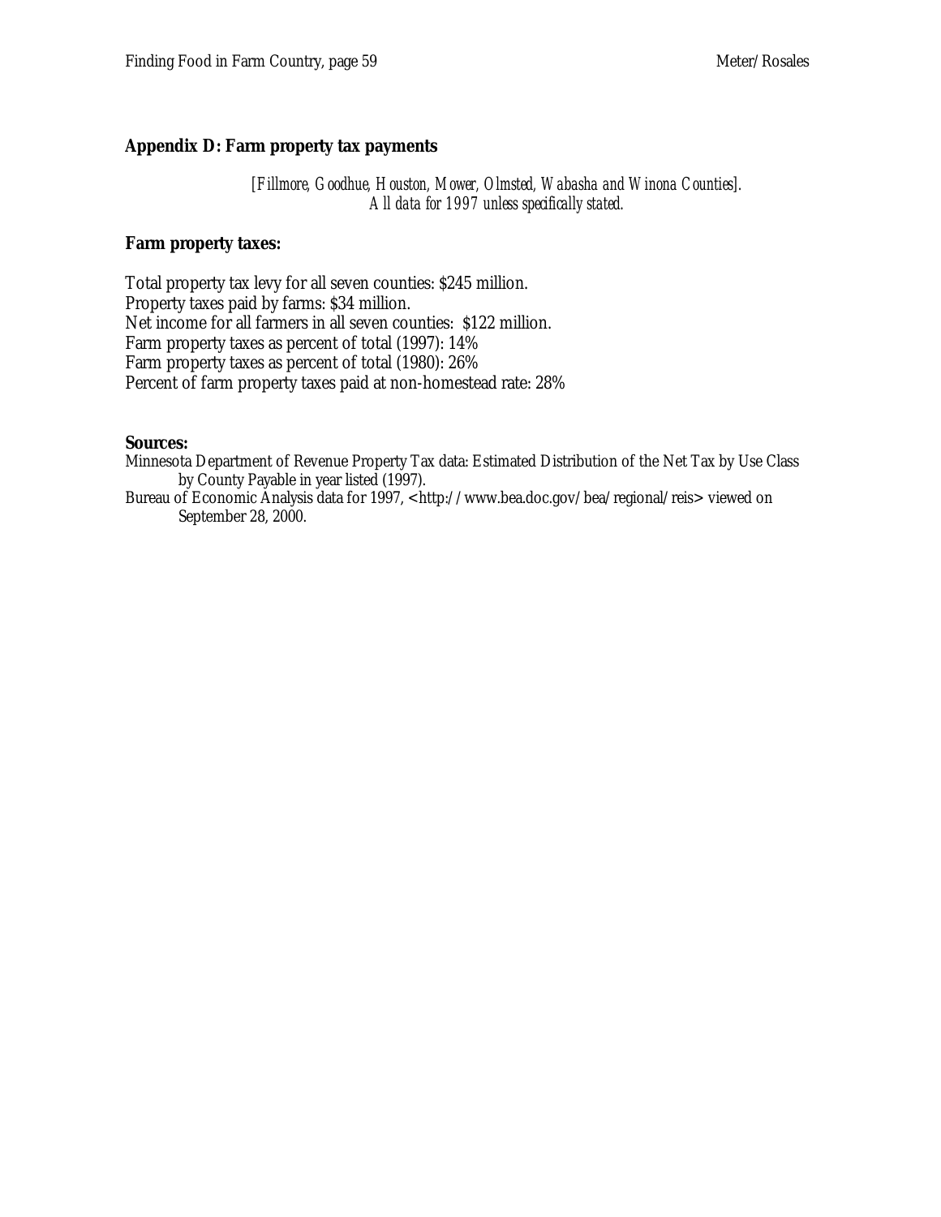## Appendix D: Farm property tax payments

*[Fillmore, Goodhue, Houston, Mower, Olmsted, Wabasha and Winona Counties].*
*All data for 1997 unless specifically stated.*

### Farm property taxes:

Total property tax levy for all seven counties: $245 million.
Property taxes paid by farms: $34 million.
Net income for all farmers in all seven counties: $122 million.
Farm property taxes as percent of total (1997): 14%
Farm property taxes as percent of total (1980): 26%
Percent of farm property taxes paid at non-homestead rate: 28%

**Sources:**

Minnesota Department of Revenue Property Tax data: Estimated Distribution of the Net Tax by Use Class by County Payable in year listed (1997).

Bureau of Economic Analysis data for 1997, <http://www.bea.doc.gov/bea/regional/reis> viewed on September 28, 2000.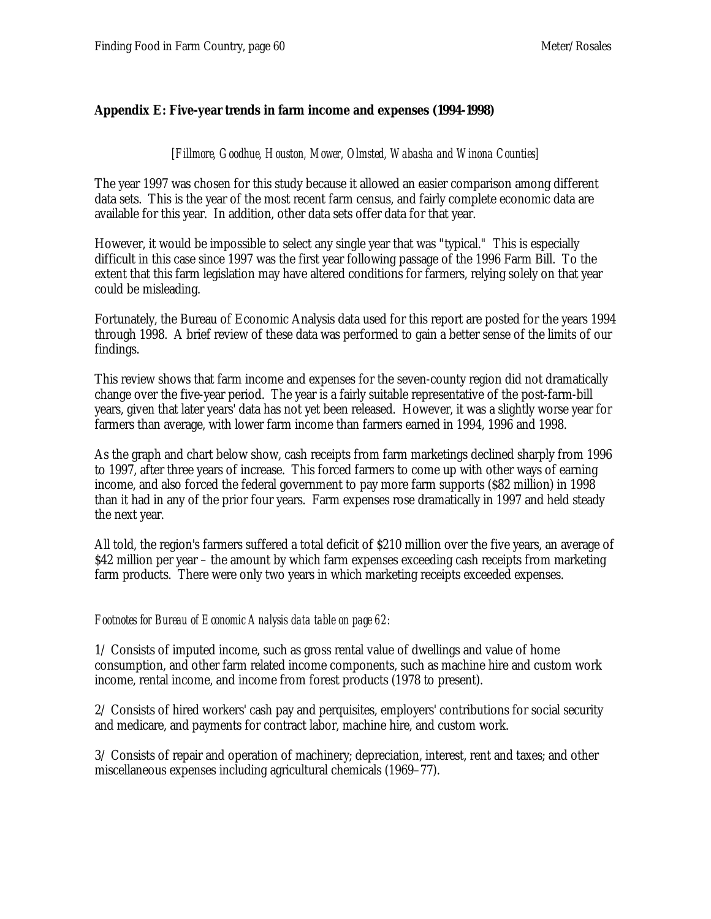## Appendix E: Five-year trends in farm income and expenses (1994-1998)

*[Fillmore, Goodhue, Houston, Mower, Olmsted, Wabasha and Winona Counties]*

The year 1997 was chosen for this study because it allowed an easier comparison among different data sets. This is the year of the most recent farm census, and fairly complete economic data are available for this year. In addition, other data sets offer data for that year.

However, it would be impossible to select any single year that was "typical." This is especially difficult in this case since 1997 was the first year following passage of the 1996 Farm Bill. To the extent that this farm legislation may have altered conditions for farmers, relying solely on that year could be misleading.

Fortunately, the Bureau of Economic Analysis data used for this report are posted for the years 1994 through 1998. A brief review of these data was performed to gain a better sense of the limits of our findings.

This review shows that farm income and expenses for the seven-county region did not dramatically change over the five-year period. The year is a fairly suitable representative of the post-farm-bill years, given that later years' data has not yet been released. However, it was a slightly worse year for farmers than average, with lower farm income than farmers earned in 1994, 1996 and 1998.

As the graph and chart below show, cash receipts from farm marketings declined sharply from 1996 to 1997, after three years of increase. This forced farmers to come up with other ways of earning income, and also forced the federal government to pay more farm supports ($82 million) in 1998 than it had in any of the prior four years. Farm expenses rose dramatically in 1997 and held steady the next year.

All told, the region's farmers suffered a total deficit of $210 million over the five years, an average of $42 million per year – the amount by which farm expenses exceeding cash receipts from marketing farm products. There were only two years in which marketing receipts exceeded expenses.

*Footnotes for Bureau of Economic Analysis data table on page 62:*

1/ Consists of imputed income, such as gross rental value of dwellings and value of home consumption, and other farm related income components, such as machine hire and custom work income, rental income, and income from forest products (1978 to present).

2/ Consists of hired workers' cash pay and perquisites, employers' contributions for social security and medicare, and payments for contract labor, machine hire, and custom work.

3/ Consists of repair and operation of machinery; depreciation, interest, rent and taxes; and other miscellaneous expenses including agricultural chemicals (1969–77).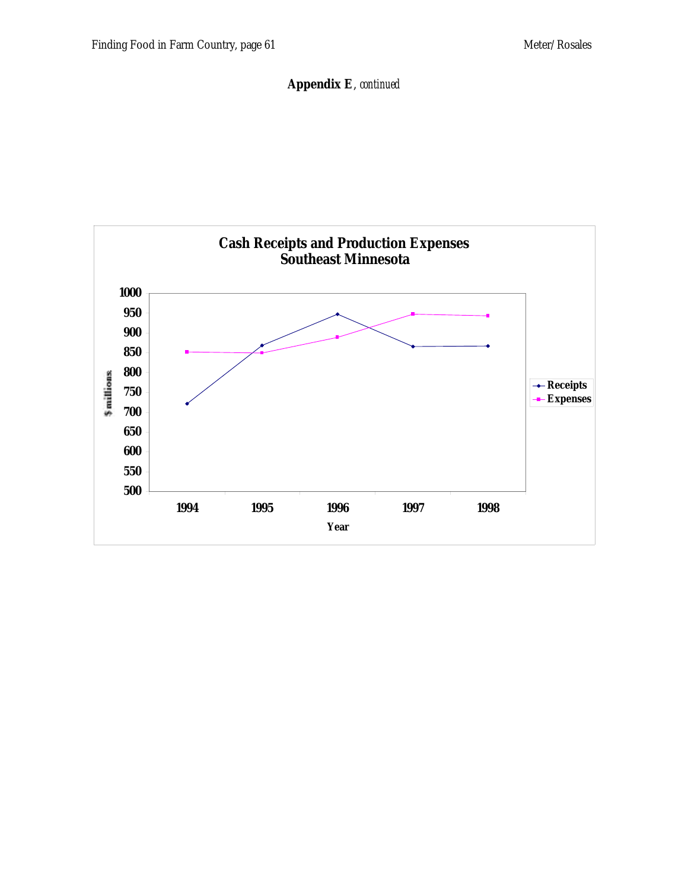**Appendix E**, *continued*

**Cash Receipts and Production Expenses**
**Southeast Minnesota**

| Year | Receipts ($ millions) | Expenses ($ millions) |
|---|---|---|
| 1994 | ~720 | ~850 |
| 1995 | ~867 | ~848 |
| 1996 | ~946 | ~888 |
| 1997 | ~865 | ~946 |
| 1998 | ~866 | ~942 |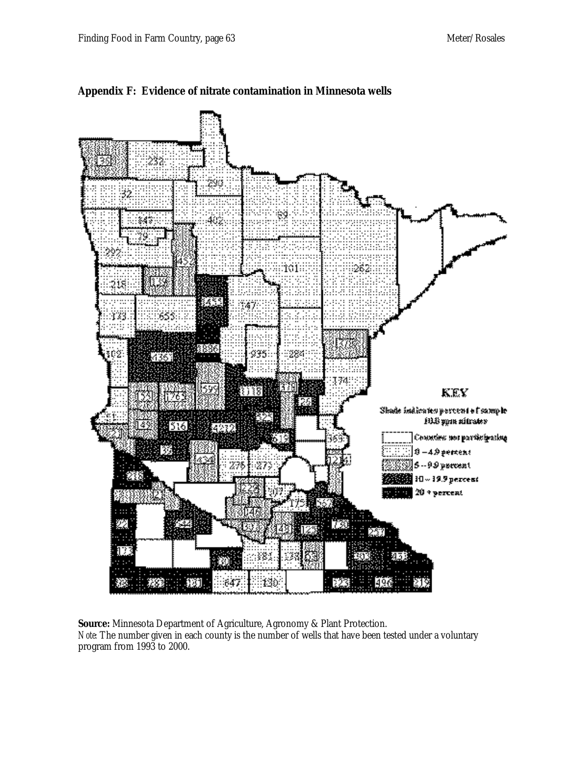## Appendix F: Evidence of nitrate contamination in Minnesota wells

KEY

Shade indicates percent of sample 10.0 ppm nitrates

Counties not participating

0 – 4.9 percent

5 – 9.9 percent

10 – 19.9 percent

20 + percent

**Source:** Minnesota Department of Agriculture, Agronomy & Plant Protection.

*Note*: The number given in each county is the number of wells that have been tested under a voluntary program from 1993 to 2000.